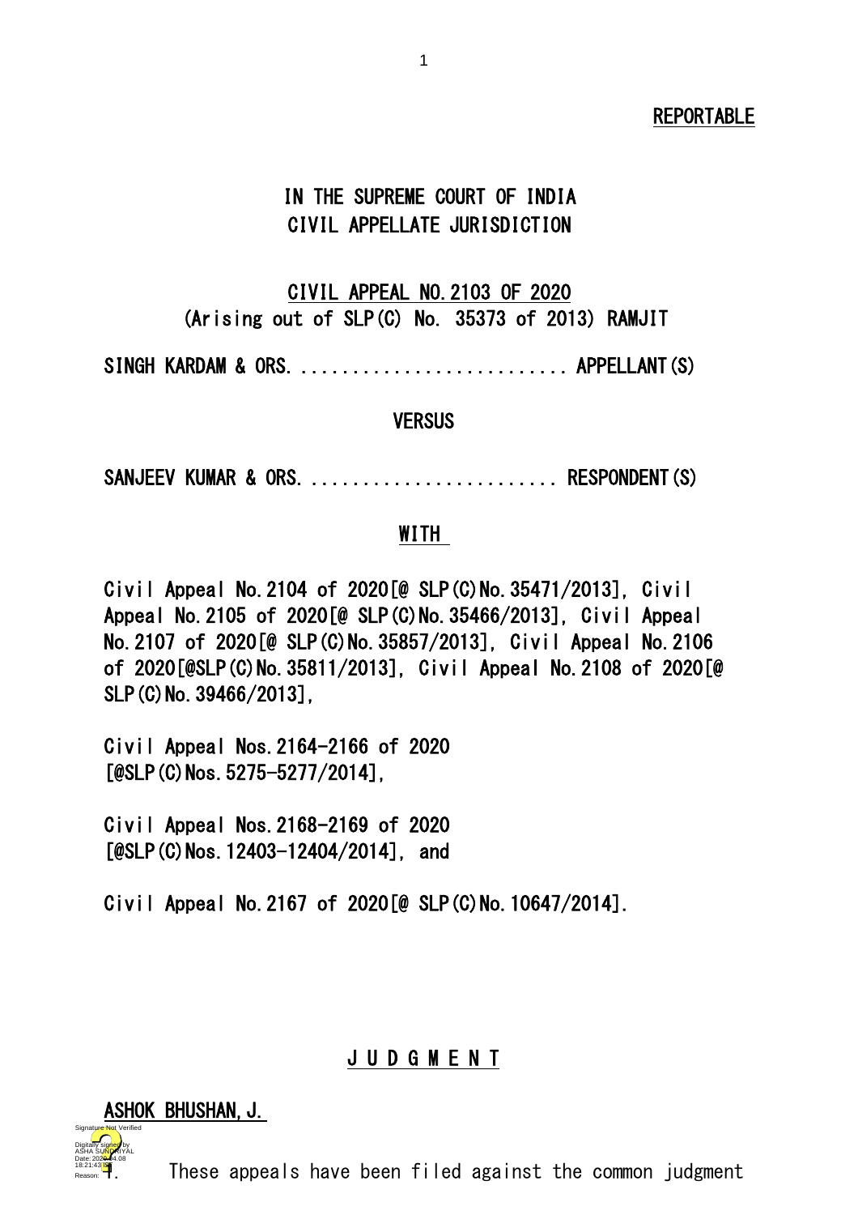**REPORTABLE**

# IN THE SUPREME COURT OF INDIA
## CIVIL APPELLATE JURISDICTION

**CIVIL APPEAL NO.2103 OF 2020**
**(Arising out of SLP(C) No. 35373 of 2013) RAMJIT**

**SINGH KARDAM & ORS. .......................... APPELLANT(S)**

**VERSUS**

**SANJEEV KUMAR & ORS. ........................ RESPONDENT(S)**

**WITH**

**Civil Appeal No.2104 of 2020[@ SLP(C)No.35471/2013], Civil Appeal No.2105 of 2020[@ SLP(C)No.35466/2013], Civil Appeal No.2107 of 2020[@ SLP(C)No.35857/2013], Civil Appeal No.2106 of 2020[@SLP(C)No.35811/2013], Civil Appeal No.2108 of 2020[@ SLP(C)No.39466/2013],**

**Civil Appeal Nos.2164-2166 of 2020 [@SLP(C)Nos.5275-5277/2014],**

**Civil Appeal Nos.2168-2169 of 2020 [@SLP(C)Nos.12403-12404/2014], and**

**Civil Appeal No.2167 of 2020[@ SLP(C)No.10647/2014].**

**J U D G M E N T**

**ASHOK BHUSHAN, J.**

1. These appeals have been filed against the common judgment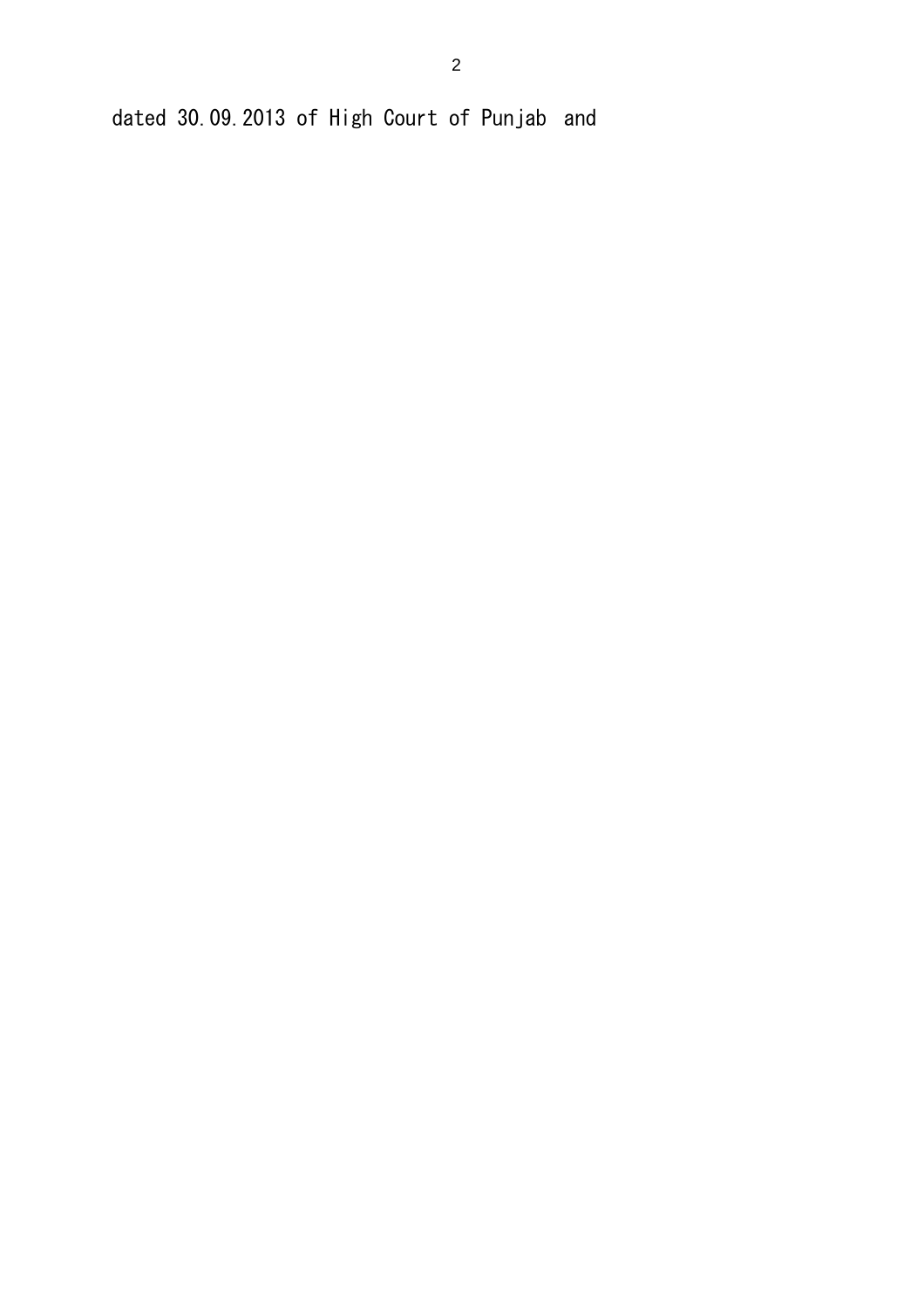dated 30.09.2013 of High Court of Punjab and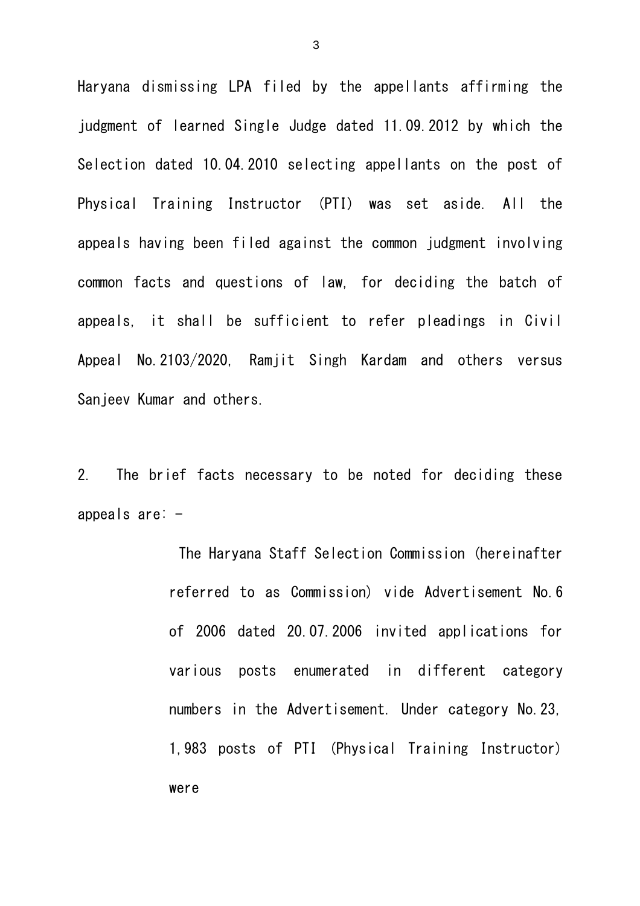Haryana dismissing LPA filed by the appellants affirming the judgment of learned Single Judge dated 11.09.2012 by which the Selection dated 10.04.2010 selecting appellants on the post of Physical Training Instructor (PTI) was set aside. All the appeals having been filed against the common judgment involving common facts and questions of law, for deciding the batch of appeals, it shall be sufficient to refer pleadings in Civil Appeal No.2103/2020, Ramjit Singh Kardam and others versus Sanjeev Kumar and others.

2. The brief facts necessary to be noted for deciding these appeals are: -

> The Haryana Staff Selection Commission (hereinafter referred to as Commission) vide Advertisement No.6 of 2006 dated 20.07.2006 invited applications for various posts enumerated in different category numbers in the Advertisement. Under category No.23, 1,983 posts of PTI (Physical Training Instructor) were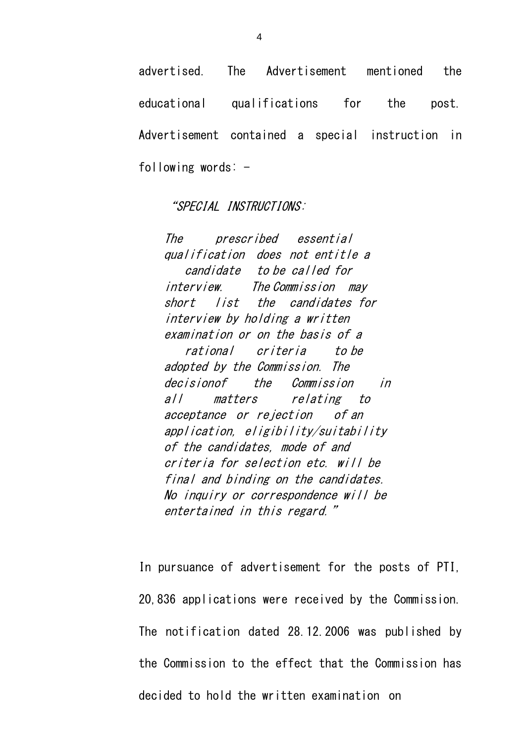advertised. The Advertisement mentioned the educational qualifications for the post. Advertisement contained a special instruction in following words: -

> *"SPECIAL INSTRUCTIONS:*
>
> *The prescribed essential qualification does not entitle a candidate to be called for interview. The Commission may short list the candidates for interview by holding a written examination or on the basis of a rational criteria to be adopted by the Commission. The decisionof the Commission in all matters relating to acceptance or rejection of an application, eligibility/suitability of the candidates, mode of and criteria for selection etc. will be final and binding on the candidates. No inquiry or correspondence will be entertained in this regard."*

In pursuance of advertisement for the posts of PTI, 20,836 applications were received by the Commission. The notification dated 28.12.2006 was published by the Commission to the effect that the Commission has decided to hold the written examination on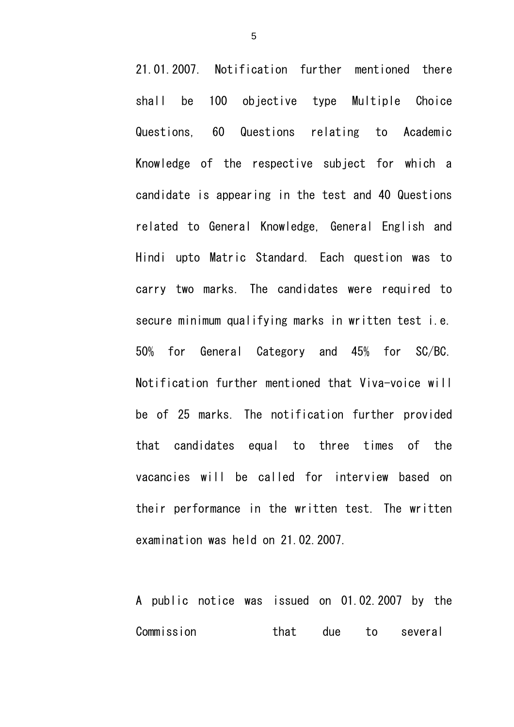21.01.2007. Notification further mentioned there shall be 100 objective type Multiple Choice Questions, 60 Questions relating to Academic Knowledge of the respective subject for which a candidate is appearing in the test and 40 Questions related to General Knowledge, General English and Hindi upto Matric Standard. Each question was to carry two marks. The candidates were required to secure minimum qualifying marks in written test i.e. 50% for General Category and 45% for SC/BC. Notification further mentioned that Viva-voice will be of 25 marks. The notification further provided that candidates equal to three times of the vacancies will be called for interview based on their performance in the written test. The written examination was held on 21.02.2007.

A public notice was issued on 01.02.2007 by the Commission that due to several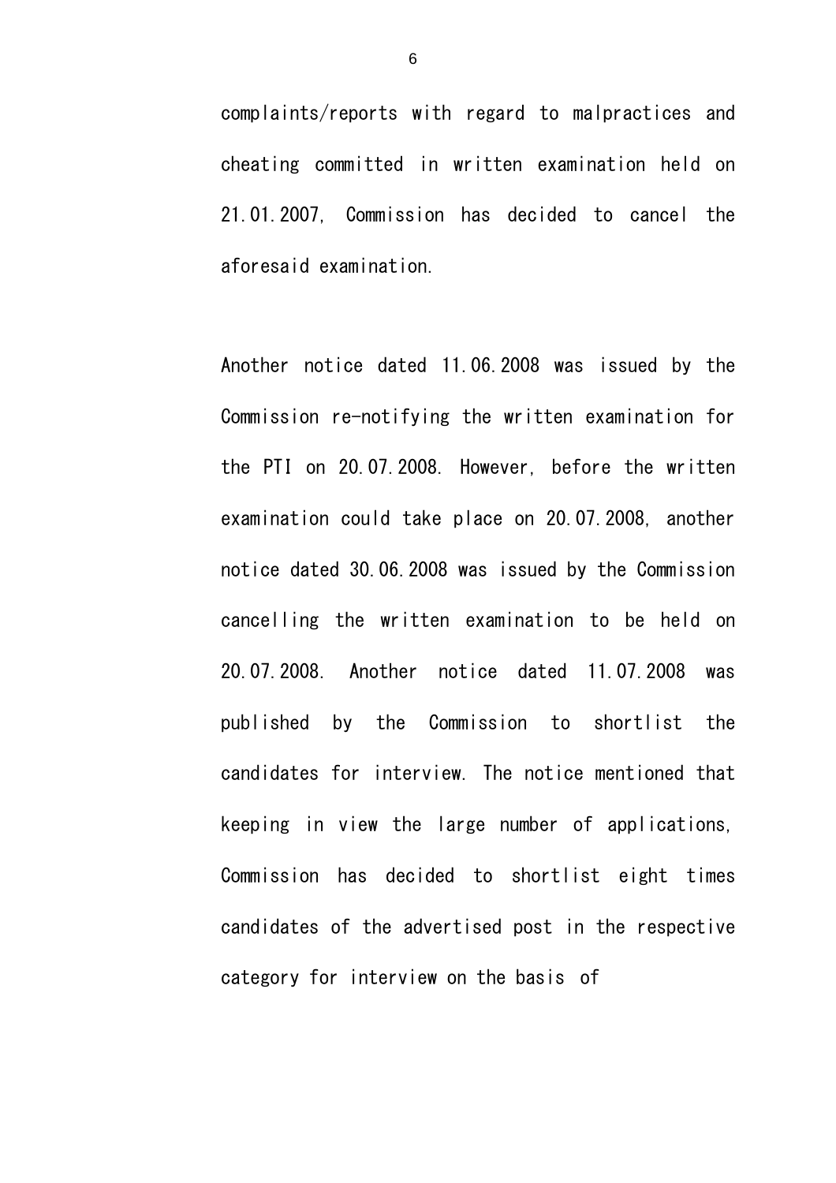complaints/reports with regard to malpractices and cheating committed in written examination held on 21.01.2007, Commission has decided to cancel the aforesaid examination.

Another notice dated 11.06.2008 was issued by the Commission re-notifying the written examination for the PTI on 20.07.2008. However, before the written examination could take place on 20.07.2008, another notice dated 30.06.2008 was issued by the Commission cancelling the written examination to be held on 20.07.2008. Another notice dated 11.07.2008 was published by the Commission to shortlist the candidates for interview. The notice mentioned that keeping in view the large number of applications, Commission has decided to shortlist eight times candidates of the advertised post in the respective category for interview on the basis of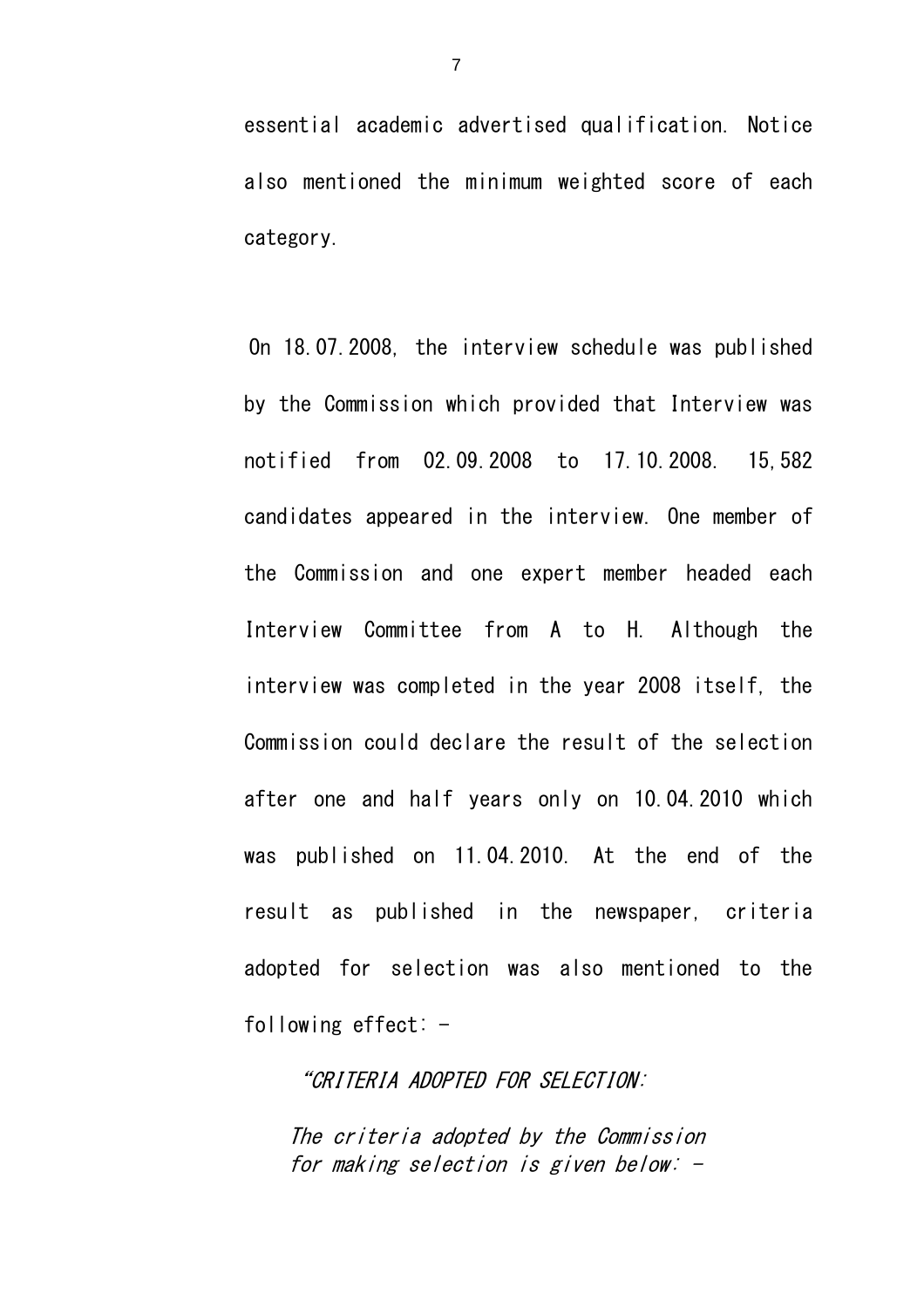essential academic advertised qualification. Notice also mentioned the minimum weighted score of each category.

On 18.07.2008, the interview schedule was published by the Commission which provided that Interview was notified from 02.09.2008 to 17.10.2008. 15,582 candidates appeared in the interview. One member of the Commission and one expert member headed each Interview Committee from A to H. Although the interview was completed in the year 2008 itself, the Commission could declare the result of the selection after one and half years only on 10.04.2010 which was published on 11.04.2010. At the end of the result as published in the newspaper, criteria adopted for selection was also mentioned to the following effect: -

> *"CRITERIA ADOPTED FOR SELECTION:*
>
> *The criteria adopted by the Commission for making selection is given below: -*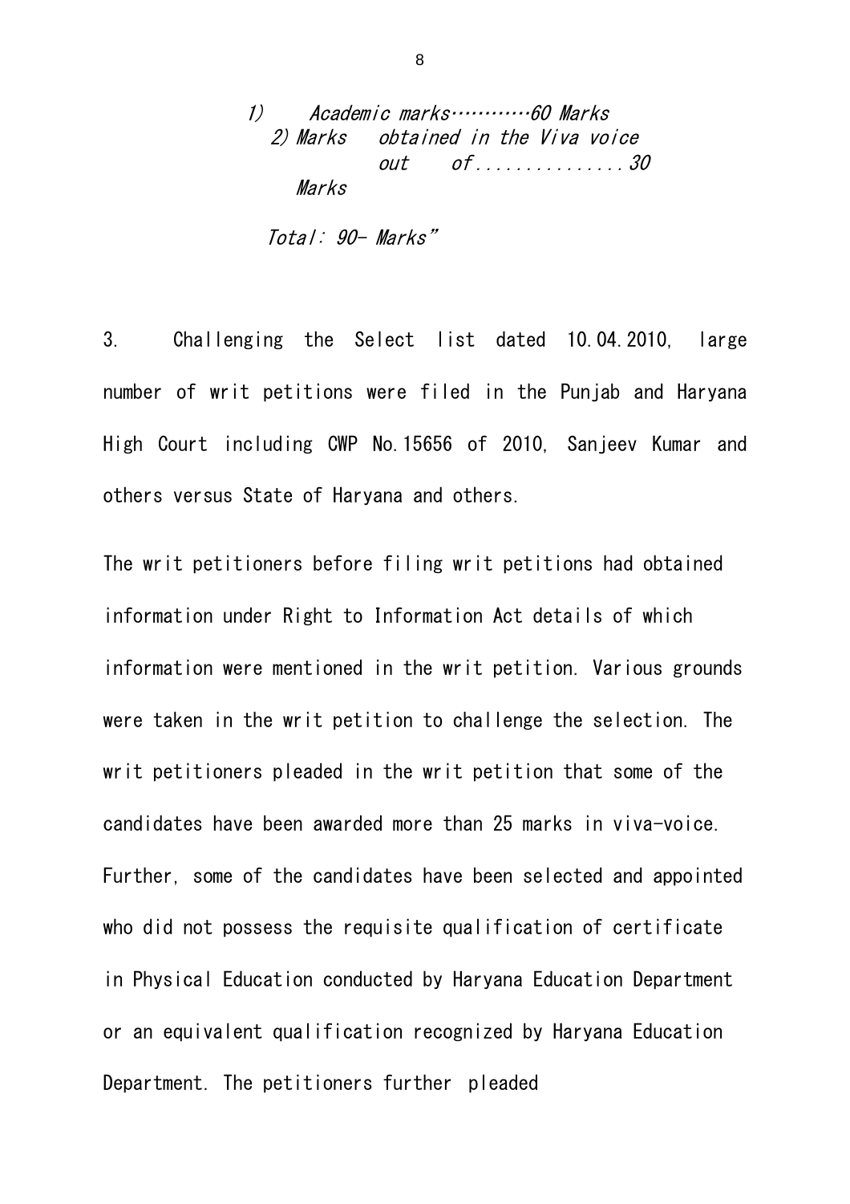*1) Academic marks…………60 Marks*
*2) Marks obtained in the Viva voice out of...............30 Marks*

*Total: 90- Marks"*

3. Challenging the Select list dated 10.04.2010, large number of writ petitions were filed in the Punjab and Haryana High Court including CWP No.15656 of 2010, Sanjeev Kumar and others versus State of Haryana and others.

The writ petitioners before filing writ petitions had obtained information under Right to Information Act details of which information were mentioned in the writ petition. Various grounds were taken in the writ petition to challenge the selection. The writ petitioners pleaded in the writ petition that some of the candidates have been awarded more than 25 marks in viva-voice. Further, some of the candidates have been selected and appointed who did not possess the requisite qualification of certificate in Physical Education conducted by Haryana Education Department or an equivalent qualification recognized by Haryana Education Department. The petitioners further pleaded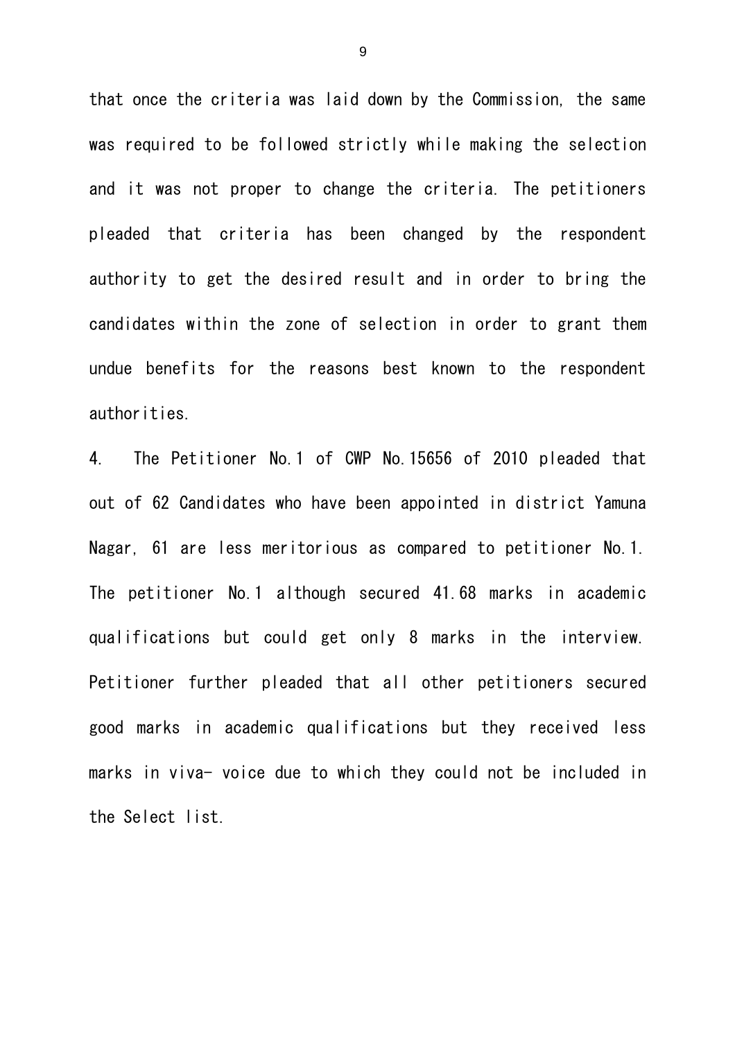that once the criteria was laid down by the Commission, the same was required to be followed strictly while making the selection and it was not proper to change the criteria. The petitioners pleaded that criteria has been changed by the respondent authority to get the desired result and in order to bring the candidates within the zone of selection in order to grant them undue benefits for the reasons best known to the respondent authorities.

4. The Petitioner No.1 of CWP No.15656 of 2010 pleaded that out of 62 Candidates who have been appointed in district Yamuna Nagar, 61 are less meritorious as compared to petitioner No.1. The petitioner No.1 although secured 41.68 marks in academic qualifications but could get only 8 marks in the interview. Petitioner further pleaded that all other petitioners secured good marks in academic qualifications but they received less marks in viva- voice due to which they could not be included in the Select list.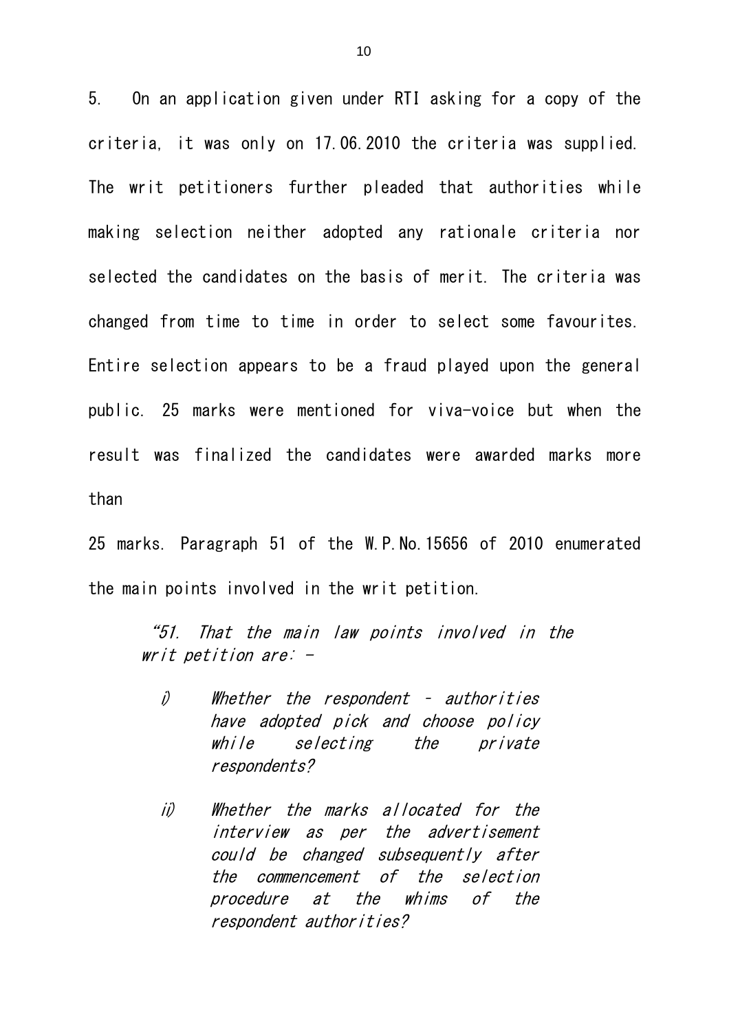5. On an application given under RTI asking for a copy of the criteria, it was only on 17.06.2010 the criteria was supplied. The writ petitioners further pleaded that authorities while making selection neither adopted any rationale criteria nor selected the candidates on the basis of merit. The criteria was changed from time to time in order to select some favourites. Entire selection appears to be a fraud played upon the general public. 25 marks were mentioned for viva-voice but when the result was finalized the candidates were awarded marks more than 25 marks. Paragraph 51 of the W.P.No.15656 of 2010 enumerated the main points involved in the writ petition.

> *"51. That the main law points involved in the writ petition are: -*
>
> *i) Whether the respondent – authorities have adopted pick and choose policy while selecting the private respondents?*
>
> *ii) Whether the marks allocated for the interview as per the advertisement could be changed subsequently after the commencement of the selection procedure at the whims of the respondent authorities?*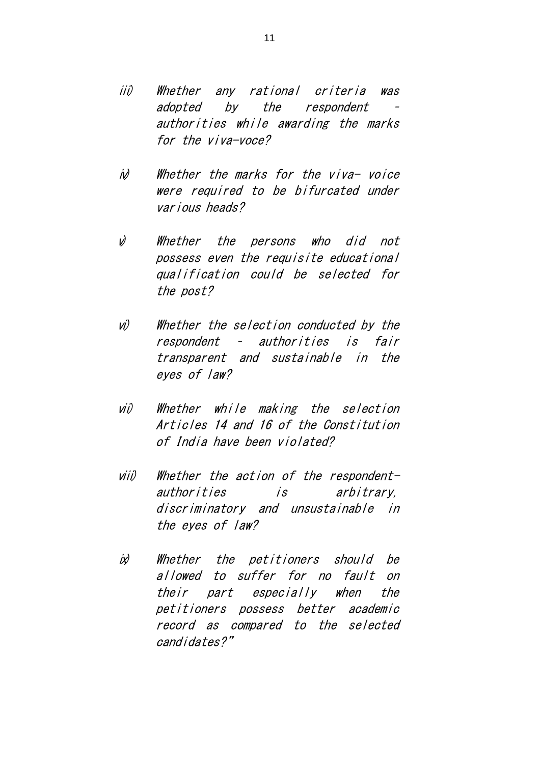iii) Whether any rational criteria was adopted by the respondent - authorities while awarding the marks for the viva-voce?

iv) Whether the marks for the viva- voice were required to be bifurcated under various heads?

v) Whether the persons who did not possess even the requisite educational qualification could be selected for the post?

vi) Whether the selection conducted by the respondent - authorities is fair transparent and sustainable in the eyes of law?

vii) Whether while making the selection Articles 14 and 16 of the Constitution of India have been violated?

viii) Whether the action of the respondent-authorities is arbitrary, discriminatory and unsustainable in the eyes of law?

ix) Whether the petitioners should be allowed to suffer for no fault on their part especially when the petitioners possess better academic record as compared to the selected candidates?"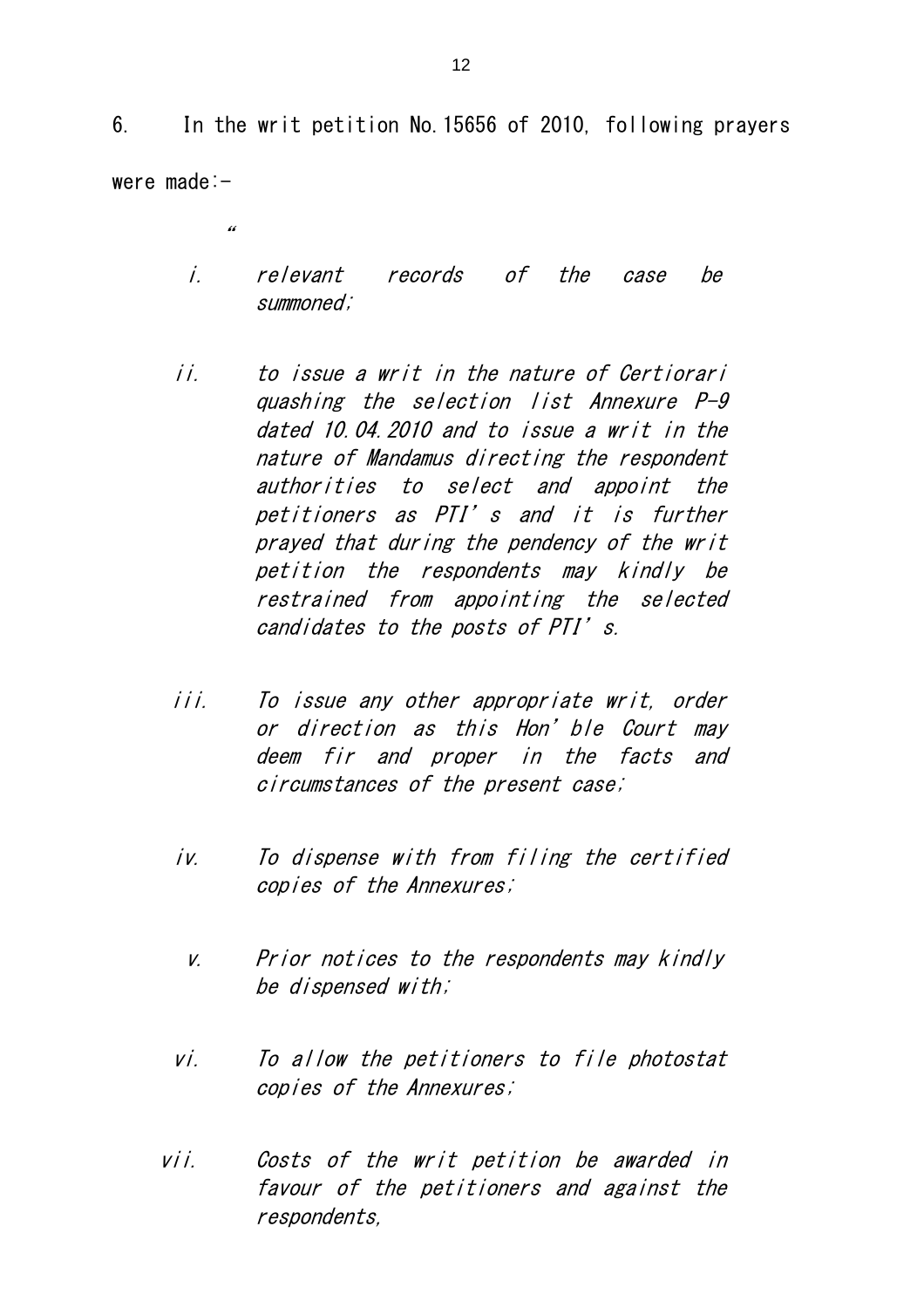6. In the writ petition No.15656 of 2010, following prayers were made:-

"

*i. relevant records of the case be summoned;*

*ii. to issue a writ in the nature of Certiorari quashing the selection list Annexure P-9 dated 10.04.2010 and to issue a writ in the nature of Mandamus directing the respondent authorities to select and appoint the petitioners as PTI's and it is further prayed that during the pendency of the writ petition the respondents may kindly be restrained from appointing the selected candidates to the posts of PTI's.*

*iii. To issue any other appropriate writ, order or direction as this Hon'ble Court may deem fir and proper in the facts and circumstances of the present case;*

*iv. To dispense with from filing the certified copies of the Annexures;*

*v. Prior notices to the respondents may kindly be dispensed with;*

*vi. To allow the petitioners to file photostat copies of the Annexures;*

*vii. Costs of the writ petition be awarded in favour of the petitioners and against the respondents,*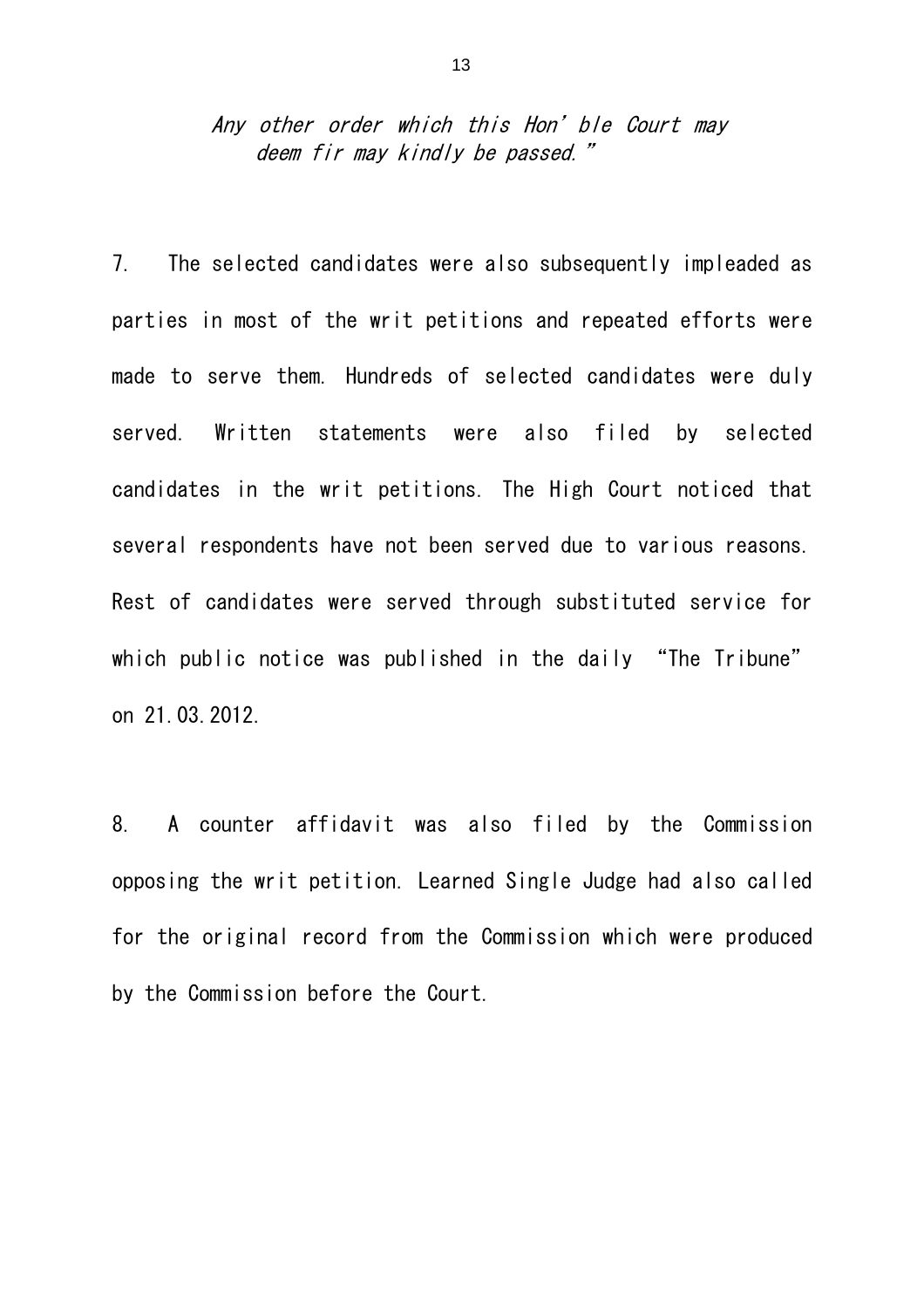*Any other order which this Hon'ble Court may deem fir may kindly be passed."*

7. The selected candidates were also subsequently impleaded as parties in most of the writ petitions and repeated efforts were made to serve them. Hundreds of selected candidates were duly served. Written statements were also filed by selected candidates in the writ petitions. The High Court noticed that several respondents have not been served due to various reasons. Rest of candidates were served through substituted service for which public notice was published in the daily "The Tribune" on 21.03.2012.

8. A counter affidavit was also filed by the Commission opposing the writ petition. Learned Single Judge had also called for the original record from the Commission which were produced by the Commission before the Court.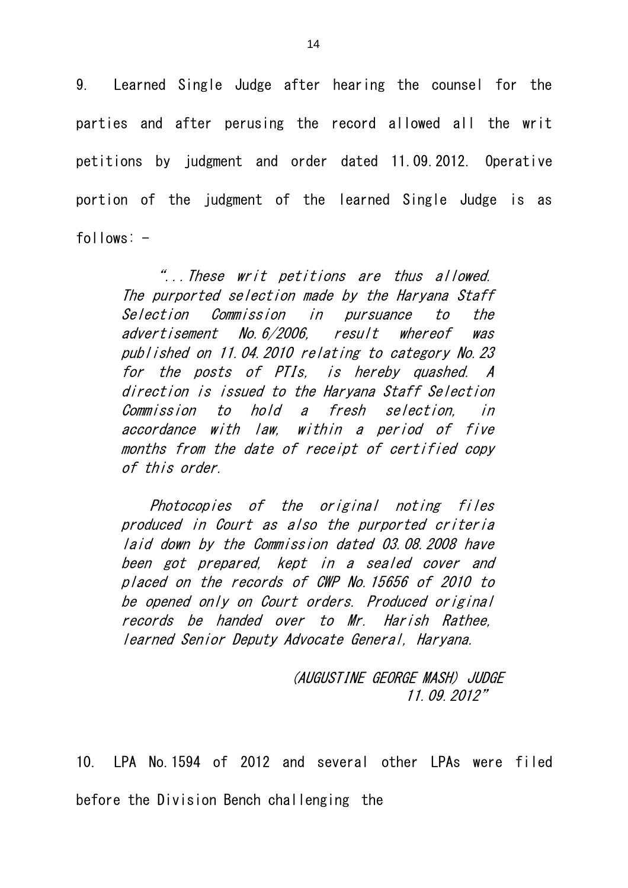9. Learned Single Judge after hearing the counsel for the parties and after perusing the record allowed all the writ petitions by judgment and order dated 11.09.2012. Operative portion of the judgment of the learned Single Judge is as follows: -

> *"...These writ petitions are thus allowed. The purported selection made by the Haryana Staff Selection Commission in pursuance to the advertisement No.6/2006, result whereof was published on 11.04.2010 relating to category No.23 for the posts of PTIs, is hereby quashed. A direction is issued to the Haryana Staff Selection Commission to hold a fresh selection, in accordance with law, within a period of five months from the date of receipt of certified copy of this order.*
>
> *Photocopies of the original noting files produced in Court as also the purported criteria laid down by the Commission dated 03.08.2008 have been got prepared, kept in a sealed cover and placed on the records of CWP No.15656 of 2010 to be opened only on Court orders. Produced original records be handed over to Mr. Harish Rathee, learned Senior Deputy Advocate General, Haryana.*
>
> *(AUGUSTINE GEORGE MASH) JUDGE*
> *11.09.2012"*

10. LPA No.1594 of 2012 and several other LPAs were filed before the Division Bench challenging the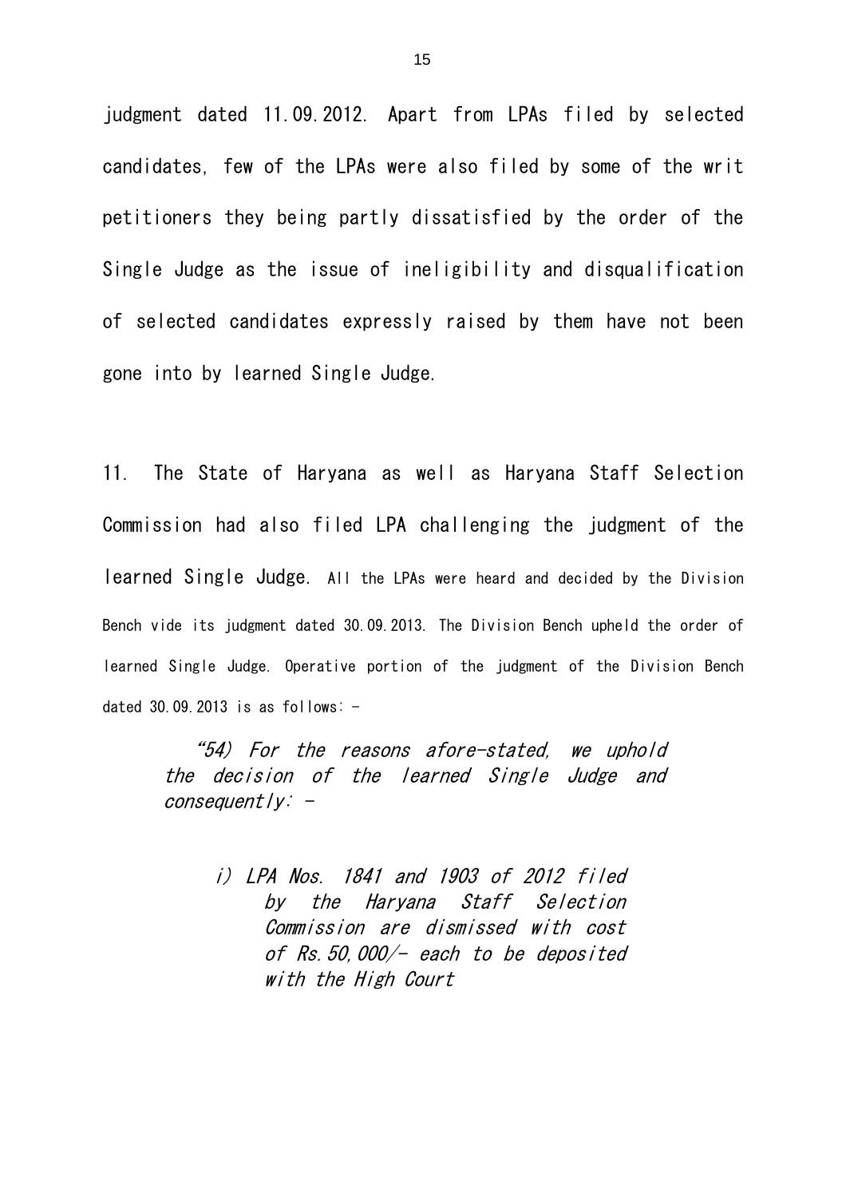judgment dated 11.09.2012. Apart from LPAs filed by selected candidates, few of the LPAs were also filed by some of the writ petitioners they being partly dissatisfied by the order of the Single Judge as the issue of ineligibility and disqualification of selected candidates expressly raised by them have not been gone into by learned Single Judge.

11. The State of Haryana as well as Haryana Staff Selection Commission had also filed LPA challenging the judgment of the learned Single Judge. All the LPAs were heard and decided by the Division Bench vide its judgment dated 30.09.2013. The Division Bench upheld the order of learned Single Judge. Operative portion of the judgment of the Division Bench dated 30.09.2013 is as follows: -

> *"54) For the reasons afore-stated, we uphold the decision of the learned Single Judge and consequently: -*
>
> > *i) LPA Nos. 1841 and 1903 of 2012 filed by the Haryana Staff Selection Commission are dismissed with cost of Rs.50,000/- each to be deposited with the High Court*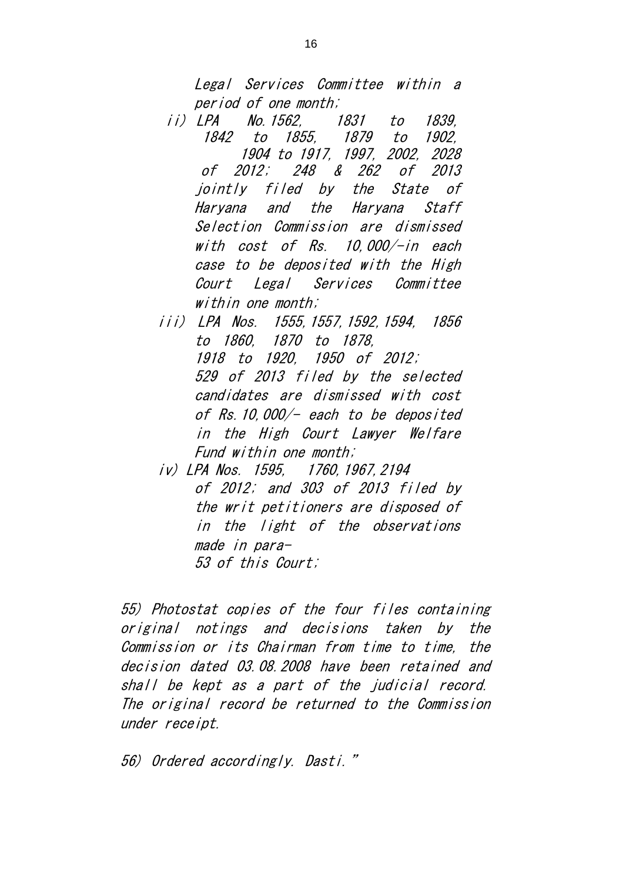*Legal Services Committee within a period of one month;*

*ii) LPA No.1562, 1831 to 1839, 1842 to 1855, 1879 to 1902, 1904 to 1917, 1997, 2002, 2028 of 2012; 248 & 262 of 2013 jointly filed by the State of Haryana and the Haryana Staff Selection Commission are dismissed with cost of Rs. 10,000/-in each case to be deposited with the High Court Legal Services Committee within one month;*

*iii) LPA Nos. 1555,1557,1592,1594, 1856 to 1860, 1870 to 1878, 1918 to 1920, 1950 of 2012; 529 of 2013 filed by the selected candidates are dismissed with cost of Rs.10,000/- each to be deposited in the High Court Lawyer Welfare Fund within one month;*

*iv) LPA Nos. 1595, 1760,1967,2194 of 2012; and 303 of 2013 filed by the writ petitioners are disposed of in the light of the observations made in para-53 of this Court;*

*55) Photostat copies of the four files containing original notings and decisions taken by the Commission or its Chairman from time to time, the decision dated 03.08.2008 have been retained and shall be kept as a part of the judicial record. The original record be returned to the Commission under receipt.*

*56) Ordered accordingly. Dasti."*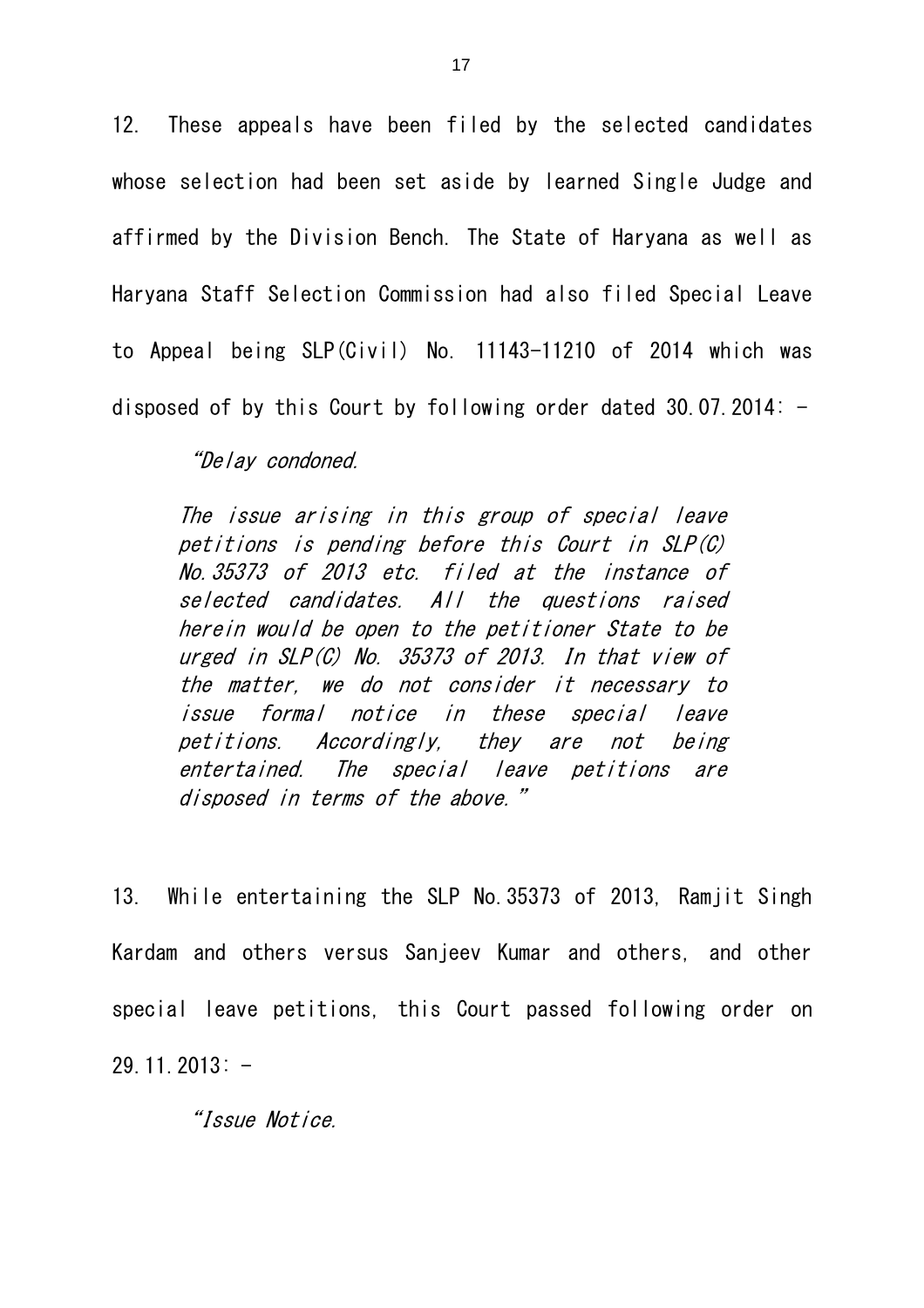12. These appeals have been filed by the selected candidates whose selection had been set aside by learned Single Judge and affirmed by the Division Bench. The State of Haryana as well as Haryana Staff Selection Commission had also filed Special Leave to Appeal being SLP(Civil) No. 11143-11210 of 2014 which was disposed of by this Court by following order dated 30.07.2014: -

> *"Delay condoned.*
>
> *The issue arising in this group of special leave petitions is pending before this Court in SLP(C) No.35373 of 2013 etc. filed at the instance of selected candidates. All the questions raised herein would be open to the petitioner State to be urged in SLP(C) No. 35373 of 2013. In that view of the matter, we do not consider it necessary to issue formal notice in these special leave petitions. Accordingly, they are not being entertained. The special leave petitions are disposed in terms of the above."*

13. While entertaining the SLP No.35373 of 2013, Ramjit Singh Kardam and others versus Sanjeev Kumar and others, and other special leave petitions, this Court passed following order on 29.11.2013: -

> *"Issue Notice.*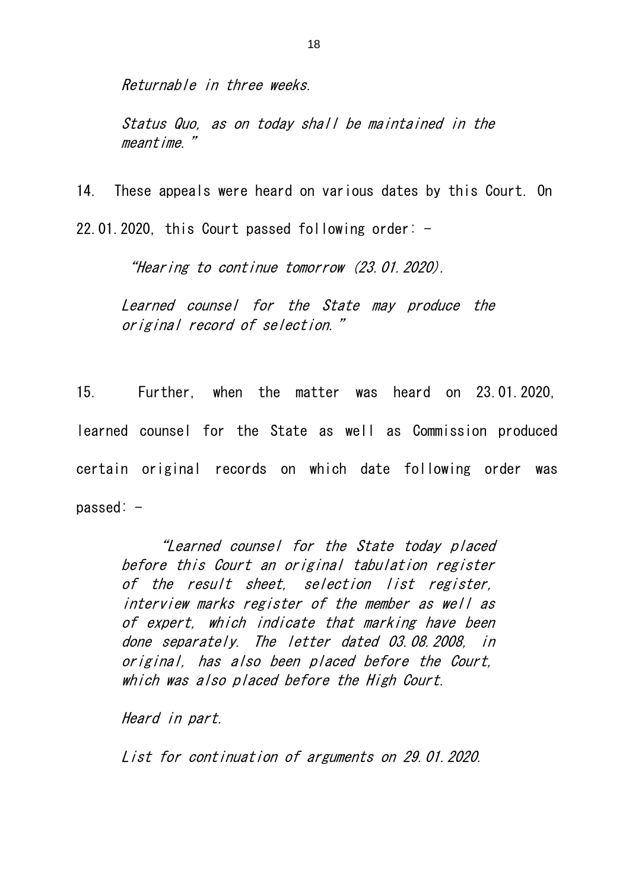*Returnable in three weeks.*

*Status Quo, as on today shall be maintained in the meantime."*

14. These appeals were heard on various dates by this Court. On 22.01.2020, this Court passed following order: -

> *"Hearing to continue tomorrow (23.01.2020).*
>
> *Learned counsel for the State may produce the original record of selection."*

15. Further, when the matter was heard on 23.01.2020, learned counsel for the State as well as Commission produced certain original records on which date following order was passed: -

> *"Learned counsel for the State today placed before this Court an original tabulation register of the result sheet, selection list register, interview marks register of the member as well as of expert, which indicate that marking have been done separately. The letter dated 03.08.2008, in original, has also been placed before the Court, which was also placed before the High Court.*
>
> *Heard in part.*
>
> *List for continuation of arguments on 29.01.2020.*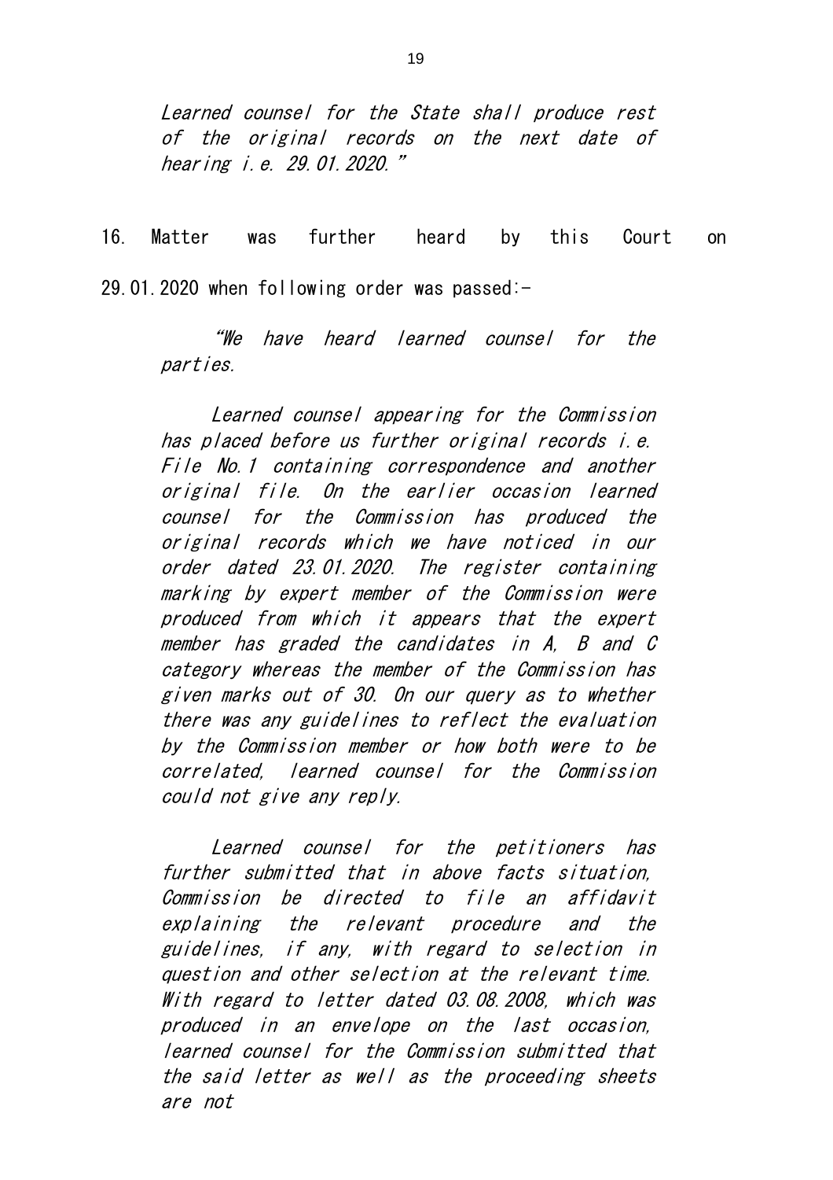*Learned counsel for the State shall produce rest of the original records on the next date of hearing i.e. 29.01.2020."*

16. Matter was further heard by this Court on 29.01.2020 when following order was passed:-

> *"We have heard learned counsel for the parties.*
>
> *Learned counsel appearing for the Commission has placed before us further original records i.e. File No.1 containing correspondence and another original file. On the earlier occasion learned counsel for the Commission has produced the original records which we have noticed in our order dated 23.01.2020. The register containing marking by expert member of the Commission were produced from which it appears that the expert member has graded the candidates in A, B and C category whereas the member of the Commission has given marks out of 30. On our query as to whether there was any guidelines to reflect the evaluation by the Commission member or how both were to be correlated, learned counsel for the Commission could not give any reply.*
>
> *Learned counsel for the petitioners has further submitted that in above facts situation, Commission be directed to file an affidavit explaining the relevant procedure and the guidelines, if any, with regard to selection in question and other selection at the relevant time. With regard to letter dated 03.08.2008, which was produced in an envelope on the last occasion, learned counsel for the Commission submitted that the said letter as well as the proceeding sheets are not*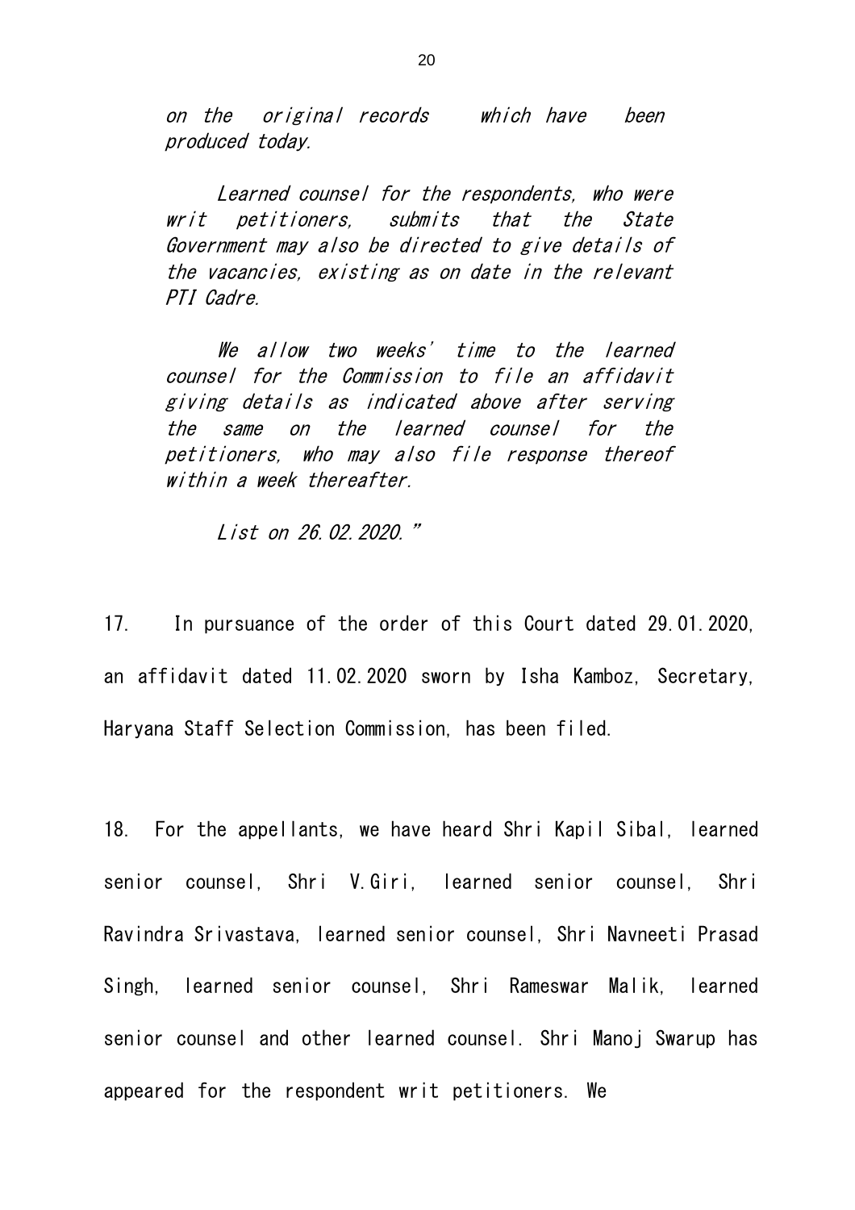*on the original records which have been produced today.*

*Learned counsel for the respondents, who were writ petitioners, submits that the State Government may also be directed to give details of the vacancies, existing as on date in the relevant PTI Cadre.*

*We allow two weeks' time to the learned counsel for the Commission to file an affidavit giving details as indicated above after serving the same on the learned counsel for the petitioners, who may also file response thereof within a week thereafter.*

*List on 26.02.2020."*

17. In pursuance of the order of this Court dated 29.01.2020, an affidavit dated 11.02.2020 sworn by Isha Kamboz, Secretary, Haryana Staff Selection Commission, has been filed.

18. For the appellants, we have heard Shri Kapil Sibal, learned senior counsel, Shri V.Giri, learned senior counsel, Shri Ravindra Srivastava, learned senior counsel, Shri Navneeti Prasad Singh, learned senior counsel, Shri Rameswar Malik, learned senior counsel and other learned counsel. Shri Manoj Swarup has appeared for the respondent writ petitioners. We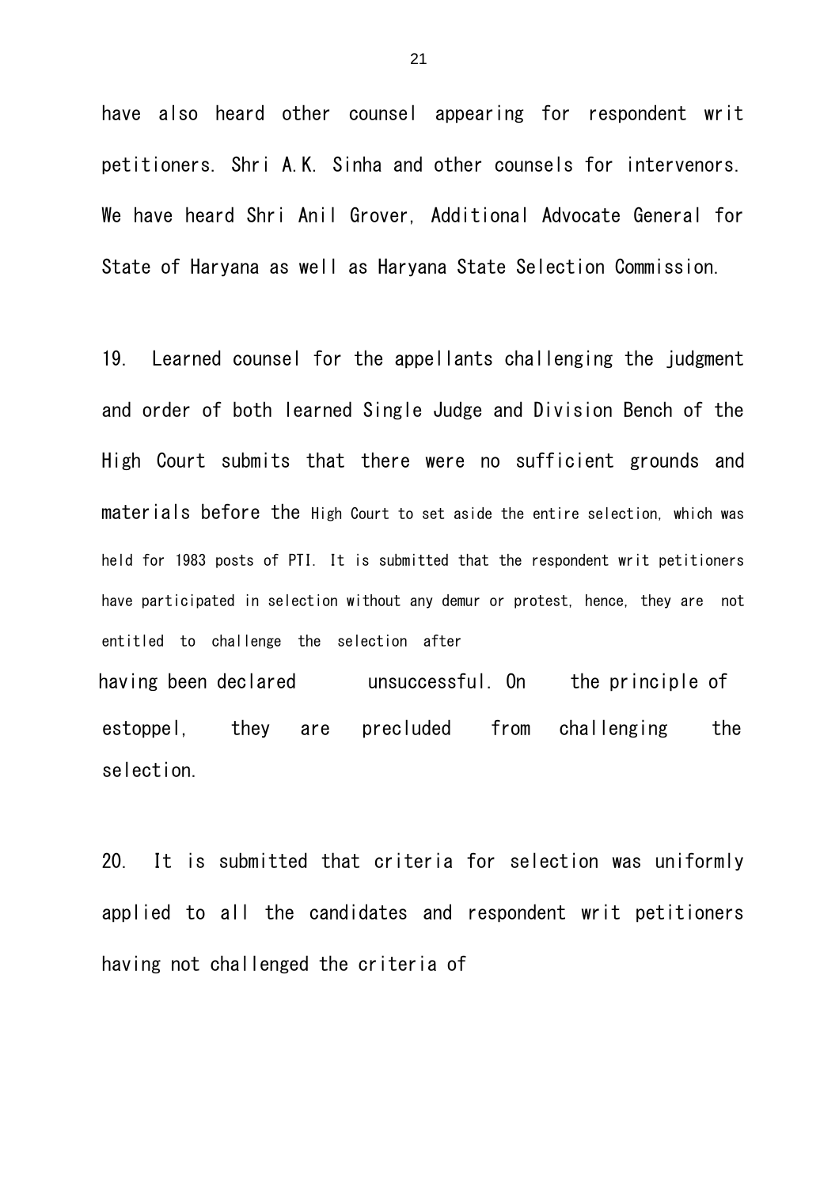have also heard other counsel appearing for respondent writ petitioners. Shri A.K. Sinha and other counsels for intervenors. We have heard Shri Anil Grover, Additional Advocate General for State of Haryana as well as Haryana State Selection Commission.

19. Learned counsel for the appellants challenging the judgment and order of both learned Single Judge and Division Bench of the High Court submits that there were no sufficient grounds and materials before the High Court to set aside the entire selection, which was held for 1983 posts of PTI. It is submitted that the respondent writ petitioners have participated in selection without any demur or protest, hence, they are not entitled to challenge the selection after having been declared unsuccessful. On the principle of estoppel, they are precluded from challenging the selection.

20. It is submitted that criteria for selection was uniformly applied to all the candidates and respondent writ petitioners having not challenged the criteria of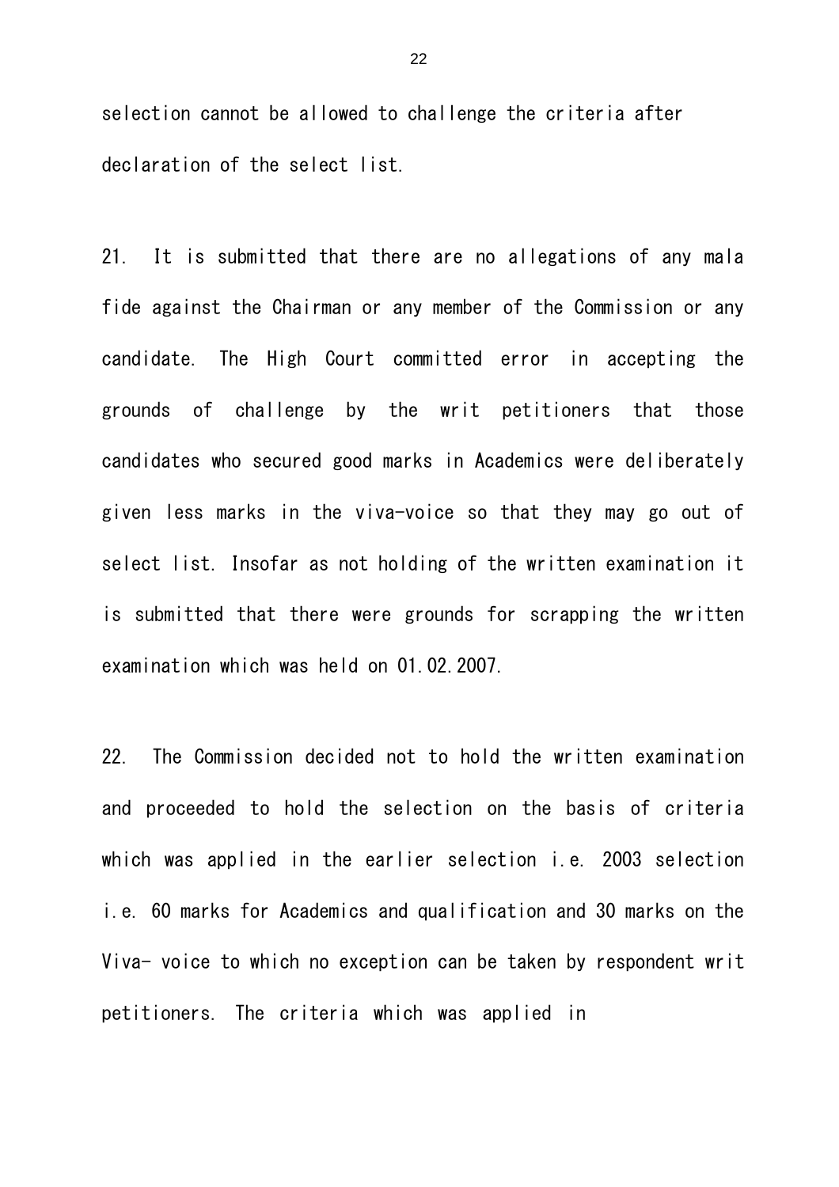selection cannot be allowed to challenge the criteria after declaration of the select list.

21. It is submitted that there are no allegations of any mala fide against the Chairman or any member of the Commission or any candidate. The High Court committed error in accepting the grounds of challenge by the writ petitioners that those candidates who secured good marks in Academics were deliberately given less marks in the viva-voice so that they may go out of select list. Insofar as not holding of the written examination it is submitted that there were grounds for scrapping the written examination which was held on 01.02.2007.

22. The Commission decided not to hold the written examination and proceeded to hold the selection on the basis of criteria which was applied in the earlier selection i.e. 2003 selection i.e. 60 marks for Academics and qualification and 30 marks on the Viva- voice to which no exception can be taken by respondent writ petitioners. The criteria which was applied in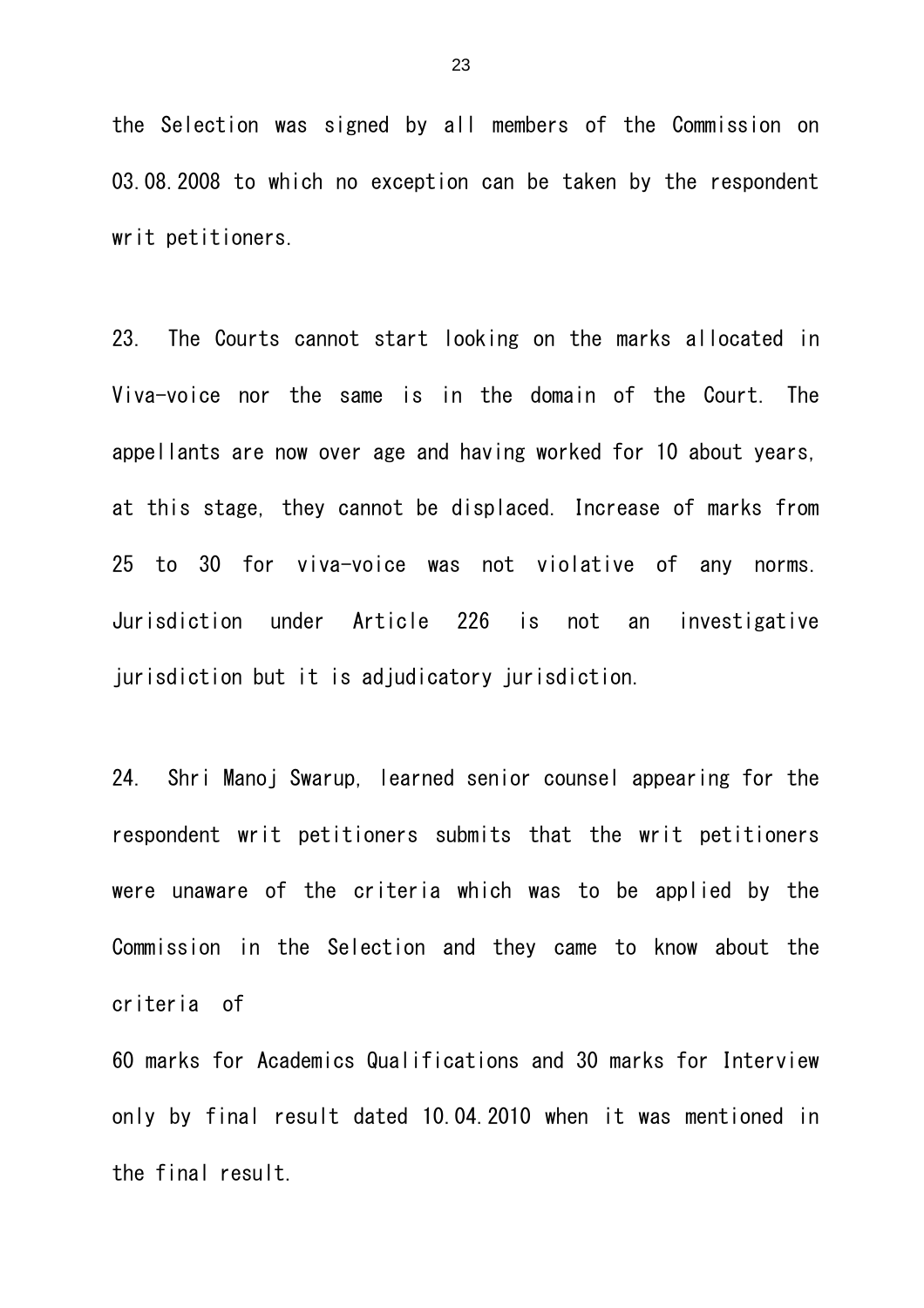the Selection was signed by all members of the Commission on 03.08.2008 to which no exception can be taken by the respondent writ petitioners.

23. The Courts cannot start looking on the marks allocated in Viva-voice nor the same is in the domain of the Court. The appellants are now over age and having worked for 10 about years, at this stage, they cannot be displaced. Increase of marks from 25 to 30 for viva-voice was not violative of any norms. Jurisdiction under Article 226 is not an investigative jurisdiction but it is adjudicatory jurisdiction.

24. Shri Manoj Swarup, learned senior counsel appearing for the respondent writ petitioners submits that the writ petitioners were unaware of the criteria which was to be applied by the Commission in the Selection and they came to know about the criteria of
60 marks for Academics Qualifications and 30 marks for Interview only by final result dated 10.04.2010 when it was mentioned in the final result.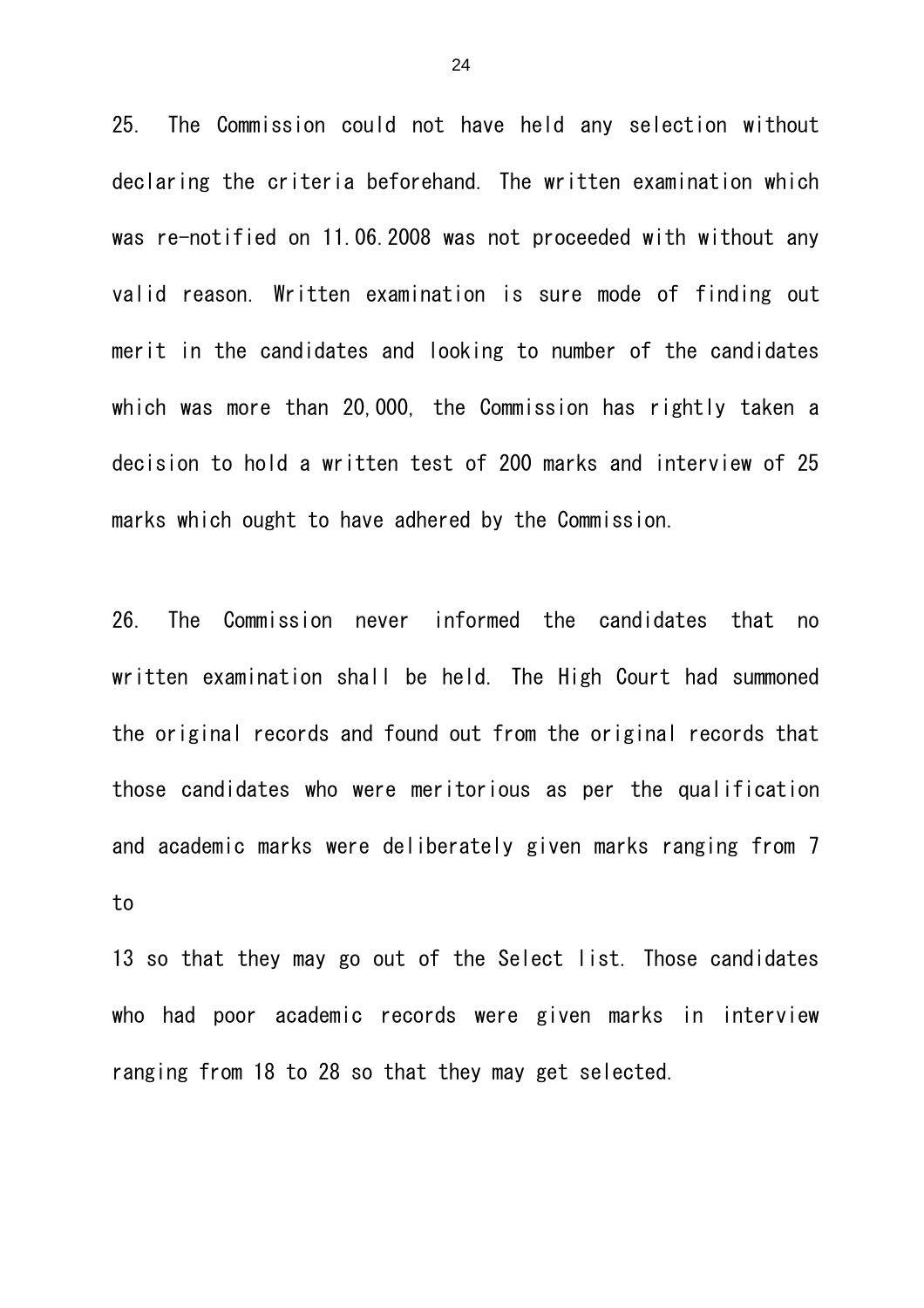25. The Commission could not have held any selection without declaring the criteria beforehand. The written examination which was re-notified on 11.06.2008 was not proceeded with without any valid reason. Written examination is sure mode of finding out merit in the candidates and looking to number of the candidates which was more than 20,000, the Commission has rightly taken a decision to hold a written test of 200 marks and interview of 25 marks which ought to have adhered by the Commission.

26. The Commission never informed the candidates that no written examination shall be held. The High Court had summoned the original records and found out from the original records that those candidates who were meritorious as per the qualification and academic marks were deliberately given marks ranging from 7 to 13 so that they may go out of the Select list. Those candidates who had poor academic records were given marks in interview ranging from 18 to 28 so that they may get selected.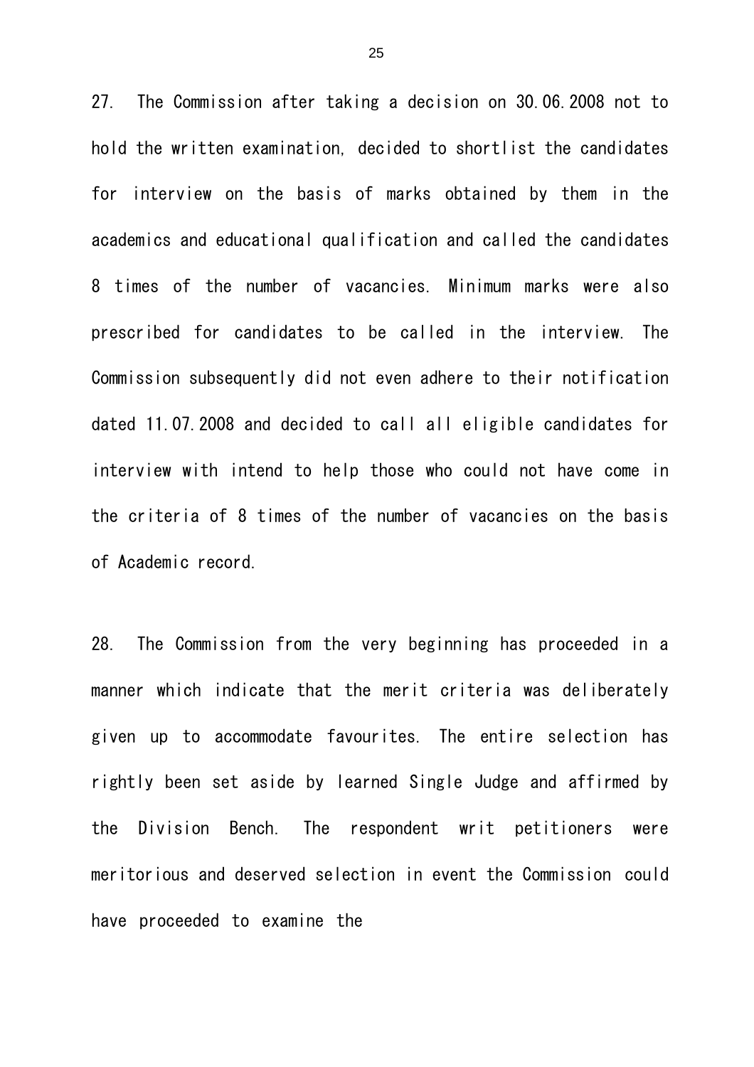27. The Commission after taking a decision on 30.06.2008 not to hold the written examination, decided to shortlist the candidates for interview on the basis of marks obtained by them in the academics and educational qualification and called the candidates 8 times of the number of vacancies. Minimum marks were also prescribed for candidates to be called in the interview. The Commission subsequently did not even adhere to their notification dated 11.07.2008 and decided to call all eligible candidates for interview with intend to help those who could not have come in the criteria of 8 times of the number of vacancies on the basis of Academic record.

28. The Commission from the very beginning has proceeded in a manner which indicate that the merit criteria was deliberately given up to accommodate favourites. The entire selection has rightly been set aside by learned Single Judge and affirmed by the Division Bench. The respondent writ petitioners were meritorious and deserved selection in event the Commission could have proceeded to examine the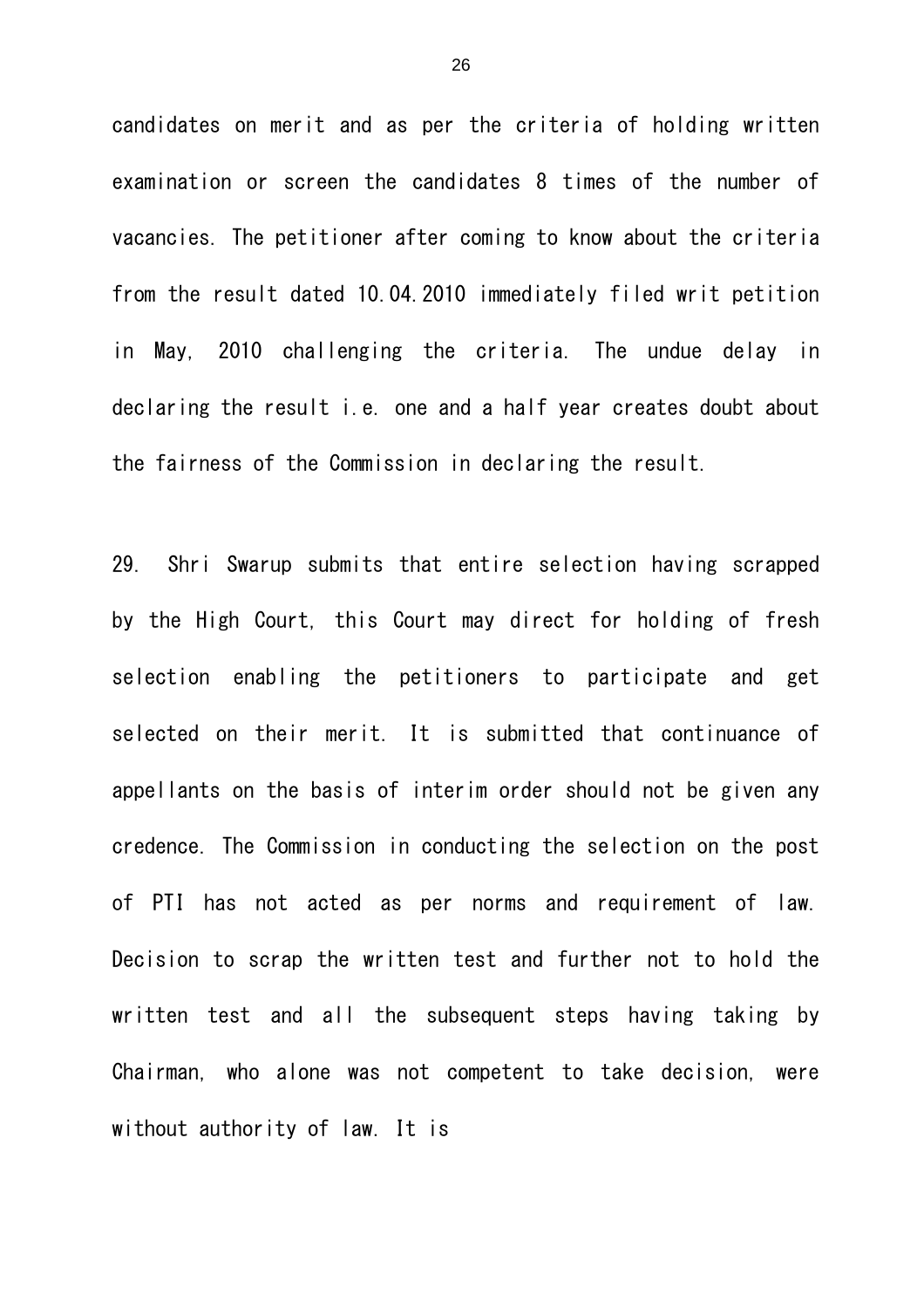candidates on merit and as per the criteria of holding written examination or screen the candidates 8 times of the number of vacancies. The petitioner after coming to know about the criteria from the result dated 10.04.2010 immediately filed writ petition in May, 2010 challenging the criteria. The undue delay in declaring the result i.e. one and a half year creates doubt about the fairness of the Commission in declaring the result.

29. Shri Swarup submits that entire selection having scrapped by the High Court, this Court may direct for holding of fresh selection enabling the petitioners to participate and get selected on their merit. It is submitted that continuance of appellants on the basis of interim order should not be given any credence. The Commission in conducting the selection on the post of PTI has not acted as per norms and requirement of law. Decision to scrap the written test and further not to hold the written test and all the subsequent steps having taking by Chairman, who alone was not competent to take decision, were without authority of law. It is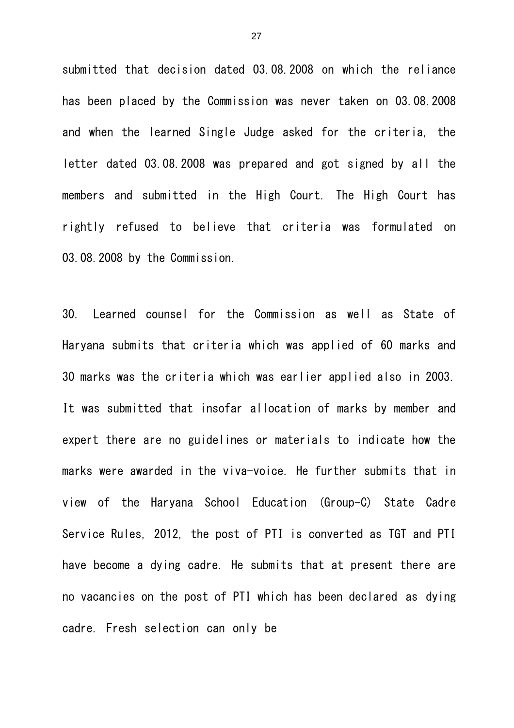submitted that decision dated 03.08.2008 on which the reliance has been placed by the Commission was never taken on 03.08.2008 and when the learned Single Judge asked for the criteria, the letter dated 03.08.2008 was prepared and got signed by all the members and submitted in the High Court. The High Court has rightly refused to believe that criteria was formulated on 03.08.2008 by the Commission.

30. Learned counsel for the Commission as well as State of Haryana submits that criteria which was applied of 60 marks and 30 marks was the criteria which was earlier applied also in 2003. It was submitted that insofar allocation of marks by member and expert there are no guidelines or materials to indicate how the marks were awarded in the viva-voice. He further submits that in view of the Haryana School Education (Group-C) State Cadre Service Rules, 2012, the post of PTI is converted as TGT and PTI have become a dying cadre. He submits that at present there are no vacancies on the post of PTI which has been declared as dying cadre. Fresh selection can only be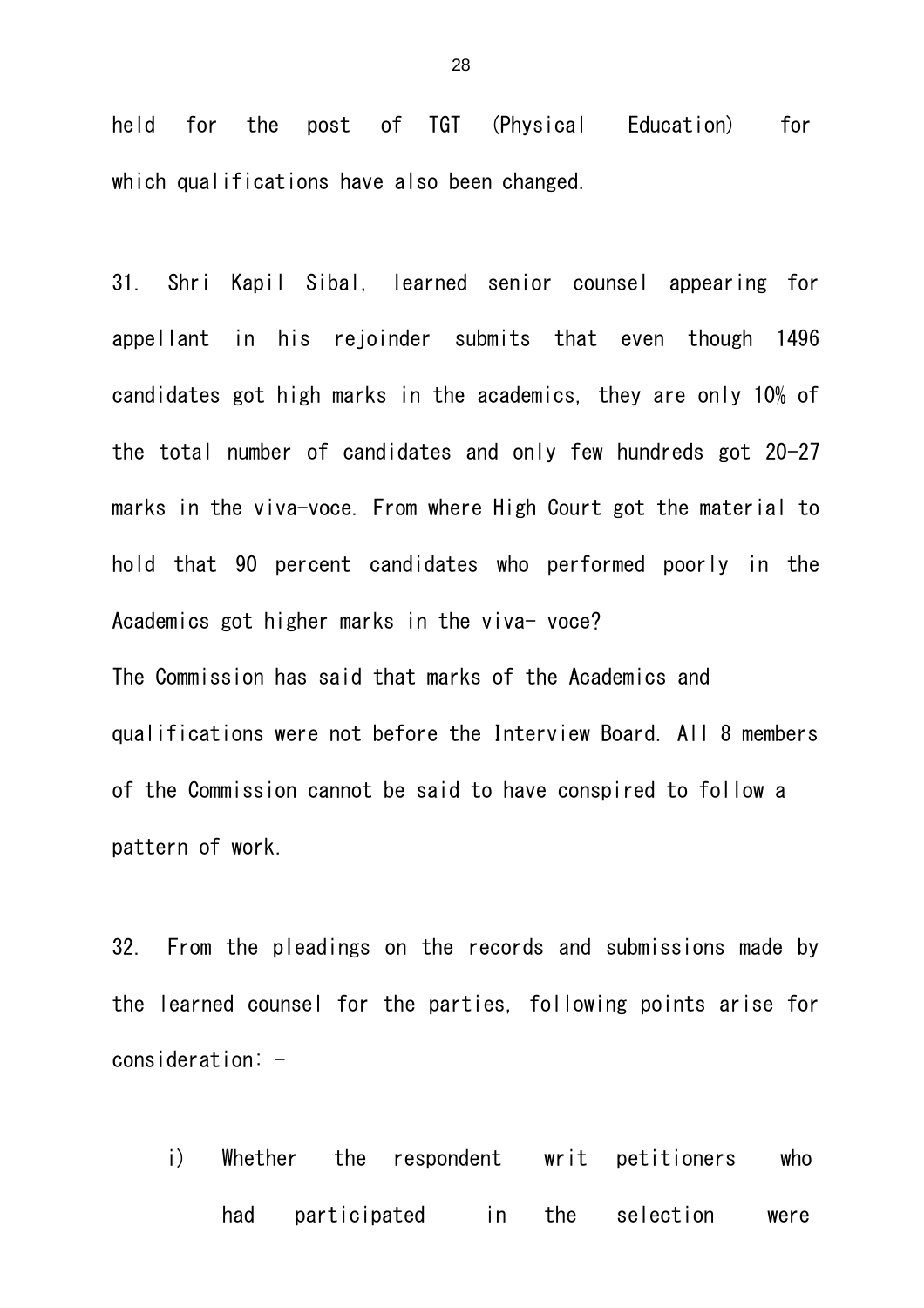held for the post of TGT (Physical Education) for which qualifications have also been changed.

31. Shri Kapil Sibal, learned senior counsel appearing for appellant in his rejoinder submits that even though 1496 candidates got high marks in the academics, they are only 10% of the total number of candidates and only few hundreds got 20-27 marks in the viva-voce. From where High Court got the material to hold that 90 percent candidates who performed poorly in the Academics got higher marks in the viva- voce?
The Commission has said that marks of the Academics and qualifications were not before the Interview Board. All 8 members of the Commission cannot be said to have conspired to follow a pattern of work.

32. From the pleadings on the records and submissions made by the learned counsel for the parties, following points arise for consideration: -

i) Whether the respondent writ petitioners who had participated in the selection were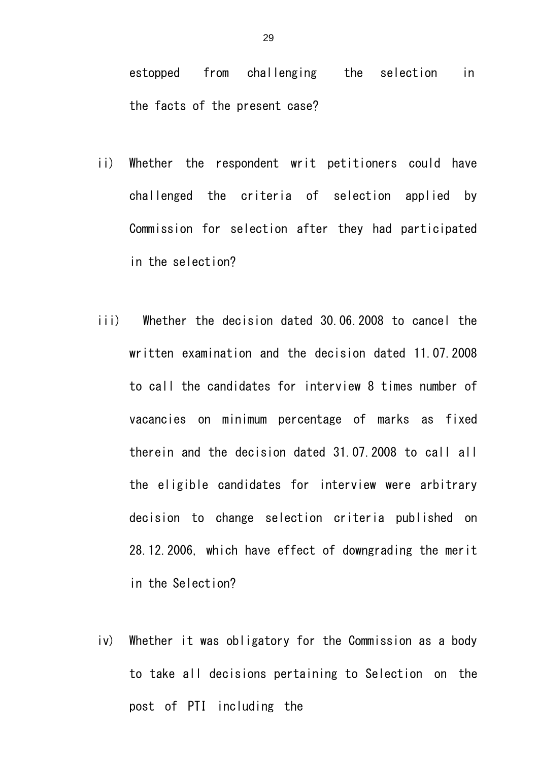estopped from challenging the selection in the facts of the present case?

ii) Whether the respondent writ petitioners could have challenged the criteria of selection applied by Commission for selection after they had participated in the selection?

iii) Whether the decision dated 30.06.2008 to cancel the written examination and the decision dated 11.07.2008 to call the candidates for interview 8 times number of vacancies on minimum percentage of marks as fixed therein and the decision dated 31.07.2008 to call all the eligible candidates for interview were arbitrary decision to change selection criteria published on 28.12.2006, which have effect of downgrading the merit in the Selection?

iv) Whether it was obligatory for the Commission as a body to take all decisions pertaining to Selection on the post of PTI including the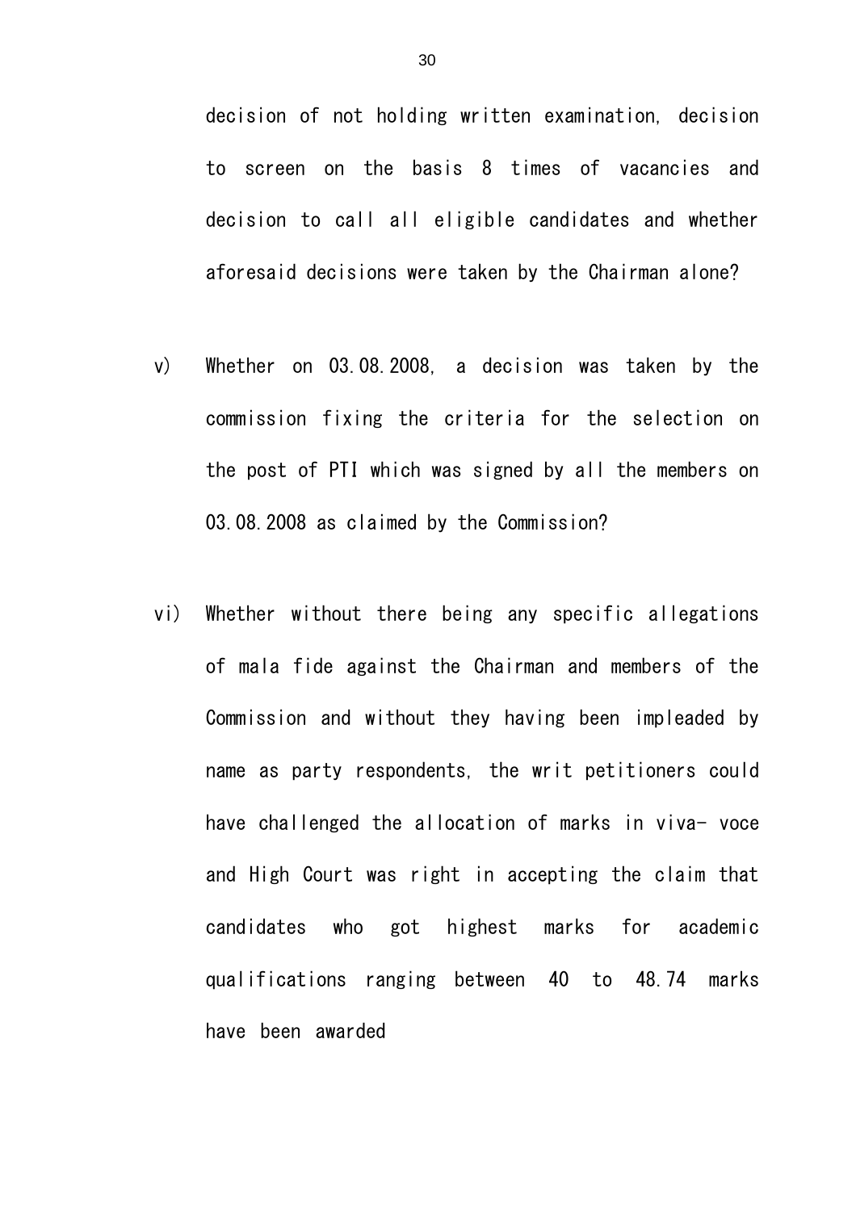decision of not holding written examination, decision to screen on the basis 8 times of vacancies and decision to call all eligible candidates and whether aforesaid decisions were taken by the Chairman alone?

v) Whether on 03.08.2008, a decision was taken by the commission fixing the criteria for the selection on the post of PTI which was signed by all the members on 03.08.2008 as claimed by the Commission?

vi) Whether without there being any specific allegations of mala fide against the Chairman and members of the Commission and without they having been impleaded by name as party respondents, the writ petitioners could have challenged the allocation of marks in viva- voce and High Court was right in accepting the claim that candidates who got highest marks for academic qualifications ranging between 40 to 48.74 marks have been awarded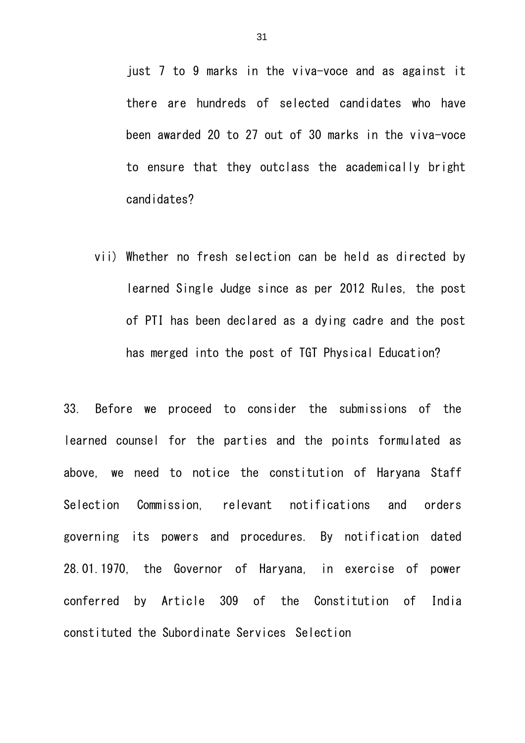just 7 to 9 marks in the viva-voce and as against it there are hundreds of selected candidates who have been awarded 20 to 27 out of 30 marks in the viva-voce to ensure that they outclass the academically bright candidates?

vii) Whether no fresh selection can be held as directed by learned Single Judge since as per 2012 Rules, the post of PTI has been declared as a dying cadre and the post has merged into the post of TGT Physical Education?

33. Before we proceed to consider the submissions of the learned counsel for the parties and the points formulated as above, we need to notice the constitution of Haryana Staff Selection Commission, relevant notifications and orders governing its powers and procedures. By notification dated 28.01.1970, the Governor of Haryana, in exercise of power conferred by Article 309 of the Constitution of India constituted the Subordinate Services Selection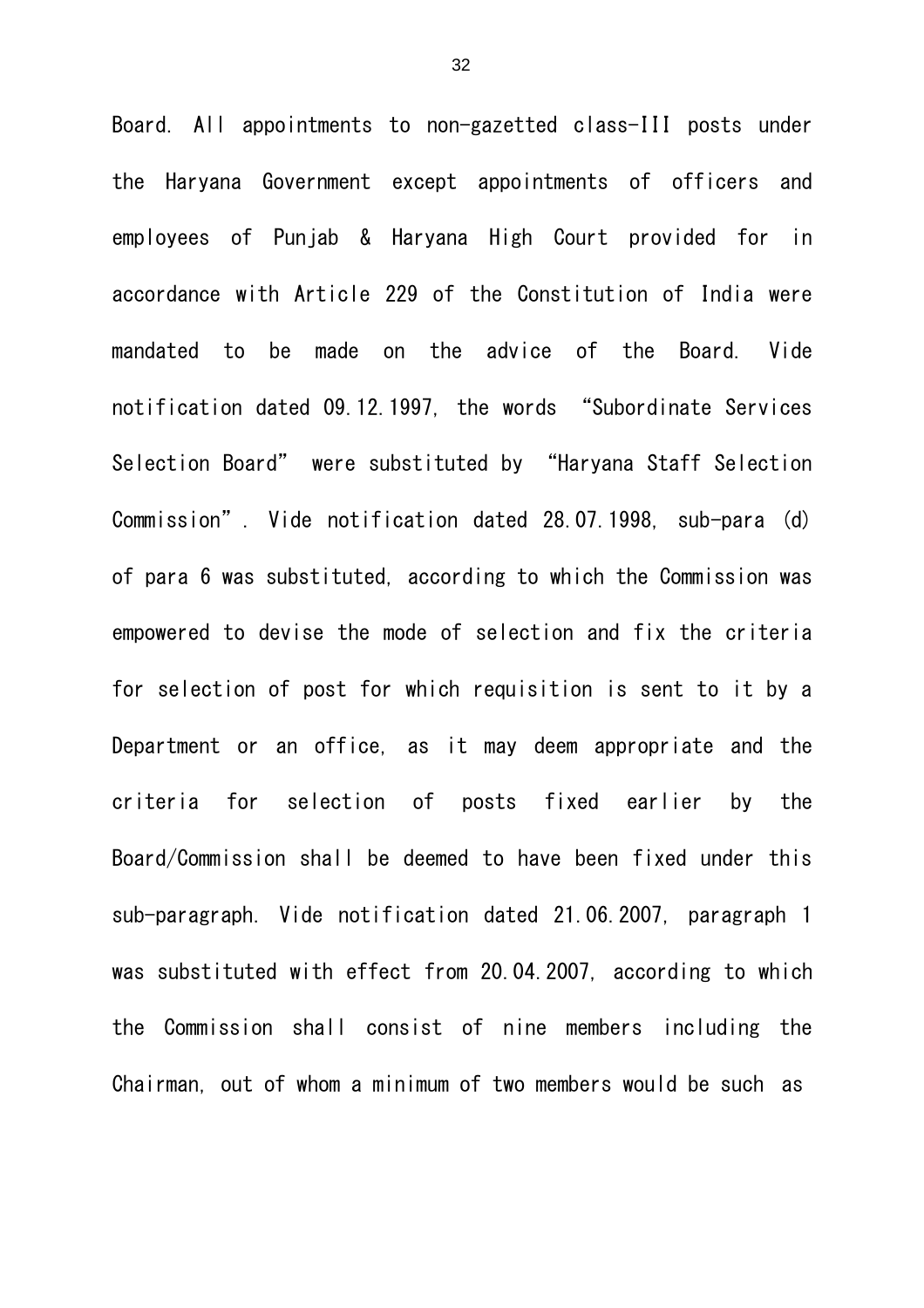Board. All appointments to non-gazetted class-III posts under the Haryana Government except appointments of officers and employees of Punjab & Haryana High Court provided for in accordance with Article 229 of the Constitution of India were mandated to be made on the advice of the Board. Vide notification dated 09.12.1997, the words "Subordinate Services Selection Board" were substituted by "Haryana Staff Selection Commission". Vide notification dated 28.07.1998, sub-para (d) of para 6 was substituted, according to which the Commission was empowered to devise the mode of selection and fix the criteria for selection of post for which requisition is sent to it by a Department or an office, as it may deem appropriate and the criteria for selection of posts fixed earlier by the Board/Commission shall be deemed to have been fixed under this sub-paragraph. Vide notification dated 21.06.2007, paragraph 1 was substituted with effect from 20.04.2007, according to which the Commission shall consist of nine members including the Chairman, out of whom a minimum of two members would be such as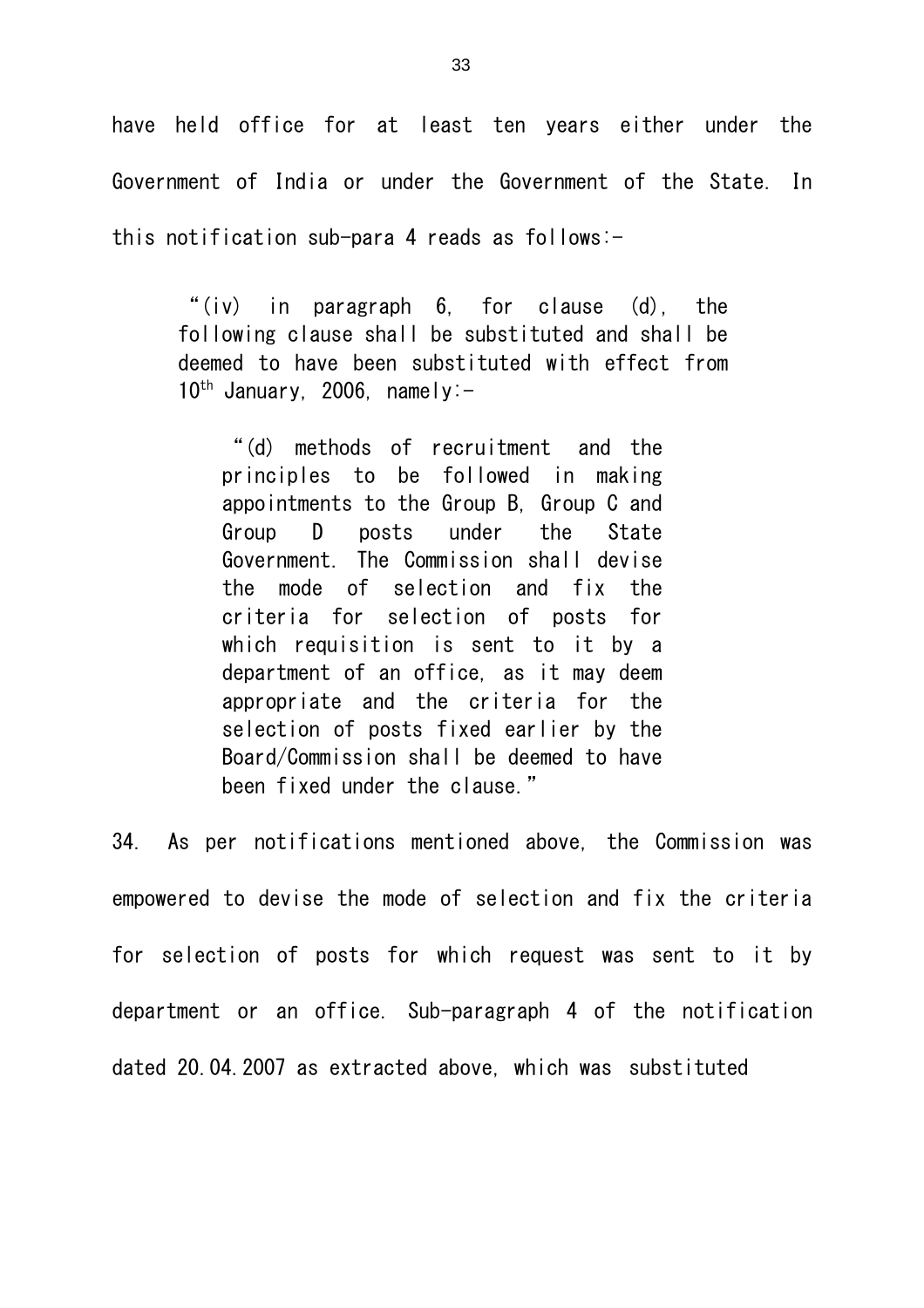have held office for at least ten years either under the Government of India or under the Government of the State. In this notification sub-para 4 reads as follows:-

> "(iv) in paragraph 6, for clause (d), the following clause shall be substituted and shall be deemed to have been substituted with effect from 10th January, 2006, namely:-
>
> > "(d) methods of recruitment and the principles to be followed in making appointments to the Group B, Group C and Group D posts under the State Government. The Commission shall devise the mode of selection and fix the criteria for selection of posts for which requisition is sent to it by a department of an office, as it may deem appropriate and the criteria for the selection of posts fixed earlier by the Board/Commission shall be deemed to have been fixed under the clause."

34. As per notifications mentioned above, the Commission was empowered to devise the mode of selection and fix the criteria for selection of posts for which request was sent to it by department or an office. Sub-paragraph 4 of the notification dated 20.04.2007 as extracted above, which was substituted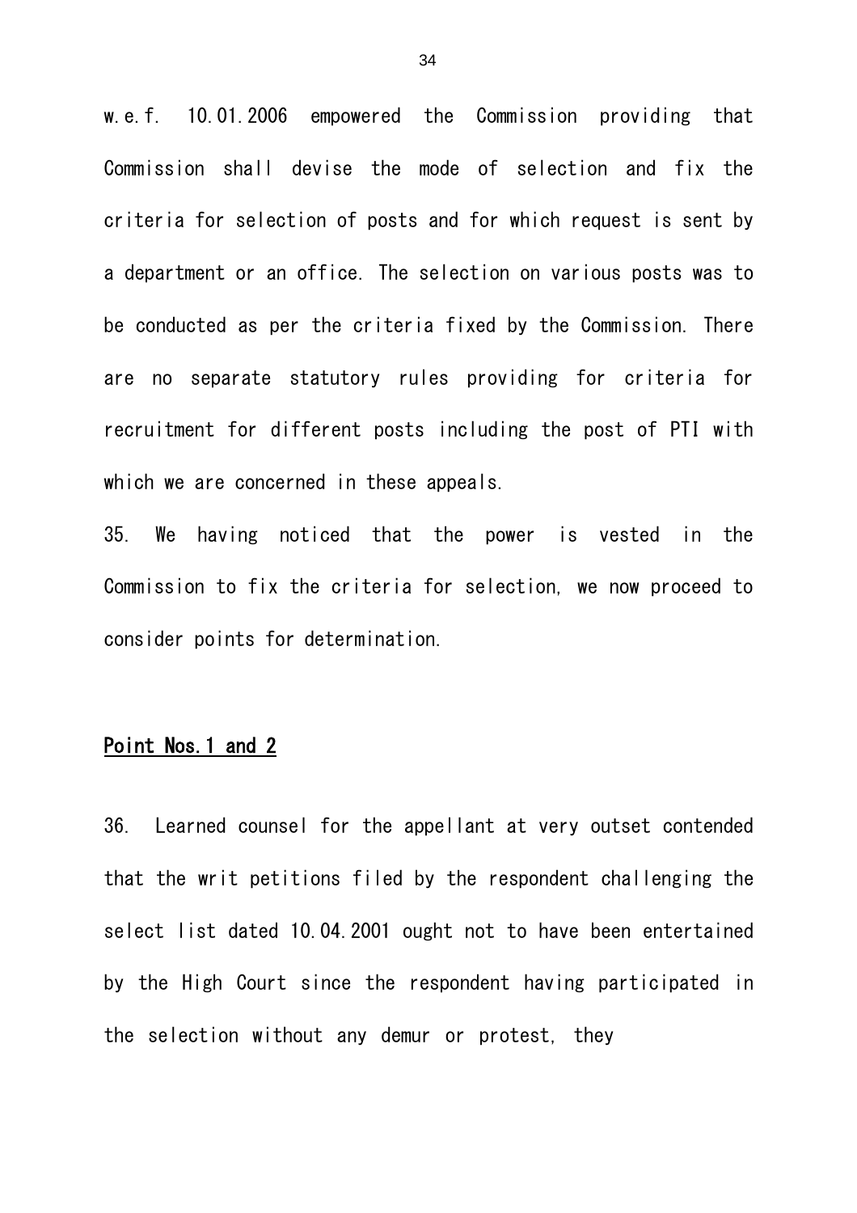w.e.f. 10.01.2006 empowered the Commission providing that Commission shall devise the mode of selection and fix the criteria for selection of posts and for which request is sent by a department or an office. The selection on various posts was to be conducted as per the criteria fixed by the Commission. There are no separate statutory rules providing for criteria for recruitment for different posts including the post of PTI with which we are concerned in these appeals.

35. We having noticed that the power is vested in the Commission to fix the criteria for selection, we now proceed to consider points for determination.

**<u>Point Nos.1 and 2</u>**

36. Learned counsel for the appellant at very outset contended that the writ petitions filed by the respondent challenging the select list dated 10.04.2001 ought not to have been entertained by the High Court since the respondent having participated in the selection without any demur or protest, they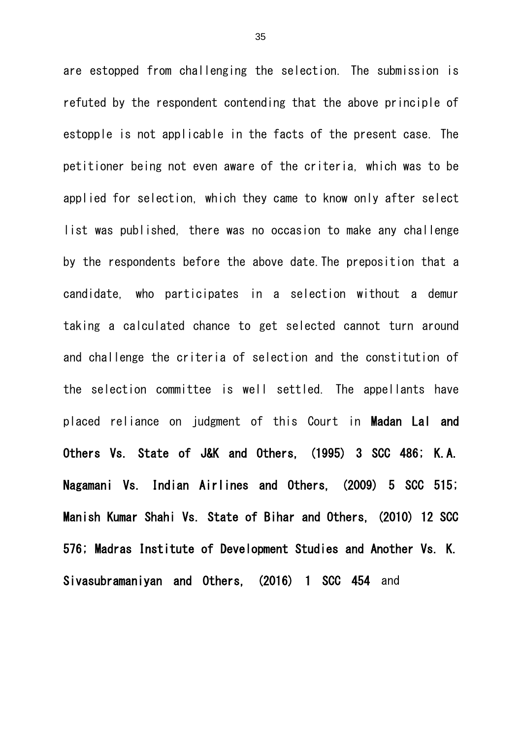are estopped from challenging the selection. The submission is refuted by the respondent contending that the above principle of estopple is not applicable in the facts of the present case. The petitioner being not even aware of the criteria, which was to be applied for selection, which they came to know only after select list was published, there was no occasion to make any challenge by the respondents before the above date.The preposition that a candidate, who participates in a selection without a demur taking a calculated chance to get selected cannot turn around and challenge the criteria of selection and the constitution of the selection committee is well settled. The appellants have placed reliance on judgment of this Court in **Madan Lal and Others Vs. State of J&K and Others, (1995) 3 SCC 486; K.A. Nagamani Vs. Indian Airlines and Others, (2009) 5 SCC 515; Manish Kumar Shahi Vs. State of Bihar and Others, (2010) 12 SCC 576; Madras Institute of Development Studies and Another Vs. K. Sivasubramaniyan and Others, (2016) 1 SCC 454** and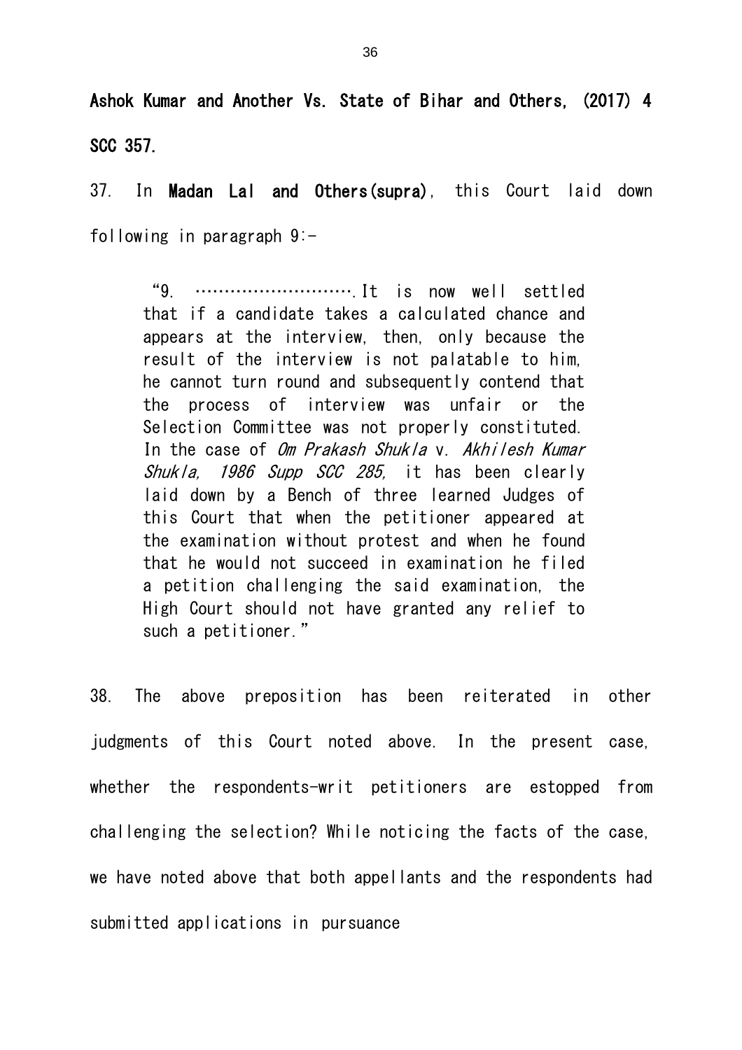**Ashok Kumar and Another Vs. State of Bihar and Others, (2017) 4 SCC 357.**

37. In **Madan Lal and Others(supra)**, this Court laid down following in paragraph 9:-

> "9. ………………………….It is now well settled that if a candidate takes a calculated chance and appears at the interview, then, only because the result of the interview is not palatable to him, he cannot turn round and subsequently contend that the process of interview was unfair or the Selection Committee was not properly constituted. In the case of *Om Prakash Shukla* v. *Akhilesh Kumar Shukla, 1986 Supp SCC 285,* it has been clearly laid down by a Bench of three learned Judges of this Court that when the petitioner appeared at the examination without protest and when he found that he would not succeed in examination he filed a petition challenging the said examination, the High Court should not have granted any relief to such a petitioner."

38. The above preposition has been reiterated in other judgments of this Court noted above. In the present case, whether the respondents-writ petitioners are estopped from challenging the selection? While noticing the facts of the case, we have noted above that both appellants and the respondents had submitted applications in pursuance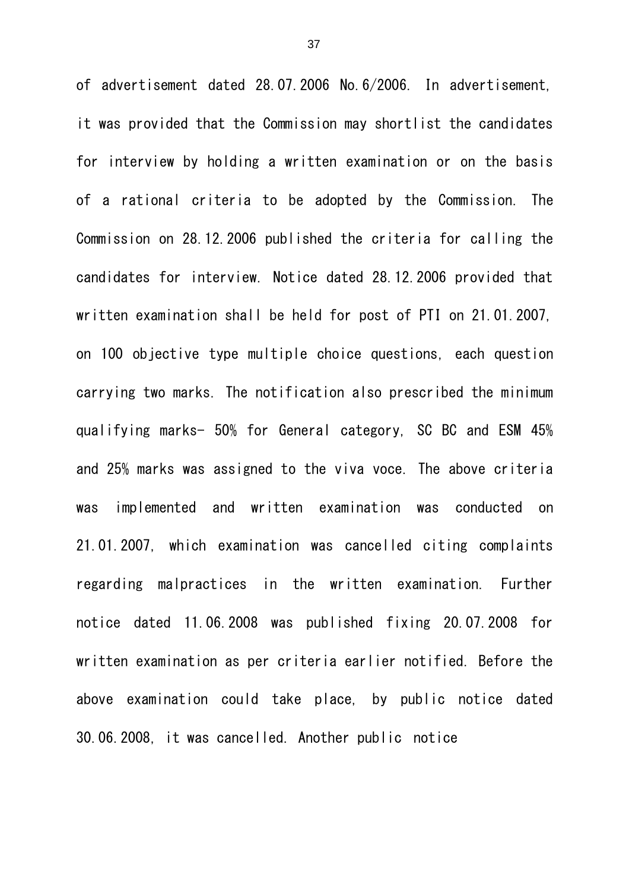of advertisement dated 28.07.2006 No.6/2006. In advertisement, it was provided that the Commission may shortlist the candidates for interview by holding a written examination or on the basis of a rational criteria to be adopted by the Commission. The Commission on 28.12.2006 published the criteria for calling the candidates for interview. Notice dated 28.12.2006 provided that written examination shall be held for post of PTI on 21.01.2007, on 100 objective type multiple choice questions, each question carrying two marks. The notification also prescribed the minimum qualifying marks- 50% for General category, SC BC and ESM 45% and 25% marks was assigned to the viva voce. The above criteria was implemented and written examination was conducted on 21.01.2007, which examination was cancelled citing complaints regarding malpractices in the written examination. Further notice dated 11.06.2008 was published fixing 20.07.2008 for written examination as per criteria earlier notified. Before the above examination could take place, by public notice dated 30.06.2008, it was cancelled. Another public notice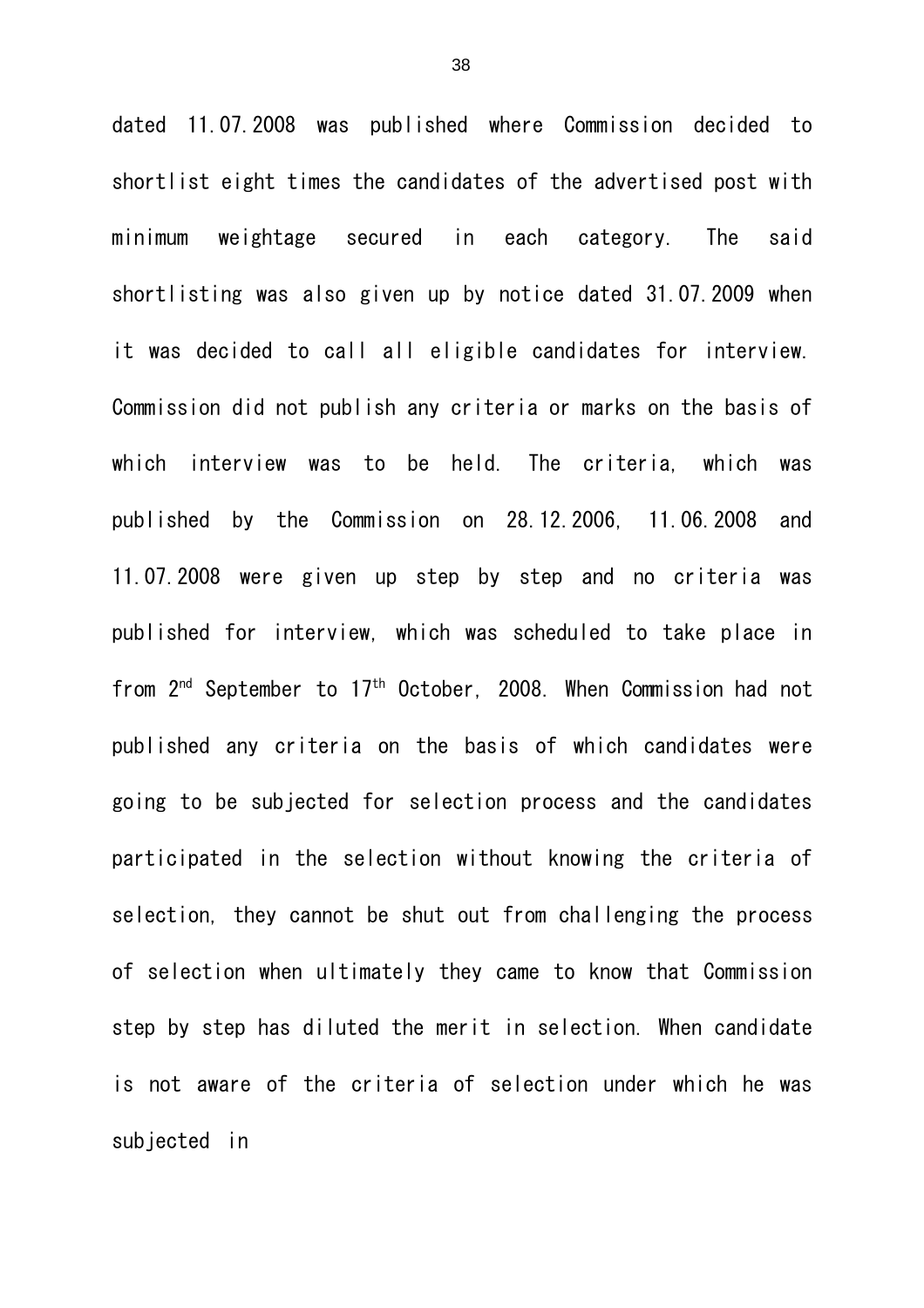dated 11.07.2008 was published where Commission decided to shortlist eight times the candidates of the advertised post with minimum weightage secured in each category. The said shortlisting was also given up by notice dated 31.07.2009 when it was decided to call all eligible candidates for interview. Commission did not publish any criteria or marks on the basis of which interview was to be held. The criteria, which was published by the Commission on 28.12.2006, 11.06.2008 and 11.07.2008 were given up step by step and no criteria was published for interview, which was scheduled to take place in from 2nd September to 17th October, 2008. When Commission had not published any criteria on the basis of which candidates were going to be subjected for selection process and the candidates participated in the selection without knowing the criteria of selection, they cannot be shut out from challenging the process of selection when ultimately they came to know that Commission step by step has diluted the merit in selection. When candidate is not aware of the criteria of selection under which he was subjected in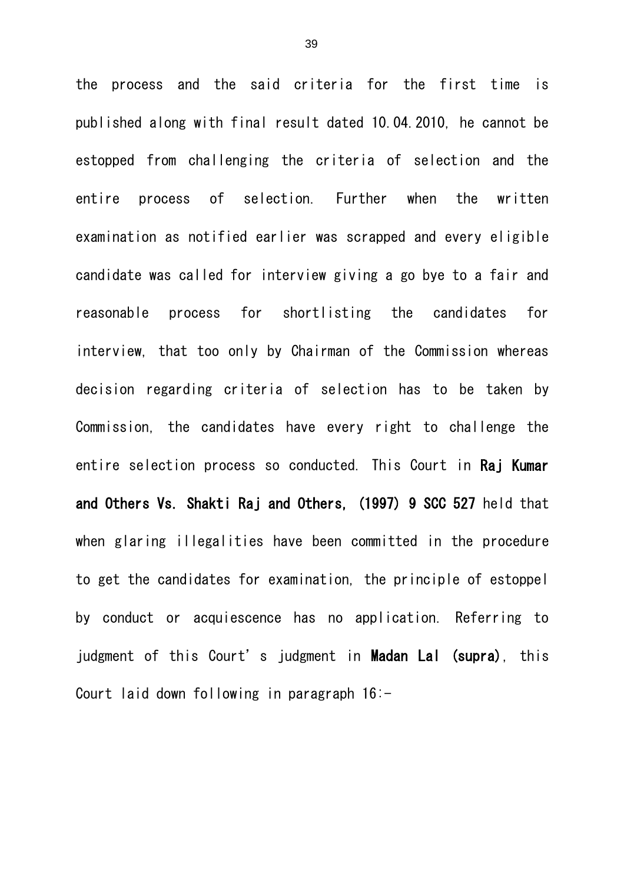the process and the said criteria for the first time is published along with final result dated 10.04.2010, he cannot be estopped from challenging the criteria of selection and the entire process of selection. Further when the written examination as notified earlier was scrapped and every eligible candidate was called for interview giving a go bye to a fair and reasonable process for shortlisting the candidates for interview, that too only by Chairman of the Commission whereas decision regarding criteria of selection has to be taken by Commission, the candidates have every right to challenge the entire selection process so conducted. This Court in **Raj Kumar and Others Vs. Shakti Raj and Others, (1997) 9 SCC 527** held that when glaring illegalities have been committed in the procedure to get the candidates for examination, the principle of estoppel by conduct or acquiescence has no application. Referring to judgment of this Court's judgment in **Madan Lal (supra)**, this Court laid down following in paragraph 16:-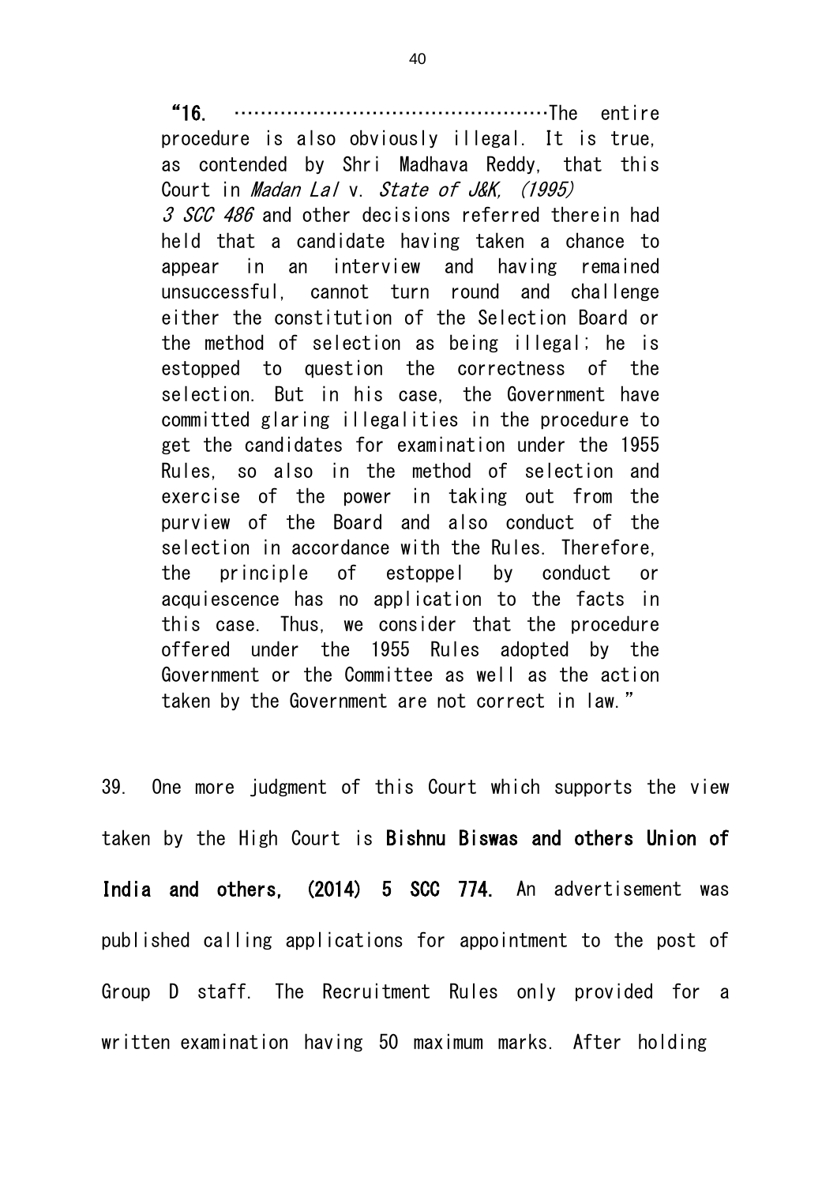> **"16.** ..............................................The entire procedure is also obviously illegal. It is true, as contended by Shri Madhava Reddy, that this Court in *Madan Lal* v. *State of J&K, (1995) 3 SCC 486* and other decisions referred therein had held that a candidate having taken a chance to appear in an interview and having remained unsuccessful, cannot turn round and challenge either the constitution of the Selection Board or the method of selection as being illegal; he is estopped to question the correctness of the selection. But in his case, the Government have committed glaring illegalities in the procedure to get the candidates for examination under the 1955 Rules, so also in the method of selection and exercise of the power in taking out from the purview of the Board and also conduct of the selection in accordance with the Rules. Therefore, the principle of estoppel by conduct or acquiescence has no application to the facts in this case. Thus, we consider that the procedure offered under the 1955 Rules adopted by the Government or the Committee as well as the action taken by the Government are not correct in law."

39. One more judgment of this Court which supports the view taken by the High Court is **Bishnu Biswas and others Union of India and others, (2014) 5 SCC 774.** An advertisement was published calling applications for appointment to the post of Group D staff. The Recruitment Rules only provided for a written examination having 50 maximum marks. After holding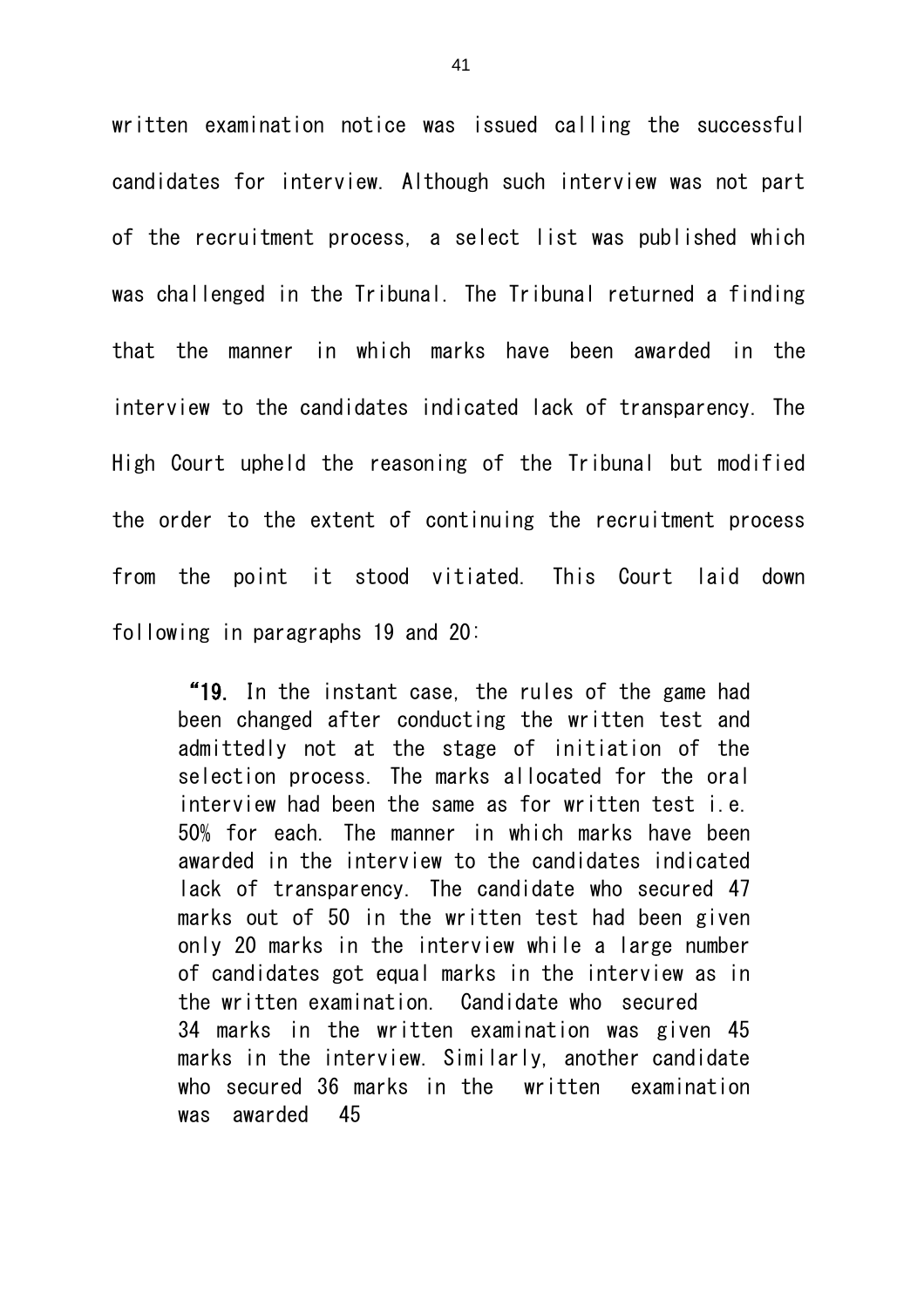written examination notice was issued calling the successful candidates for interview. Although such interview was not part of the recruitment process, a select list was published which was challenged in the Tribunal. The Tribunal returned a finding that the manner in which marks have been awarded in the interview to the candidates indicated lack of transparency. The High Court upheld the reasoning of the Tribunal but modified the order to the extent of continuing the recruitment process from the point it stood vitiated. This Court laid down following in paragraphs 19 and 20:

> "**19.** In the instant case, the rules of the game had been changed after conducting the written test and admittedly not at the stage of initiation of the selection process. The marks allocated for the oral interview had been the same as for written test i.e. 50% for each. The manner in which marks have been awarded in the interview to the candidates indicated lack of transparency. The candidate who secured 47 marks out of 50 in the written test had been given only 20 marks in the interview while a large number of candidates got equal marks in the interview as in the written examination. Candidate who secured 34 marks in the written examination was given 45 marks in the interview. Similarly, another candidate who secured 36 marks in the written examination was awarded 45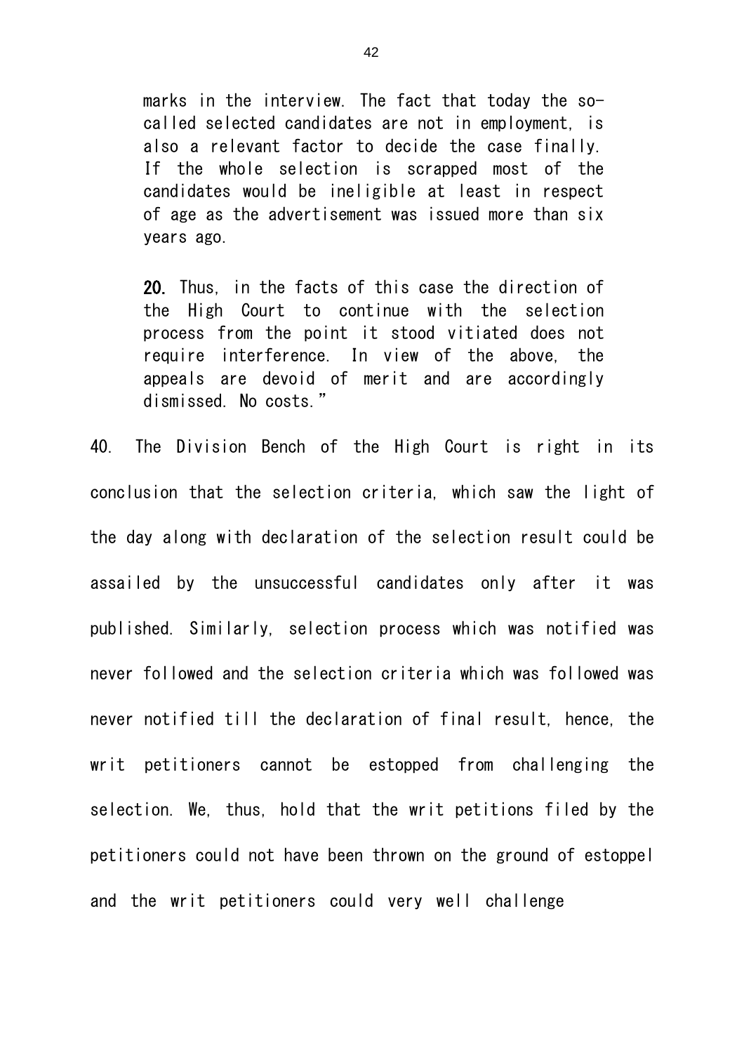> marks in the interview. The fact that today the so-called selected candidates are not in employment, is also a relevant factor to decide the case finally. If the whole selection is scrapped most of the candidates would be ineligible at least in respect of age as the advertisement was issued more than six years ago.
>
> **20.** Thus, in the facts of this case the direction of the High Court to continue with the selection process from the point it stood vitiated does not require interference. In view of the above, the appeals are devoid of merit and are accordingly dismissed. No costs."

40. The Division Bench of the High Court is right in its conclusion that the selection criteria, which saw the light of the day along with declaration of the selection result could be assailed by the unsuccessful candidates only after it was published. Similarly, selection process which was notified was never followed and the selection criteria which was followed was never notified till the declaration of final result, hence, the writ petitioners cannot be estopped from challenging the selection. We, thus, hold that the writ petitions filed by the petitioners could not have been thrown on the ground of estoppel and the writ petitioners could very well challenge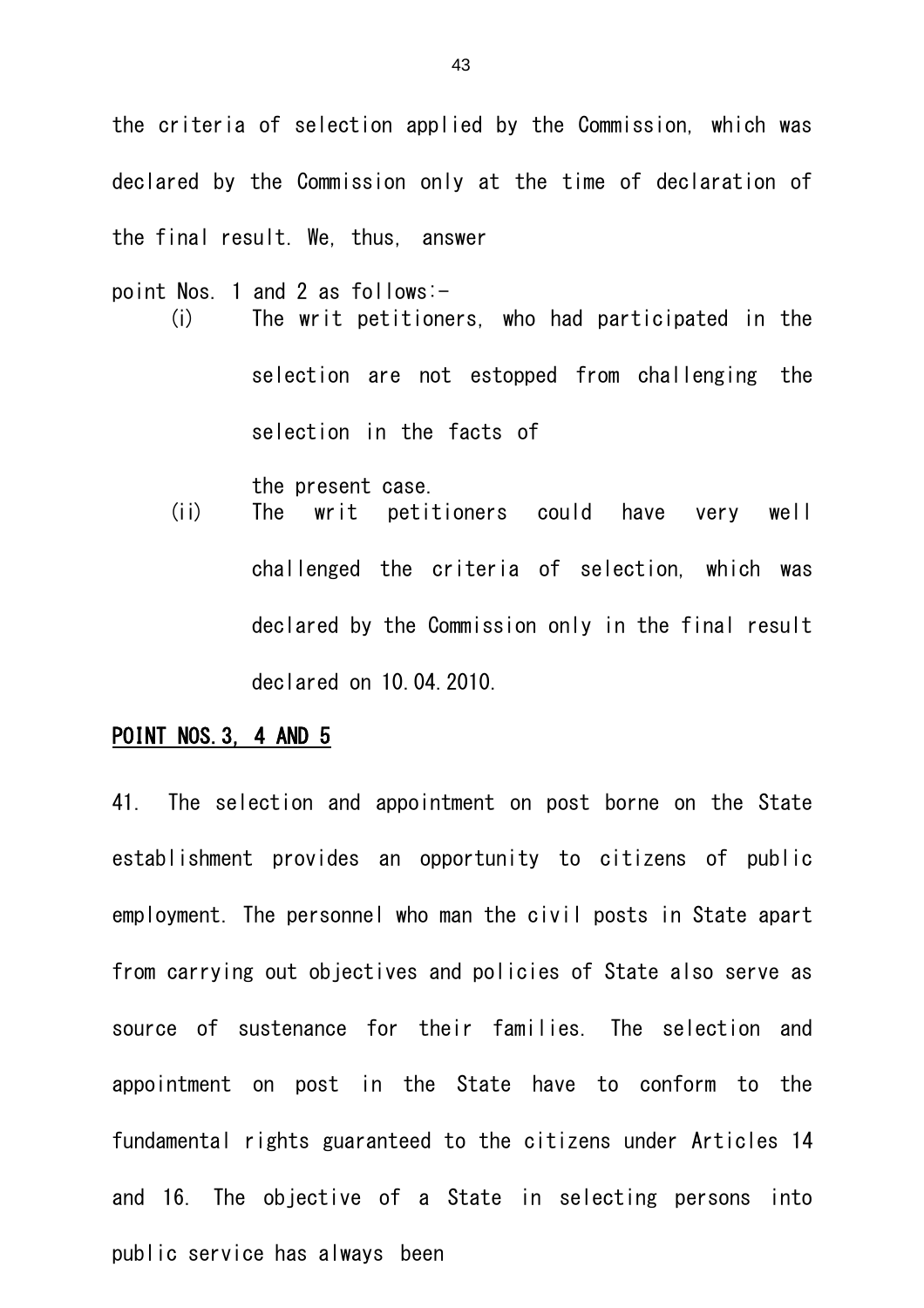the criteria of selection applied by the Commission, which was declared by the Commission only at the time of declaration of the final result. We, thus, answer point Nos. 1 and 2 as follows:-

(i) The writ petitioners, who had participated in the selection are not estopped from challenging the selection in the facts of the present case.

(ii) The writ petitioners could have very well challenged the criteria of selection, which was declared by the Commission only in the final result declared on 10.04.2010.

<u>**POINT NOS.3, 4 AND 5**</u>

41. The selection and appointment on post borne on the State establishment provides an opportunity to citizens of public employment. The personnel who man the civil posts in State apart from carrying out objectives and policies of State also serve as source of sustenance for their families. The selection and appointment on post in the State have to conform to the fundamental rights guaranteed to the citizens under Articles 14 and 16. The objective of a State in selecting persons into public service has always been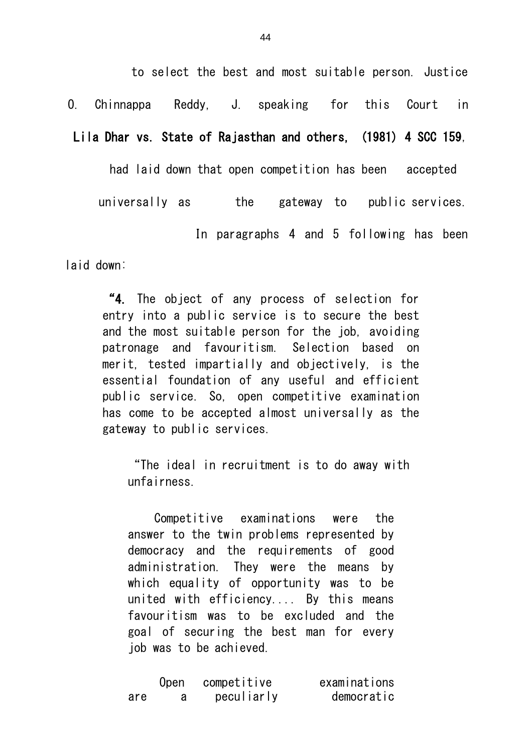to select the best and most suitable person. Justice O. Chinnappa Reddy, J. speaking for this Court in **Lila Dhar vs. State of Rajasthan and others, (1981) 4 SCC 159**, had laid down that open competition has been accepted universally as the gateway to public services. In paragraphs 4 and 5 following has been laid down:

> "**4.** The object of any process of selection for entry into a public service is to secure the best and the most suitable person for the job, avoiding patronage and favouritism. Selection based on merit, tested impartially and objectively, is the essential foundation of any useful and efficient public service. So, open competitive examination has come to be accepted almost universally as the gateway to public services.
>
> > "The ideal in recruitment is to do away with unfairness.
> >
> > Competitive examinations were the answer to the twin problems represented by democracy and the requirements of good administration. They were the means by which equality of opportunity was to be united with efficiency.... By this means favouritism was to be excluded and the goal of securing the best man for every job was to be achieved.
> >
> > Open competitive examinations are a peculiarly democratic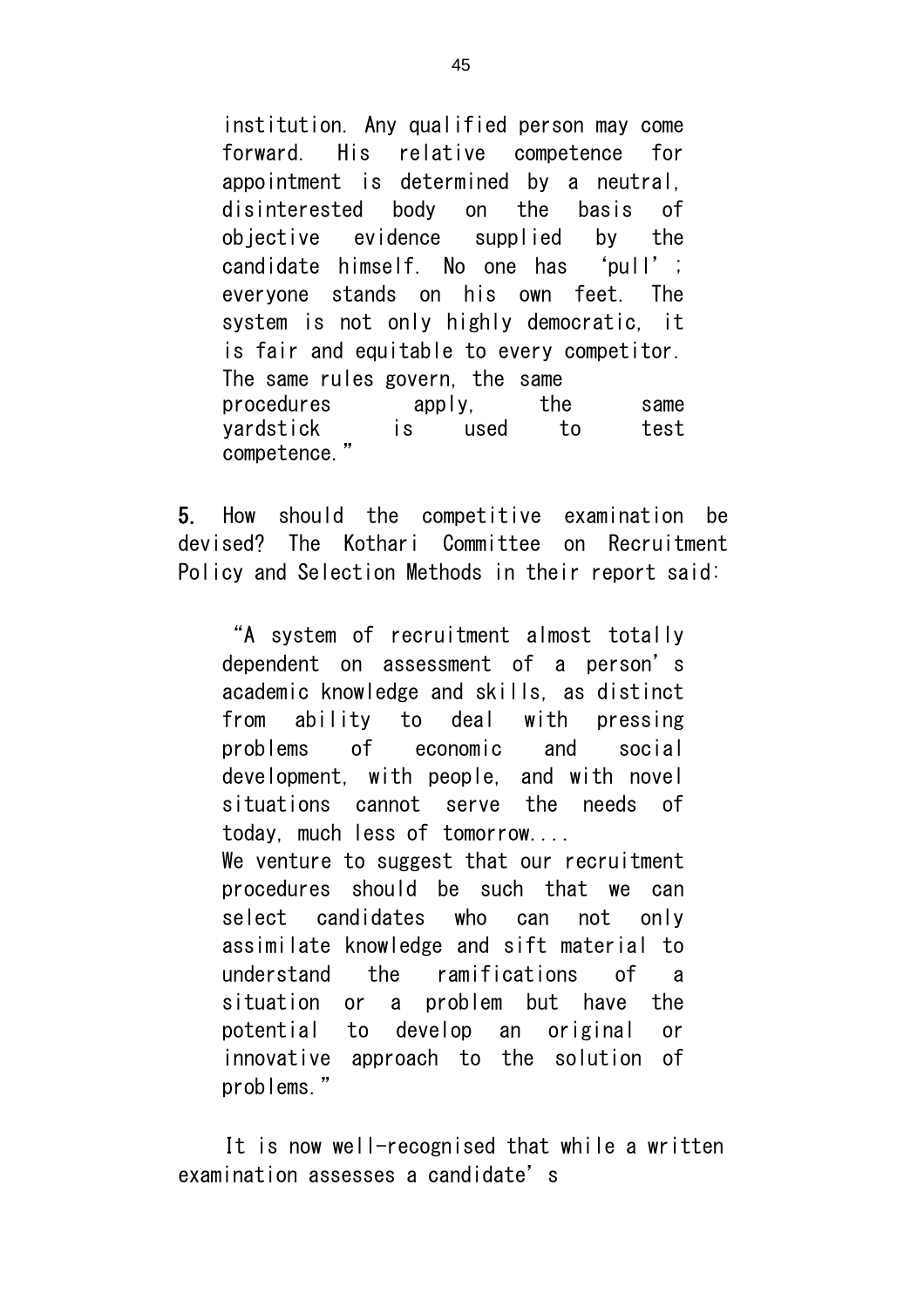> institution. Any qualified person may come forward. His relative competence for appointment is determined by a neutral, disinterested body on the basis of objective evidence supplied by the candidate himself. No one has 'pull'; everyone stands on his own feet. The system is not only highly democratic, it is fair and equitable to every competitor. The same rules govern, the same procedures apply, the same yardstick is used to test competence."

**5.** How should the competitive examination be devised? The Kothari Committee on Recruitment Policy and Selection Methods in their report said:

> "A system of recruitment almost totally dependent on assessment of a person's academic knowledge and skills, as distinct from ability to deal with pressing problems of economic and social development, with people, and with novel situations cannot serve the needs of today, much less of tomorrow....
>
> We venture to suggest that our recruitment procedures should be such that we can select candidates who can not only assimilate knowledge and sift material to understand the ramifications of a situation or a problem but have the potential to develop an original or innovative approach to the solution of problems."

It is now well-recognised that while a written examination assesses a candidate's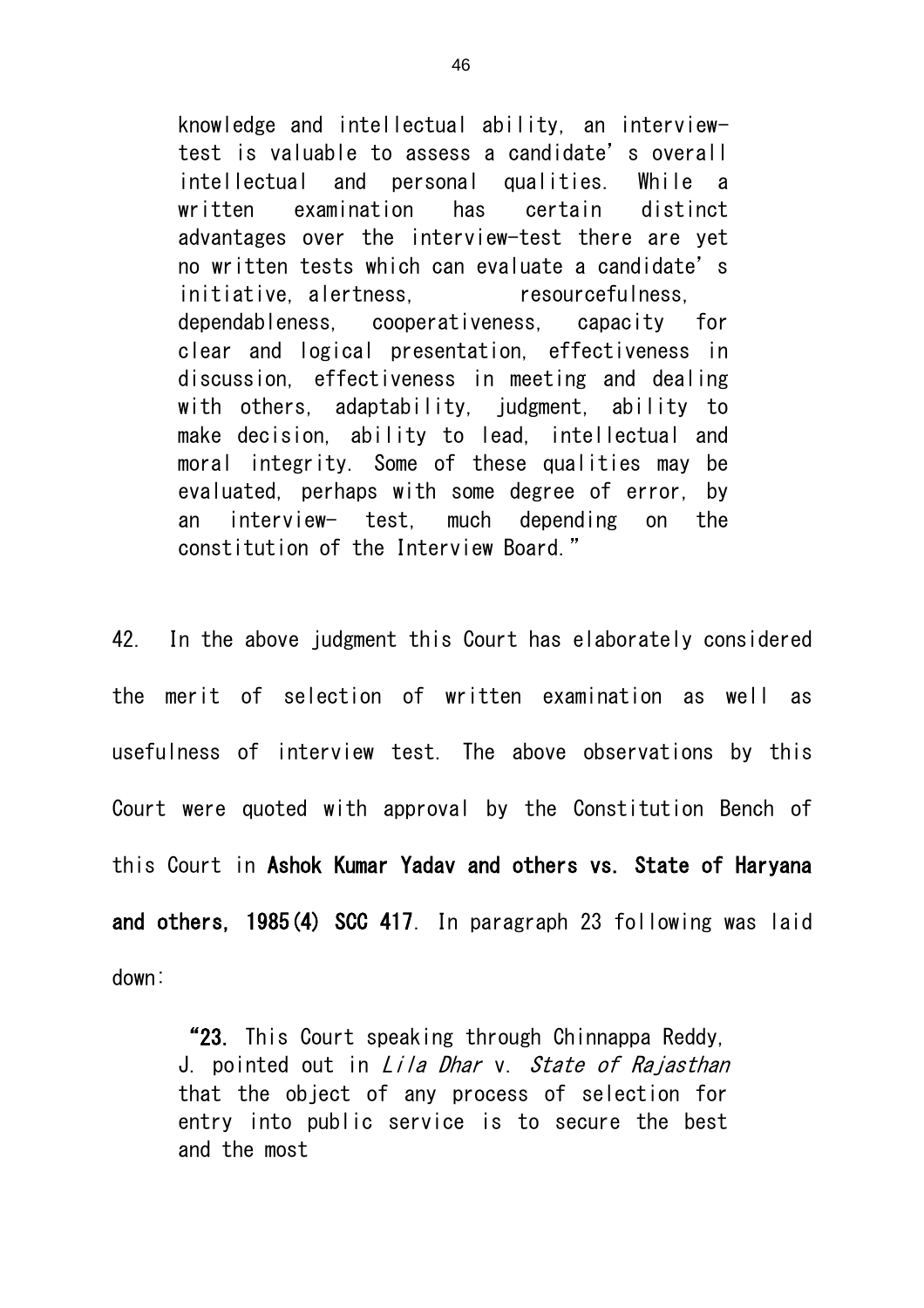> knowledge and intellectual ability, an interview-test is valuable to assess a candidate's overall intellectual and personal qualities. While a written examination has certain distinct advantages over the interview-test there are yet no written tests which can evaluate a candidate's initiative, alertness, resourcefulness, dependableness, cooperativeness, capacity for clear and logical presentation, effectiveness in discussion, effectiveness in meeting and dealing with others, adaptability, judgment, ability to make decision, ability to lead, intellectual and moral integrity. Some of these qualities may be evaluated, perhaps with some degree of error, by an interview- test, much depending on the constitution of the Interview Board."

42. In the above judgment this Court has elaborately considered the merit of selection of written examination as well as usefulness of interview test. The above observations by this Court were quoted with approval by the Constitution Bench of this Court in **Ashok Kumar Yadav and others vs. State of Haryana and others, 1985(4) SCC 417**. In paragraph 23 following was laid down:

> "**23.** This Court speaking through Chinnappa Reddy, J. pointed out in *Lila Dhar* v. *State of Rajasthan* that the object of any process of selection for entry into public service is to secure the best and the most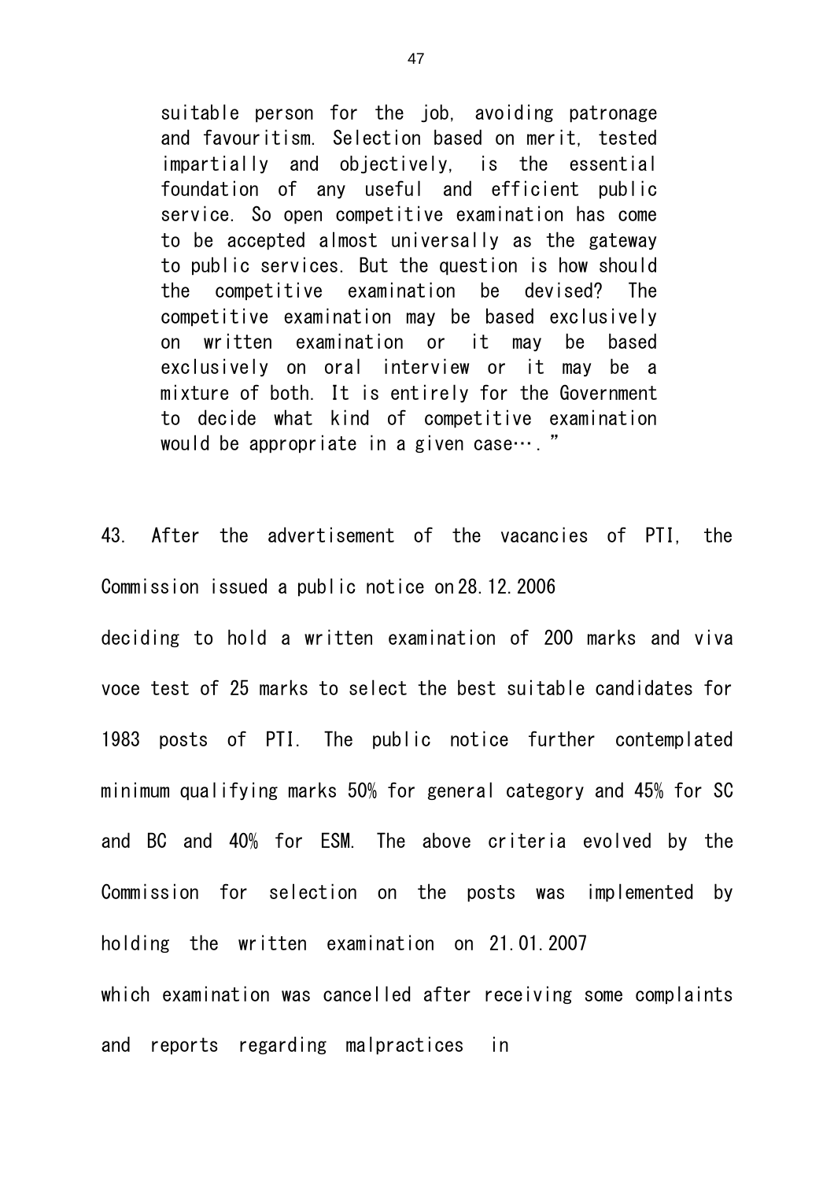> suitable person for the job, avoiding patronage and favouritism. Selection based on merit, tested impartially and objectively, is the essential foundation of any useful and efficient public service. So open competitive examination has come to be accepted almost universally as the gateway to public services. But the question is how should the competitive examination be devised? The competitive examination may be based exclusively on written examination or it may be based exclusively on oral interview or it may be a mixture of both. It is entirely for the Government to decide what kind of competitive examination would be appropriate in a given case…."

43. After the advertisement of the vacancies of PTI, the Commission issued a public notice on 28.12.2006 deciding to hold a written examination of 200 marks and viva voce test of 25 marks to select the best suitable candidates for 1983 posts of PTI. The public notice further contemplated minimum qualifying marks 50% for general category and 45% for SC and BC and 40% for ESM. The above criteria evolved by the Commission for selection on the posts was implemented by holding the written examination on 21.01.2007 which examination was cancelled after receiving some complaints and reports regarding malpractices in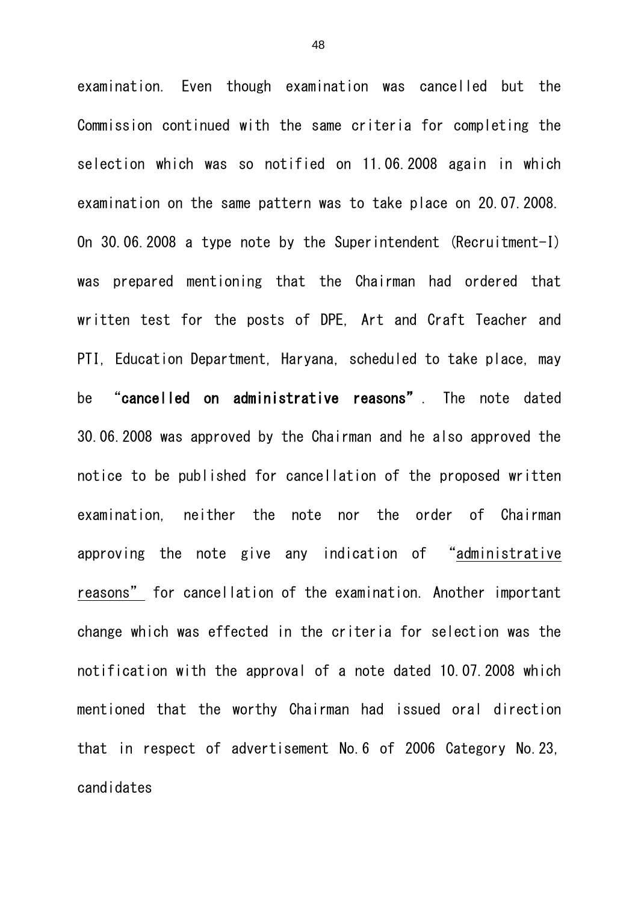examination. Even though examination was cancelled but the Commission continued with the same criteria for completing the selection which was so notified on 11.06.2008 again in which examination on the same pattern was to take place on 20.07.2008. On 30.06.2008 a type note by the Superintendent (Recruitment-I) was prepared mentioning that the Chairman had ordered that written test for the posts of DPE, Art and Craft Teacher and PTI, Education Department, Haryana, scheduled to take place, may be **"cancelled on administrative reasons"**. The note dated 30.06.2008 was approved by the Chairman and he also approved the notice to be published for cancellation of the proposed written examination, neither the note nor the order of Chairman approving the note give any indication of "<u>administrative reasons"</u> for cancellation of the examination. Another important change which was effected in the criteria for selection was the notification with the approval of a note dated 10.07.2008 which mentioned that the worthy Chairman had issued oral direction that in respect of advertisement No.6 of 2006 Category No.23, candidates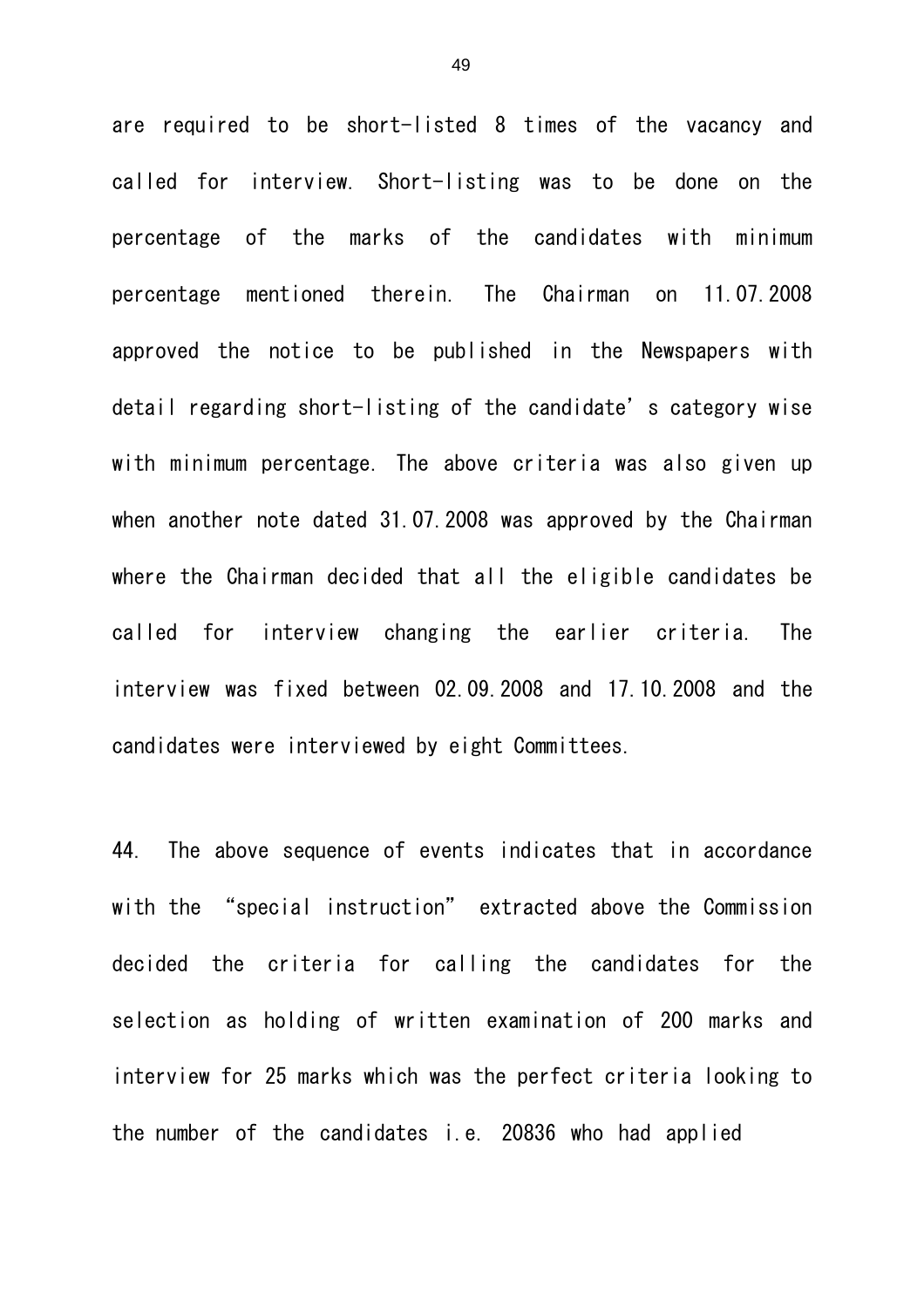are required to be short-listed 8 times of the vacancy and called for interview. Short-listing was to be done on the percentage of the marks of the candidates with minimum percentage mentioned therein. The Chairman on 11.07.2008 approved the notice to be published in the Newspapers with detail regarding short-listing of the candidate's category wise with minimum percentage. The above criteria was also given up when another note dated 31.07.2008 was approved by the Chairman where the Chairman decided that all the eligible candidates be called for interview changing the earlier criteria. The interview was fixed between 02.09.2008 and 17.10.2008 and the candidates were interviewed by eight Committees.

44. The above sequence of events indicates that in accordance with the "special instruction" extracted above the Commission decided the criteria for calling the candidates for the selection as holding of written examination of 200 marks and interview for 25 marks which was the perfect criteria looking to the number of the candidates i.e. 20836 who had applied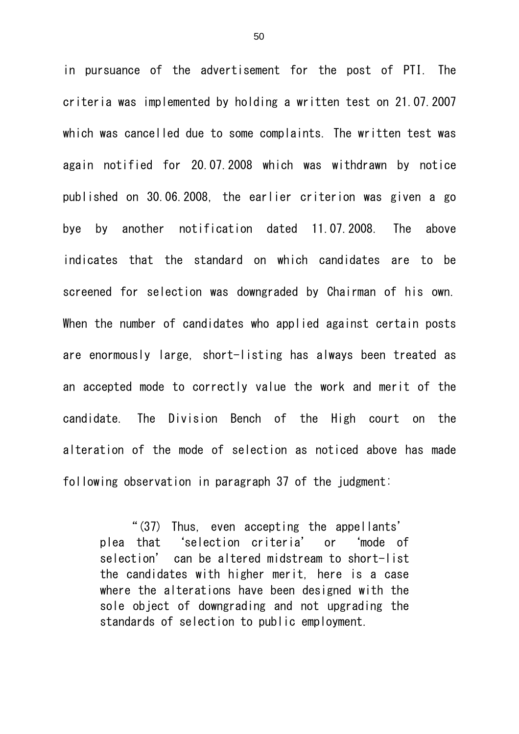in pursuance of the advertisement for the post of PTI. The criteria was implemented by holding a written test on 21.07.2007 which was cancelled due to some complaints. The written test was again notified for 20.07.2008 which was withdrawn by notice published on 30.06.2008, the earlier criterion was given a go bye by another notification dated 11.07.2008. The above indicates that the standard on which candidates are to be screened for selection was downgraded by Chairman of his own. When the number of candidates who applied against certain posts are enormously large, short-listing has always been treated as an accepted mode to correctly value the work and merit of the candidate. The Division Bench of the High court on the alteration of the mode of selection as noticed above has made following observation in paragraph 37 of the judgment:

> "(37) Thus, even accepting the appellants' plea that 'selection criteria' or 'mode of selection' can be altered midstream to short-list the candidates with higher merit, here is a case where the alterations have been designed with the sole object of downgrading and not upgrading the standards of selection to public employment.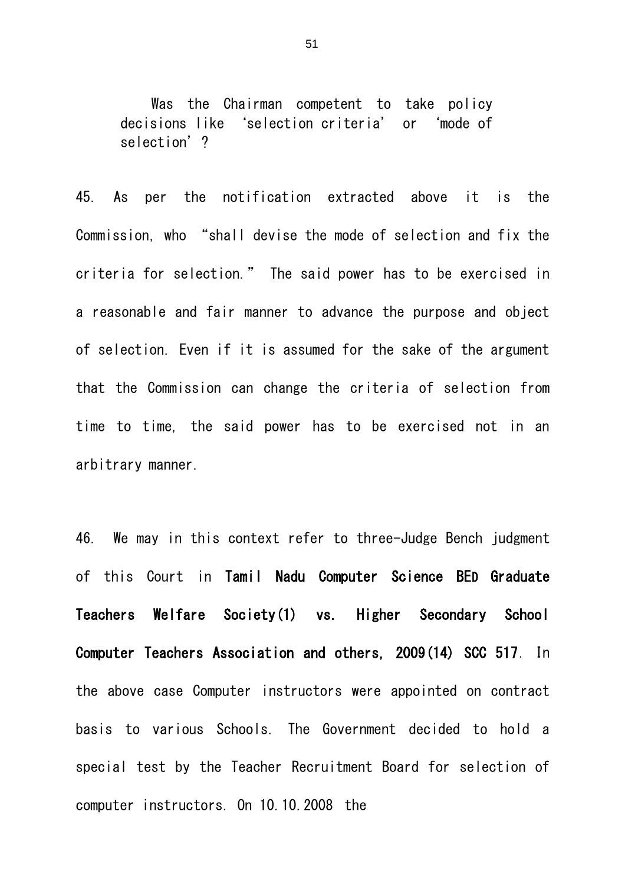Was the Chairman competent to take policy decisions like 'selection criteria' or 'mode of selection'?

45. As per the notification extracted above it is the Commission, who "shall devise the mode of selection and fix the criteria for selection." The said power has to be exercised in a reasonable and fair manner to advance the purpose and object of selection. Even if it is assumed for the sake of the argument that the Commission can change the criteria of selection from time to time, the said power has to be exercised not in an arbitrary manner.

46. We may in this context refer to three-Judge Bench judgment of this Court in **Tamil Nadu Computer Science BEd Graduate Teachers Welfare Society(1) vs. Higher Secondary School Computer Teachers Association and others, 2009(14) SCC 517**. In the above case Computer instructors were appointed on contract basis to various Schools. The Government decided to hold a special test by the Teacher Recruitment Board for selection of computer instructors. On 10.10.2008 the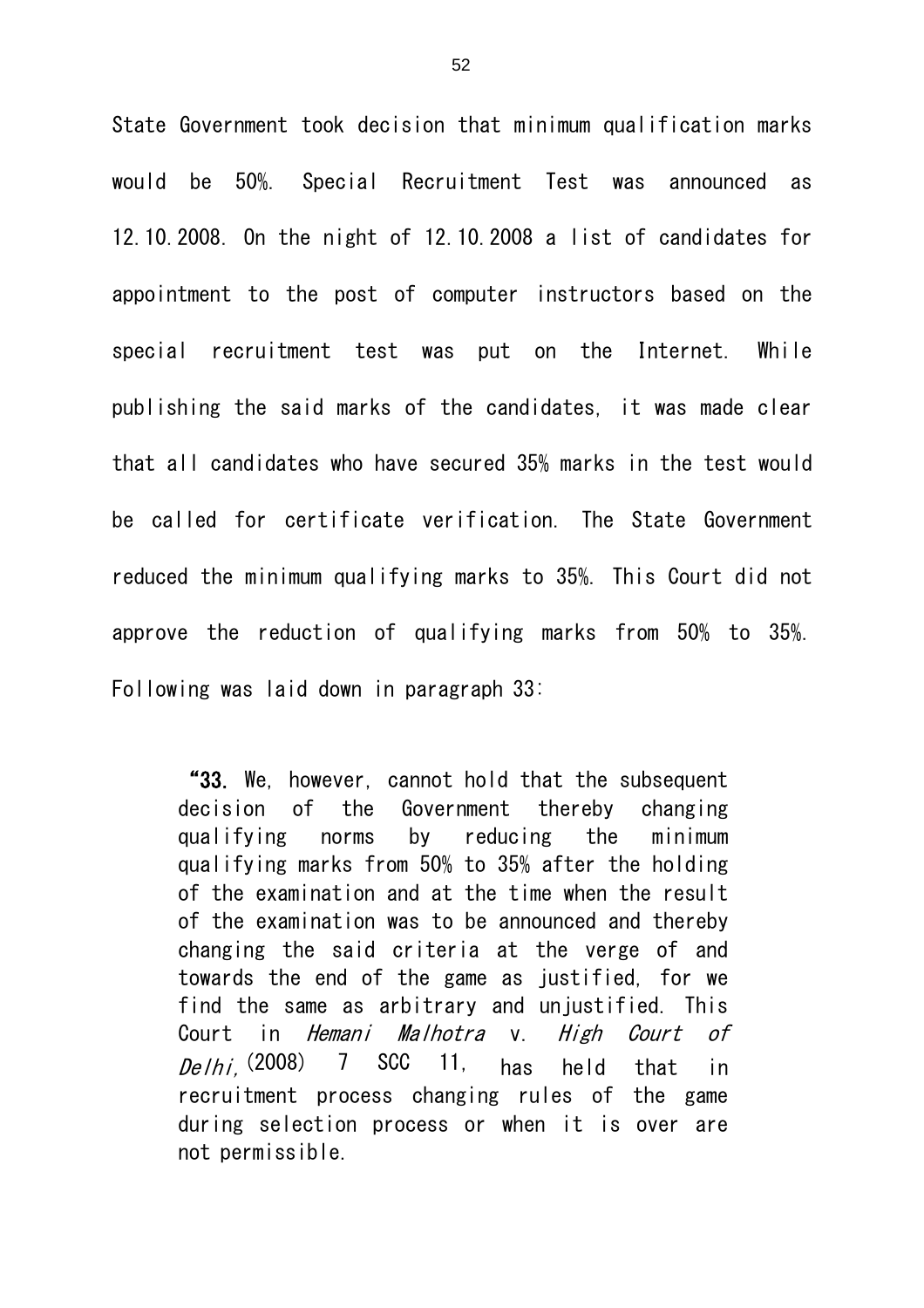State Government took decision that minimum qualification marks would be 50%. Special Recruitment Test was announced as 12.10.2008. On the night of 12.10.2008 a list of candidates for appointment to the post of computer instructors based on the special recruitment test was put on the Internet. While publishing the said marks of the candidates, it was made clear that all candidates who have secured 35% marks in the test would be called for certificate verification. The State Government reduced the minimum qualifying marks to 35%. This Court did not approve the reduction of qualifying marks from 50% to 35%. Following was laid down in paragraph 33:

> "**33.** We, however, cannot hold that the subsequent decision of the Government thereby changing qualifying norms by reducing the minimum qualifying marks from 50% to 35% after the holding of the examination and at the time when the result of the examination was to be announced and thereby changing the said criteria at the verge of and towards the end of the game as justified, for we find the same as arbitrary and unjustified. This Court in *Hemani Malhotra* v. *High Court of Delhi*, (2008) 7 SCC 11, has held that in recruitment process changing rules of the game during selection process or when it is over are not permissible.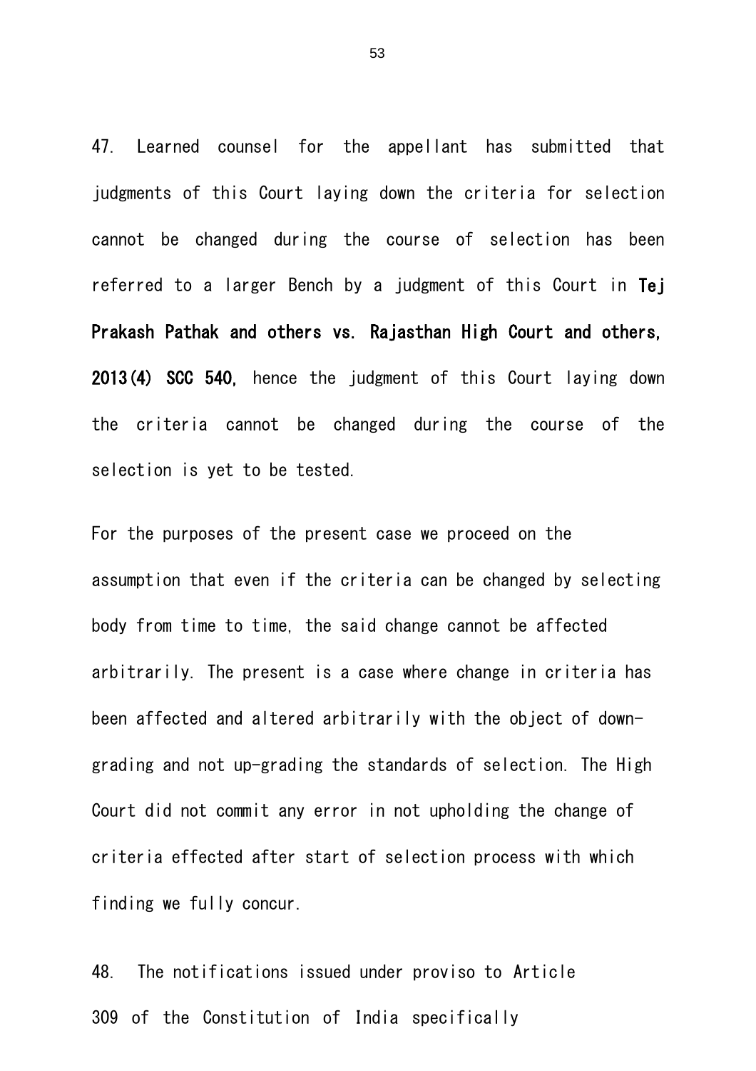47. Learned counsel for the appellant has submitted that judgments of this Court laying down the criteria for selection cannot be changed during the course of selection has been referred to a larger Bench by a judgment of this Court in **Tej Prakash Pathak and others vs. Rajasthan High Court and others, 2013(4) SCC 540**, hence the judgment of this Court laying down the criteria cannot be changed during the course of the selection is yet to be tested.

For the purposes of the present case we proceed on the assumption that even if the criteria can be changed by selecting body from time to time, the said change cannot be affected arbitrarily. The present is a case where change in criteria has been affected and altered arbitrarily with the object of down-grading and not up-grading the standards of selection. The High Court did not commit any error in not upholding the change of criteria effected after start of selection process with which finding we fully concur.

48. The notifications issued under proviso to Article 309 of the Constitution of India specifically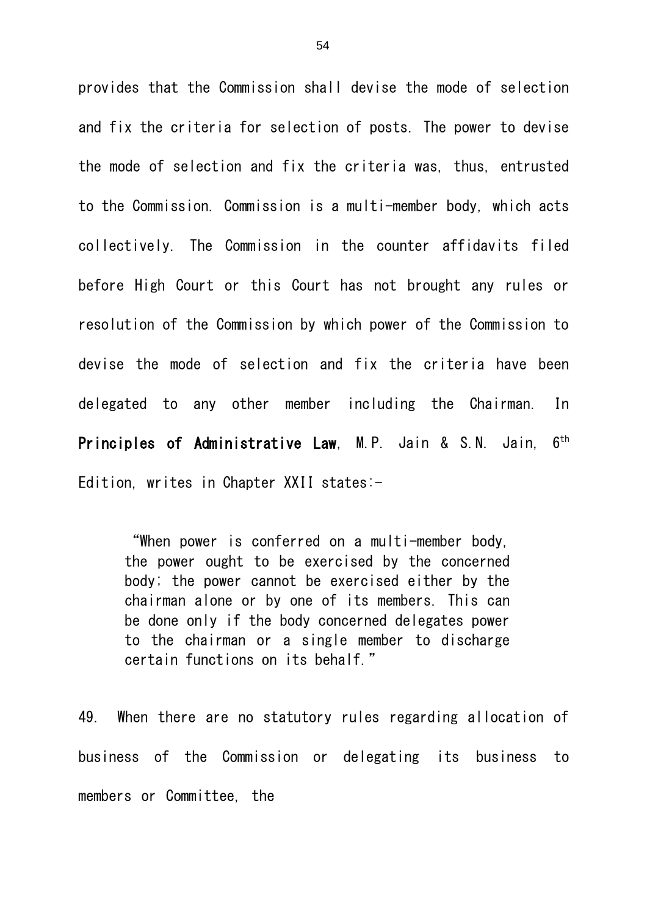provides that the Commission shall devise the mode of selection and fix the criteria for selection of posts. The power to devise the mode of selection and fix the criteria was, thus, entrusted to the Commission. Commission is a multi-member body, which acts collectively. The Commission in the counter affidavits filed before High Court or this Court has not brought any rules or resolution of the Commission by which power of the Commission to devise the mode of selection and fix the criteria have been delegated to any other member including the Chairman. In **Principles of Administrative Law**, M.P. Jain & S.N. Jain, 6th Edition, writes in Chapter XXII states:-

> "When power is conferred on a multi-member body, the power ought to be exercised by the concerned body; the power cannot be exercised either by the chairman alone or by one of its members. This can be done only if the body concerned delegates power to the chairman or a single member to discharge certain functions on its behalf."

49. When there are no statutory rules regarding allocation of business of the Commission or delegating its business to members or Committee, the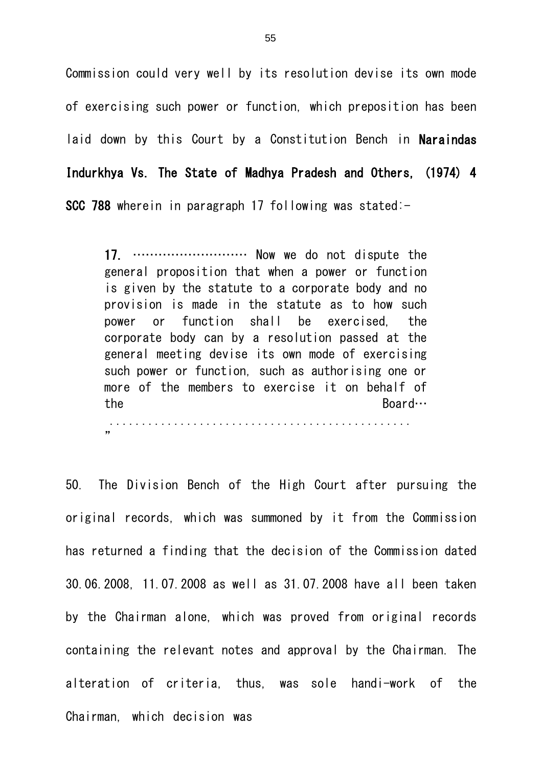Commission could very well by its resolution devise its own mode of exercising such power or function, which preposition has been laid down by this Court by a Constitution Bench in **Naraindas Indurkhya Vs. The State of Madhya Pradesh and Others, (1974) 4 SCC 788** wherein in paragraph 17 following was stated:-

> **17.** ……………………… Now we do not dispute the general proposition that when a power or function is given by the statute to a corporate body and no provision is made in the statute as to how such power or function shall be exercised, the corporate body can by a resolution passed at the general meeting devise its own mode of exercising such power or function, such as authorising one or more of the members to exercise it on behalf of the Board…
> ...............................................
> ”

50. The Division Bench of the High Court after pursuing the original records, which was summoned by it from the Commission has returned a finding that the decision of the Commission dated 30.06.2008, 11.07.2008 as well as 31.07.2008 have all been taken by the Chairman alone, which was proved from original records containing the relevant notes and approval by the Chairman. The alteration of criteria, thus, was sole handi-work of the Chairman, which decision was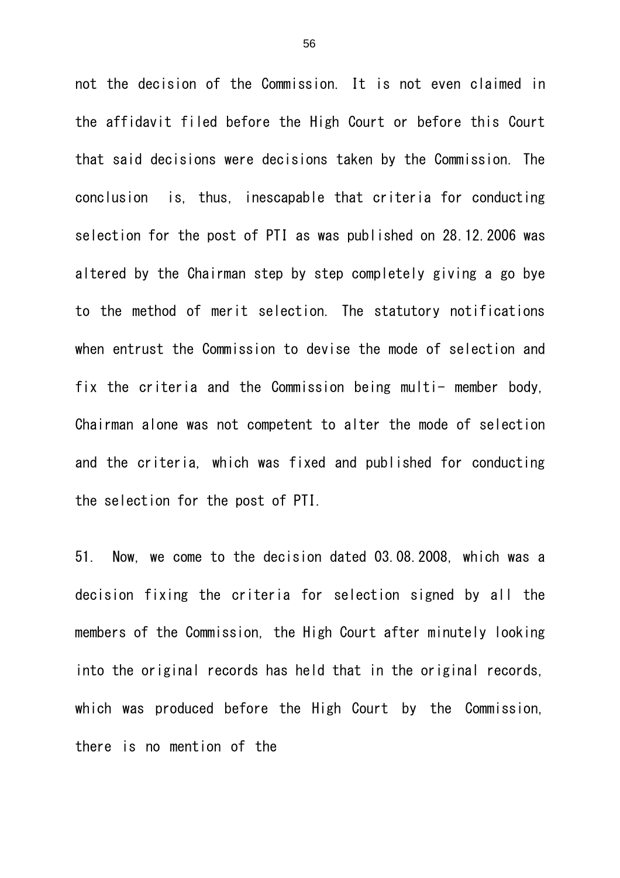not the decision of the Commission. It is not even claimed in the affidavit filed before the High Court or before this Court that said decisions were decisions taken by the Commission. The conclusion is, thus, inescapable that criteria for conducting selection for the post of PTI as was published on 28.12.2006 was altered by the Chairman step by step completely giving a go bye to the method of merit selection. The statutory notifications when entrust the Commission to devise the mode of selection and fix the criteria and the Commission being multi- member body, Chairman alone was not competent to alter the mode of selection and the criteria, which was fixed and published for conducting the selection for the post of PTI.

51. Now, we come to the decision dated 03.08.2008, which was a decision fixing the criteria for selection signed by all the members of the Commission, the High Court after minutely looking into the original records has held that in the original records, which was produced before the High Court by the Commission, there is no mention of the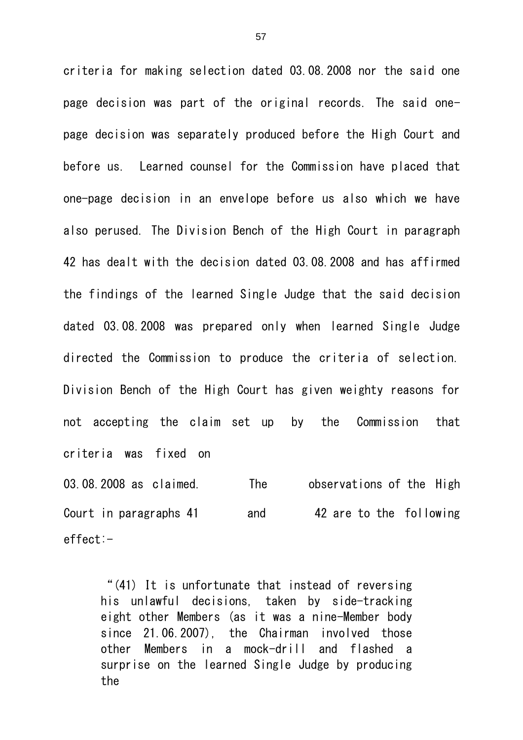criteria for making selection dated 03.08.2008 nor the said one page decision was part of the original records. The said one-page decision was separately produced before the High Court and before us. Learned counsel for the Commission have placed that one-page decision in an envelope before us also which we have also perused. The Division Bench of the High Court in paragraph 42 has dealt with the decision dated 03.08.2008 and has affirmed the findings of the learned Single Judge that the said decision dated 03.08.2008 was prepared only when learned Single Judge directed the Commission to produce the criteria of selection. Division Bench of the High Court has given weighty reasons for not accepting the claim set up by the Commission that criteria was fixed on 03.08.2008 as claimed. The observations of the High Court in paragraphs 41 and 42 are to the following effect:-

> "(41) It is unfortunate that instead of reversing his unlawful decisions, taken by side-tracking eight other Members (as it was a nine-Member body since 21.06.2007), the Chairman involved those other Members in a mock-drill and flashed a surprise on the learned Single Judge by producing the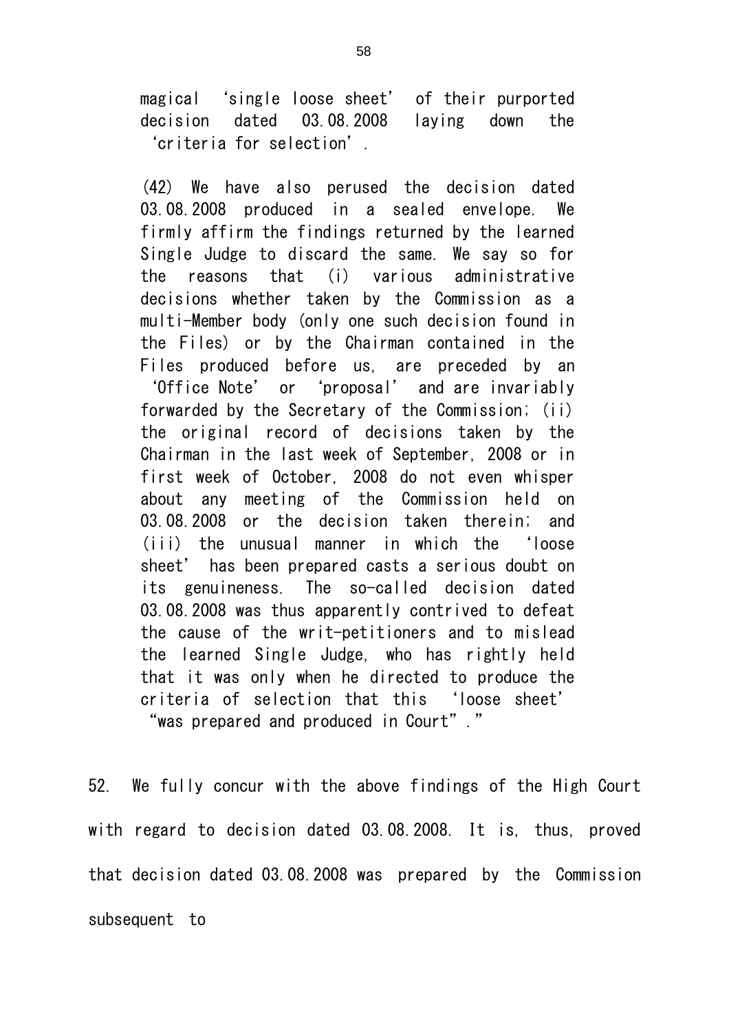magical 'single loose sheet' of their purported decision dated 03.08.2008 laying down the 'criteria for selection'.

(42) We have also perused the decision dated 03.08.2008 produced in a sealed envelope. We firmly affirm the findings returned by the learned Single Judge to discard the same. We say so for the reasons that (i) various administrative decisions whether taken by the Commission as a multi-Member body (only one such decision found in the Files) or by the Chairman contained in the Files produced before us, are preceded by an 'Office Note' or 'proposal' and are invariably forwarded by the Secretary of the Commission; (ii) the original record of decisions taken by the Chairman in the last week of September, 2008 or in first week of October, 2008 do not even whisper about any meeting of the Commission held on 03.08.2008 or the decision taken therein; and (iii) the unusual manner in which the 'loose sheet' has been prepared casts a serious doubt on its genuineness. The so-called decision dated 03.08.2008 was thus apparently contrived to defeat the cause of the writ-petitioners and to mislead the learned Single Judge, who has rightly held that it was only when he directed to produce the criteria of selection that this 'loose sheet' "was prepared and produced in Court"."

52. We fully concur with the above findings of the High Court with regard to decision dated 03.08.2008. It is, thus, proved that decision dated 03.08.2008 was prepared by the Commission subsequent to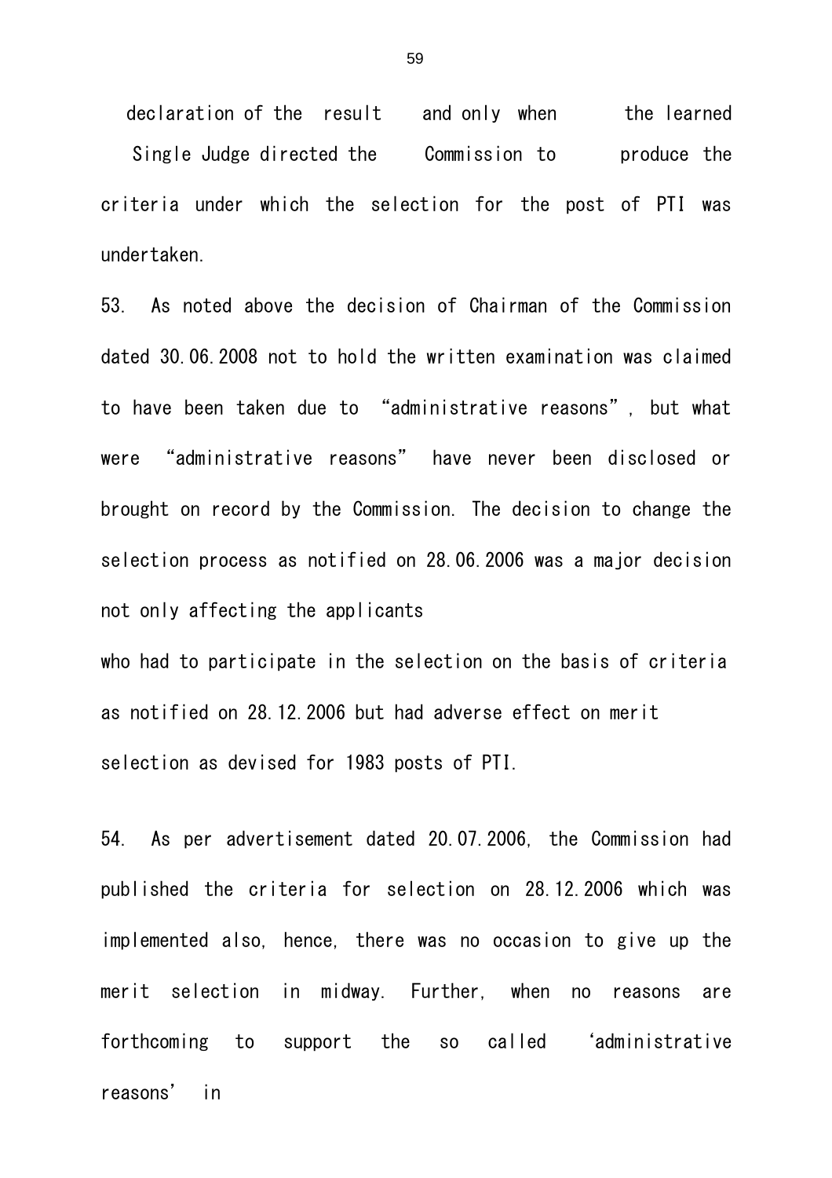declaration of the result and only when the learned Single Judge directed the Commission to produce the criteria under which the selection for the post of PTI was undertaken.

53. As noted above the decision of Chairman of the Commission dated 30.06.2008 not to hold the written examination was claimed to have been taken due to "administrative reasons", but what were "administrative reasons" have never been disclosed or brought on record by the Commission. The decision to change the selection process as notified on 28.06.2006 was a major decision not only affecting the applicants who had to participate in the selection on the basis of criteria as notified on 28.12.2006 but had adverse effect on merit selection as devised for 1983 posts of PTI.

54. As per advertisement dated 20.07.2006, the Commission had published the criteria for selection on 28.12.2006 which was implemented also, hence, there was no occasion to give up the merit selection in midway. Further, when no reasons are forthcoming to support the so called 'administrative reasons' in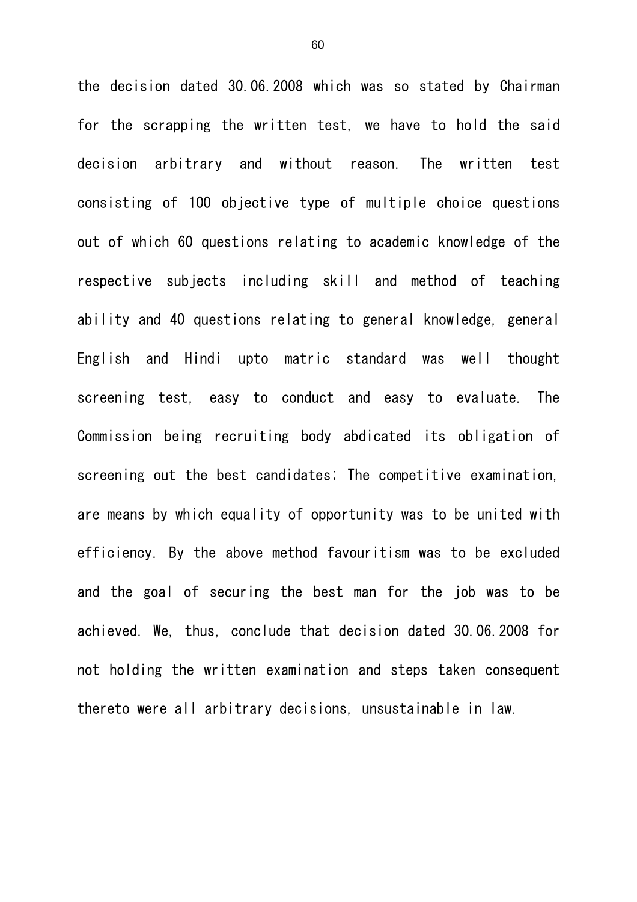the decision dated 30.06.2008 which was so stated by Chairman for the scrapping the written test, we have to hold the said decision arbitrary and without reason. The written test consisting of 100 objective type of multiple choice questions out of which 60 questions relating to academic knowledge of the respective subjects including skill and method of teaching ability and 40 questions relating to general knowledge, general English and Hindi upto matric standard was well thought screening test, easy to conduct and easy to evaluate. The Commission being recruiting body abdicated its obligation of screening out the best candidates; The competitive examination, are means by which equality of opportunity was to be united with efficiency. By the above method favouritism was to be excluded and the goal of securing the best man for the job was to be achieved. We, thus, conclude that decision dated 30.06.2008 for not holding the written examination and steps taken consequent thereto were all arbitrary decisions, unsustainable in law.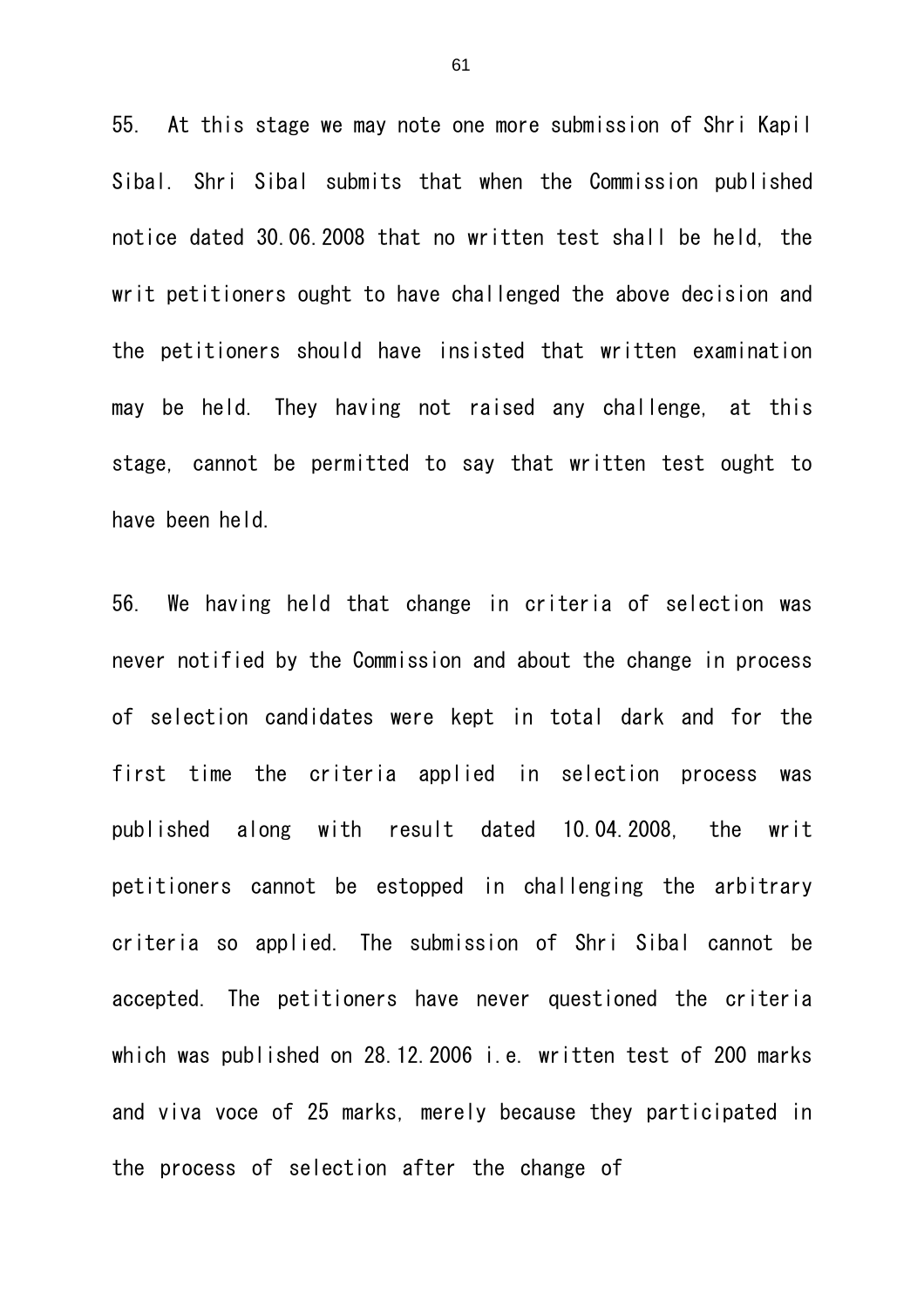55. At this stage we may note one more submission of Shri Kapil Sibal. Shri Sibal submits that when the Commission published notice dated 30.06.2008 that no written test shall be held, the writ petitioners ought to have challenged the above decision and the petitioners should have insisted that written examination may be held. They having not raised any challenge, at this stage, cannot be permitted to say that written test ought to have been held.

56. We having held that change in criteria of selection was never notified by the Commission and about the change in process of selection candidates were kept in total dark and for the first time the criteria applied in selection process was published along with result dated 10.04.2008, the writ petitioners cannot be estopped in challenging the arbitrary criteria so applied. The submission of Shri Sibal cannot be accepted. The petitioners have never questioned the criteria which was published on 28.12.2006 i.e. written test of 200 marks and viva voce of 25 marks, merely because they participated in the process of selection after the change of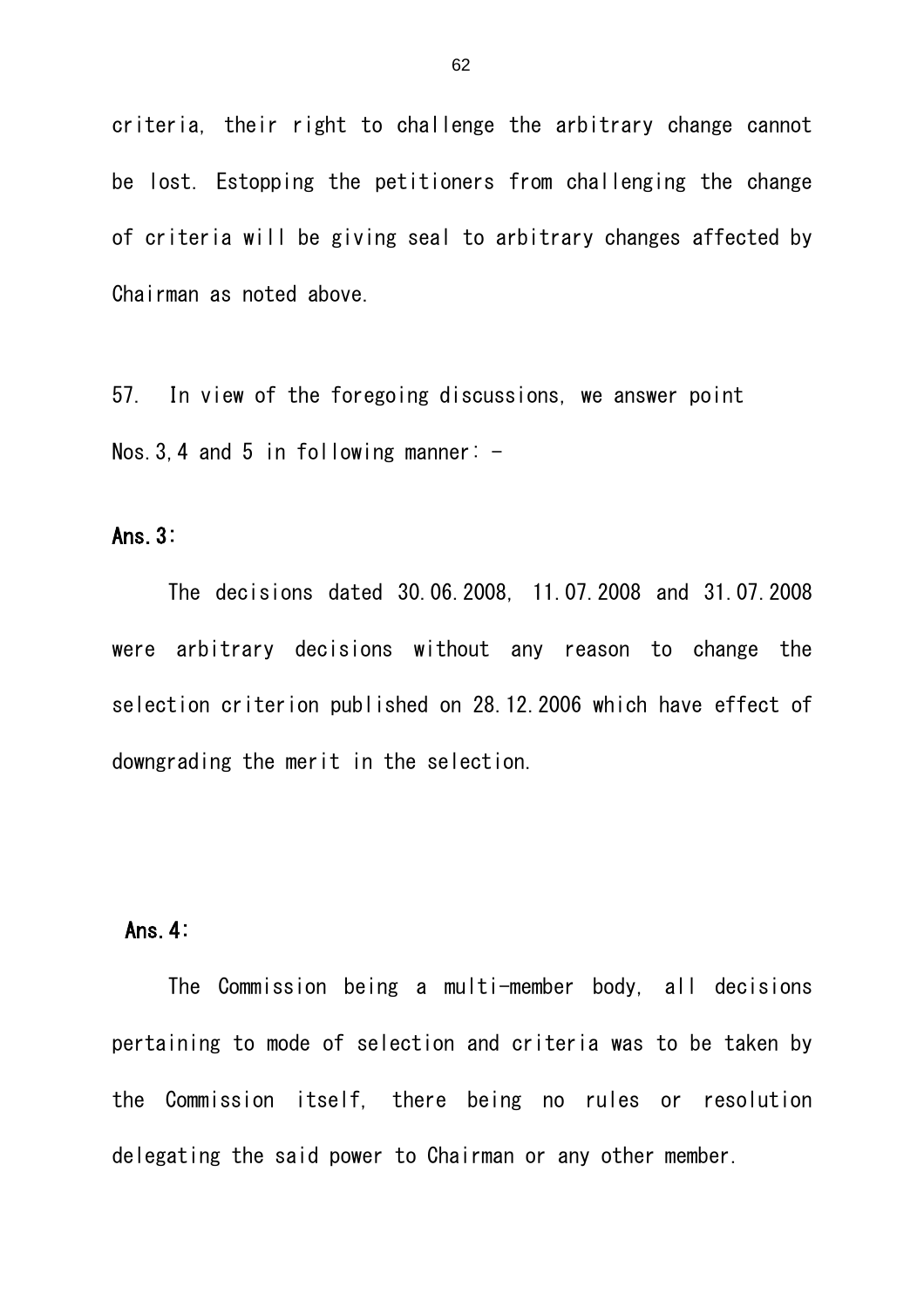criteria, their right to challenge the arbitrary change cannot be lost. Estopping the petitioners from challenging the change of criteria will be giving seal to arbitrary changes affected by Chairman as noted above.

57. In view of the foregoing discussions, we answer point Nos.3,4 and 5 in following manner: -

**Ans.3:**

The decisions dated 30.06.2008, 11.07.2008 and 31.07.2008 were arbitrary decisions without any reason to change the selection criterion published on 28.12.2006 which have effect of downgrading the merit in the selection.

**Ans.4:**

The Commission being a multi-member body, all decisions pertaining to mode of selection and criteria was to be taken by the Commission itself, there being no rules or resolution delegating the said power to Chairman or any other member.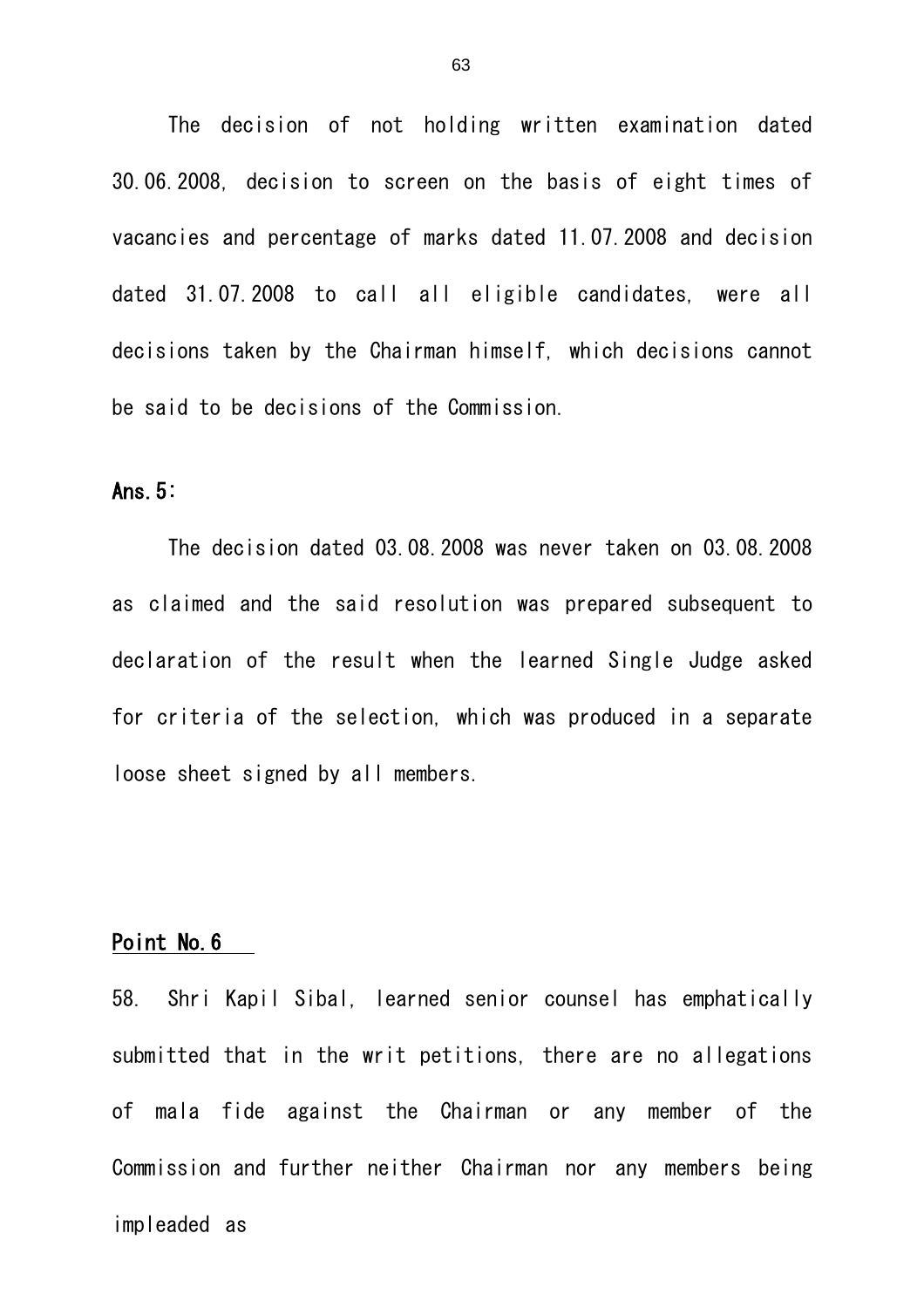The decision of not holding written examination dated 30.06.2008, decision to screen on the basis of eight times of vacancies and percentage of marks dated 11.07.2008 and decision dated 31.07.2008 to call all eligible candidates, were all decisions taken by the Chairman himself, which decisions cannot be said to be decisions of the Commission.

**Ans.5:**

The decision dated 03.08.2008 was never taken on 03.08.2008 as claimed and the said resolution was prepared subsequent to declaration of the result when the learned Single Judge asked for criteria of the selection, which was produced in a separate loose sheet signed by all members.

**Point No.6**

58. Shri Kapil Sibal, learned senior counsel has emphatically submitted that in the writ petitions, there are no allegations of mala fide against the Chairman or any member of the Commission and further neither Chairman nor any members being impleaded as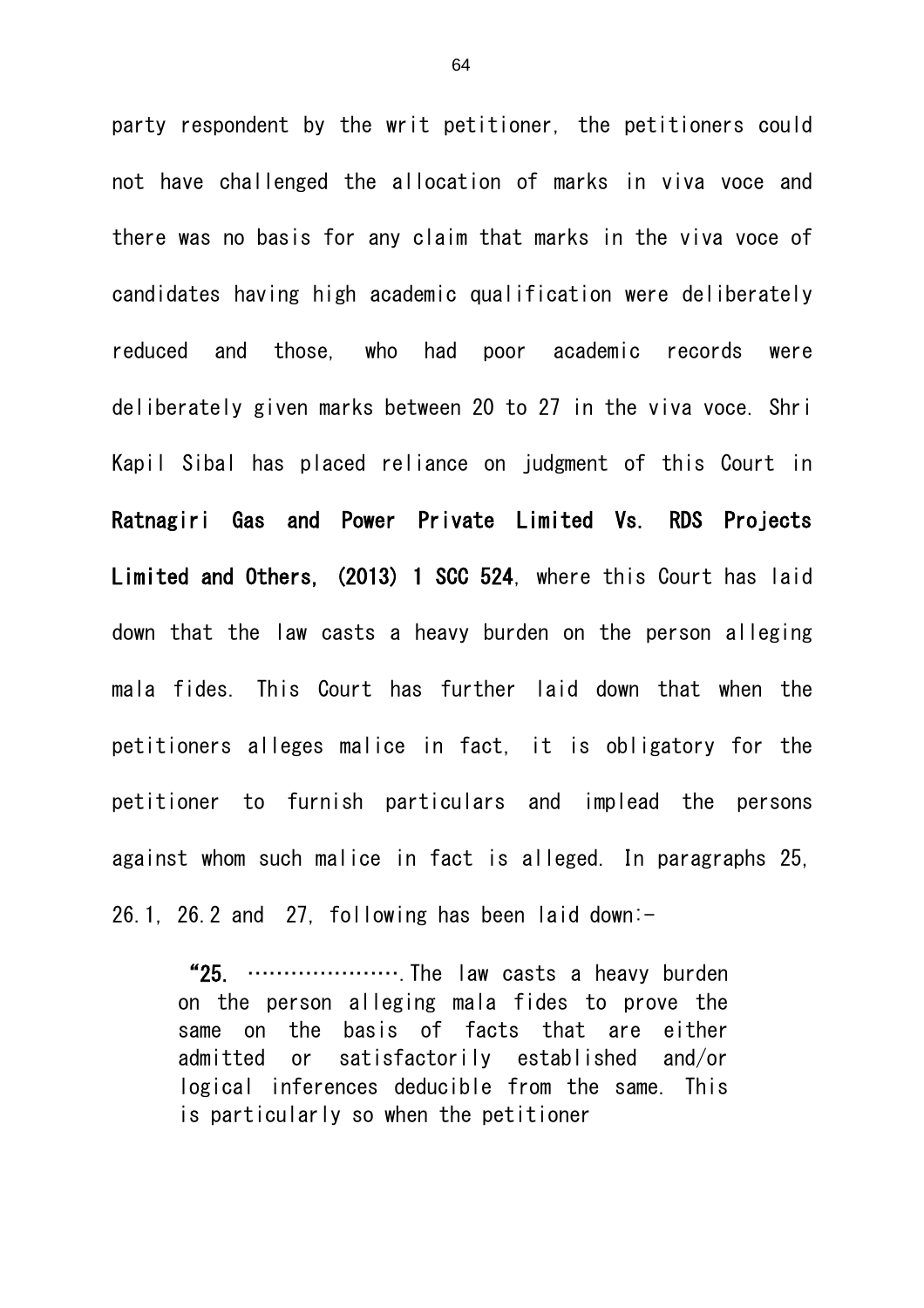party respondent by the writ petitioner, the petitioners could not have challenged the allocation of marks in viva voce and there was no basis for any claim that marks in the viva voce of candidates having high academic qualification were deliberately reduced and those, who had poor academic records were deliberately given marks between 20 to 27 in the viva voce. Shri Kapil Sibal has placed reliance on judgment of this Court in **Ratnagiri Gas and Power Private Limited Vs. RDS Projects Limited and Others, (2013) 1 SCC 524**, where this Court has laid down that the law casts a heavy burden on the person alleging mala fides. This Court has further laid down that when the petitioners alleges malice in fact, it is obligatory for the petitioner to furnish particulars and implead the persons against whom such malice in fact is alleged. In paragraphs 25, 26.1, 26.2 and 27, following has been laid down:-

> "**25.** …………………….The law casts a heavy burden on the person alleging mala fides to prove the same on the basis of facts that are either admitted or satisfactorily established and/or logical inferences deducible from the same. This is particularly so when the petitioner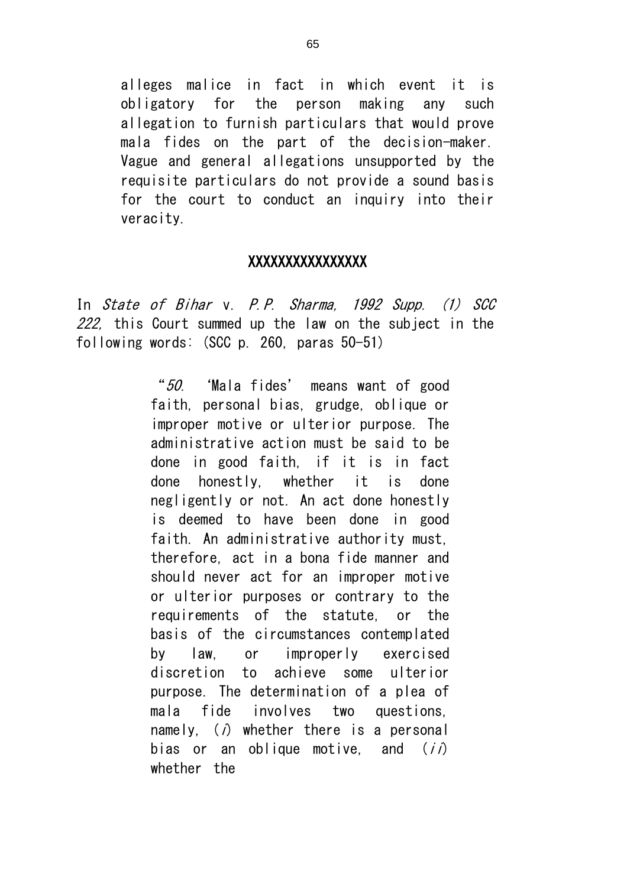> alleges malice in fact in which event it is obligatory for the person making any such allegation to furnish particulars that would prove mala fides on the part of the decision-maker. Vague and general allegations unsupported by the requisite particulars do not provide a sound basis for the court to conduct an inquiry into their veracity.

XXXXXXXXXXXXXXXX

In *State of Bihar* v. *P.P. Sharma, 1992 Supp. (1) SCC 222,* this Court summed up the law on the subject in the following words: (SCC p. 260, paras 50-51)

> "*50.* 'Mala fides' means want of good faith, personal bias, grudge, oblique or improper motive or ulterior purpose. The administrative action must be said to be done in good faith, if it is in fact done honestly, whether it is done negligently or not. An act done honestly is deemed to have been done in good faith. An administrative authority must, therefore, act in a bona fide manner and should never act for an improper motive or ulterior purposes or contrary to the requirements of the statute, or the basis of the circumstances contemplated by law, or improperly exercised discretion to achieve some ulterior purpose. The determination of a plea of mala fide involves two questions, namely, (*i*) whether there is a personal bias or an oblique motive, and (*ii*) whether the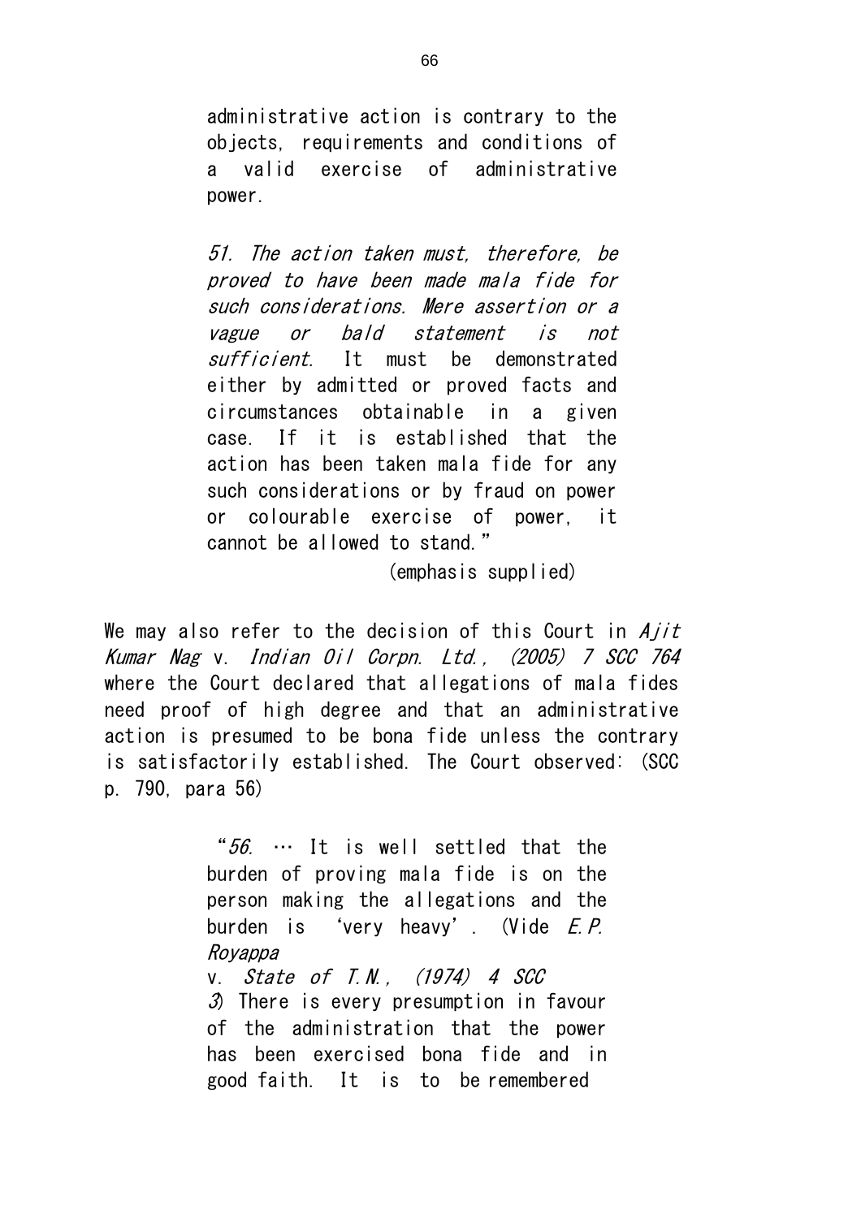> administrative action is contrary to the objects, requirements and conditions of a valid exercise of administrative power.
>
> *51. The action taken must, therefore, be proved to have been made mala fide for such considerations. Mere assertion or a vague or bald statement is not sufficient*. It must be demonstrated either by admitted or proved facts and circumstances obtainable in a given case. If it is established that the action has been taken mala fide for any such considerations or by fraud on power or colourable exercise of power, it cannot be allowed to stand."
>
> (emphasis supplied)

We may also refer to the decision of this Court in *Ajit Kumar Nag* v. *Indian Oil Corpn. Ltd., (2005) 7 SCC 764* where the Court declared that allegations of mala fides need proof of high degree and that an administrative action is presumed to be bona fide unless the contrary is satisfactorily established. The Court observed: (SCC p. 790, para 56)

> "*56*. … It is well settled that the burden of proving mala fide is on the person making the allegations and the burden is 'very heavy'. (Vide *E.P. Royappa* v. *State of T.N., (1974) 4 SCC 3*) There is every presumption in favour of the administration that the power has been exercised bona fide and in good faith. It is to be remembered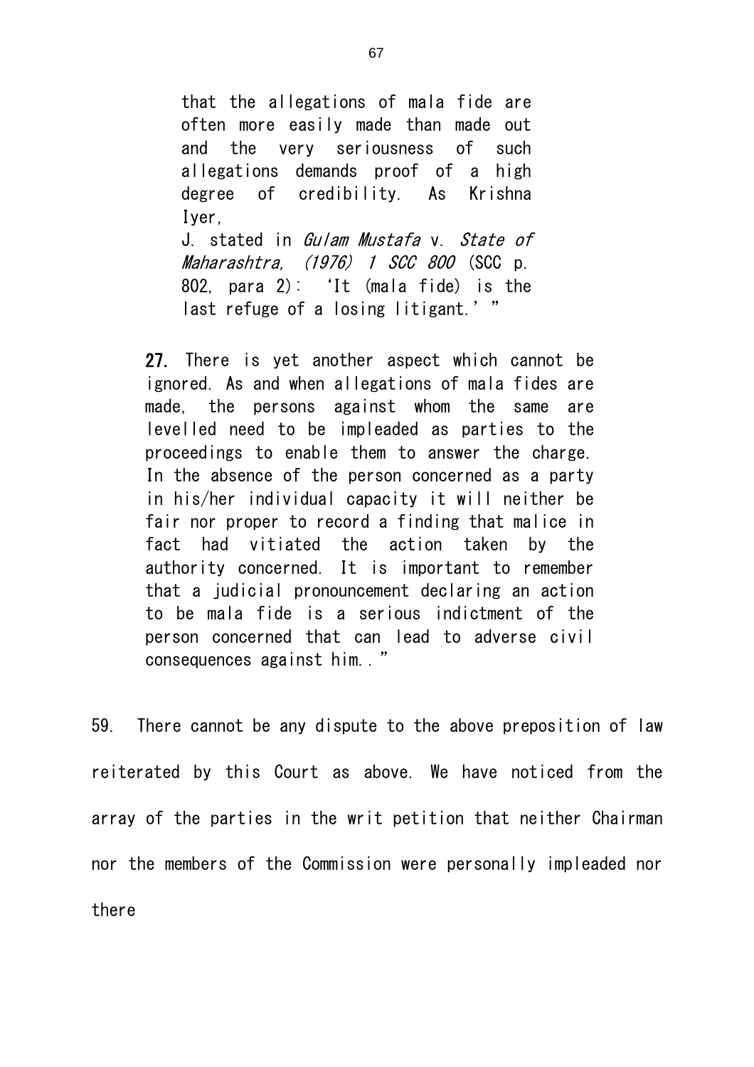> that the allegations of mala fide are often more easily made than made out and the very seriousness of such allegations demands proof of a high degree of credibility. As Krishna Iyer, J. stated in *Gulam Mustafa* v. *State of Maharashtra, (1976) 1 SCC 800* (SCC p. 802, para 2): 'It (mala fide) is the last refuge of a losing litigant.' "

> **27.** There is yet another aspect which cannot be ignored. As and when allegations of mala fides are made, the persons against whom the same are levelled need to be impleaded as parties to the proceedings to enable them to answer the charge. In the absence of the person concerned as a party in his/her individual capacity it will neither be fair nor proper to record a finding that malice in fact had vitiated the action taken by the authority concerned. It is important to remember that a judicial pronouncement declaring an action to be mala fide is a serious indictment of the person concerned that can lead to adverse civil consequences against him.."

59. There cannot be any dispute to the above preposition of law reiterated by this Court as above. We have noticed from the array of the parties in the writ petition that neither Chairman nor the members of the Commission were personally impleaded nor there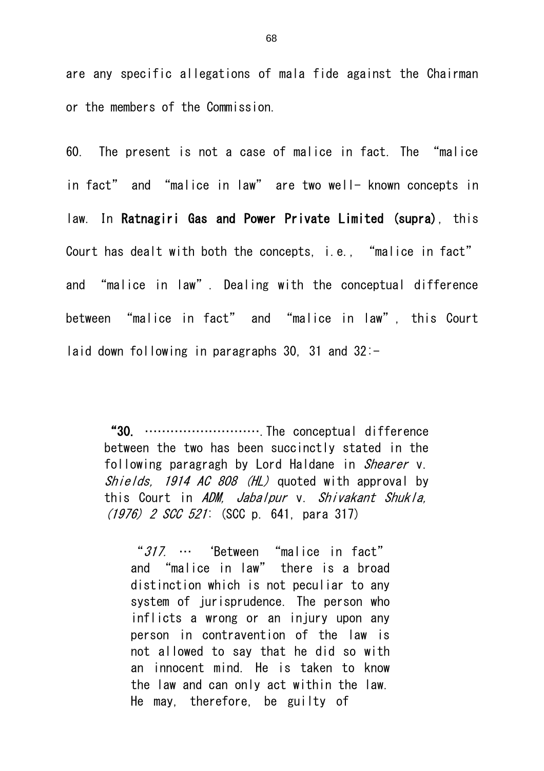are any specific allegations of mala fide against the Chairman or the members of the Commission.

60. The present is not a case of malice in fact. The "malice in fact" and "malice in law" are two well- known concepts in law. In **Ratnagiri Gas and Power Private Limited (supra)**, this Court has dealt with both the concepts, i.e., "malice in fact" and "malice in law". Dealing with the conceptual difference between "malice in fact" and "malice in law", this Court laid down following in paragraphs 30, 31 and 32:-

> "**30.** ……………………….The conceptual difference between the two has been succinctly stated in the following paragragh by Lord Haldane in *Shearer* v. *Shields, 1914 AC 808 (HL)* quoted with approval by this Court in *ADM, Jabalpur* v. *Shivakant Shukla, (1976) 2 SCC 521*: (SCC p. 641, para 317)
>
> > "*317.* … 'Between "malice in fact" and "malice in law" there is a broad distinction which is not peculiar to any system of jurisprudence. The person who inflicts a wrong or an injury upon any person in contravention of the law is not allowed to say that he did so with an innocent mind. He is taken to know the law and can only act within the law. He may, therefore, be guilty of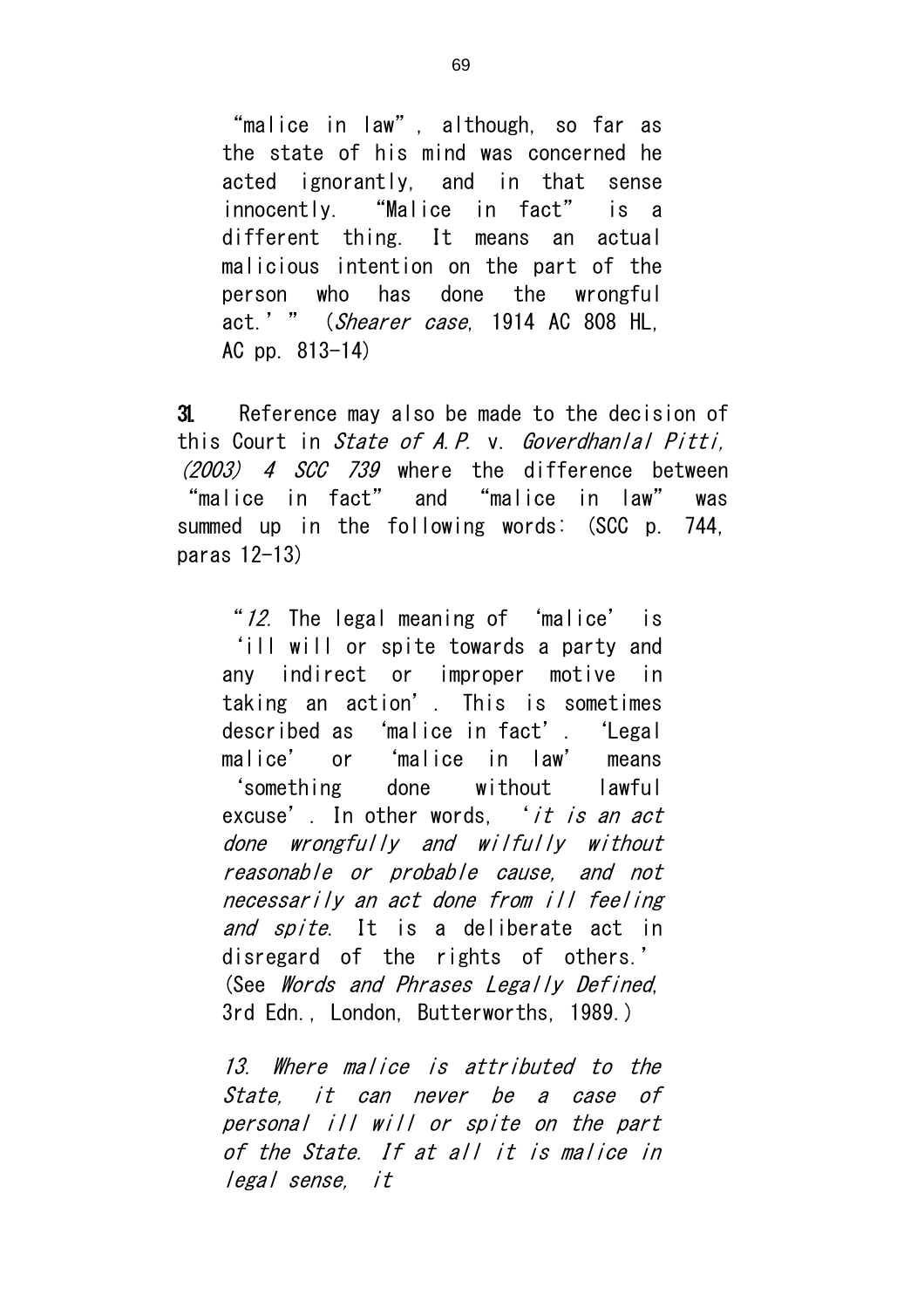"malice in law", although, so far as the state of his mind was concerned he acted ignorantly, and in that sense innocently. "Malice in fact" is a different thing. It means an actual malicious intention on the part of the person who has done the wrongful act.' " (*Shearer case*, 1914 AC 808 HL, AC pp. 813-14)

**31.** Reference may also be made to the decision of this Court in *State of A.P.* v. *Goverdhanlal Pitti, (2003) 4 SCC 739* where the difference between "malice in fact" and "malice in law" was summed up in the following words: (SCC p. 744, paras 12-13)

> "*12.* The legal meaning of 'malice' is 'ill will or spite towards a party and any indirect or improper motive in taking an action'. This is sometimes described as 'malice in fact'. 'Legal malice' or 'malice in law' means 'something done without lawful excuse'. In other words, '*it is an act done wrongfully and wilfully without reasonable or probable cause, and not necessarily an act done from ill feeling and spite*. It is a deliberate act in disregard of the rights of others.' (See *Words and Phrases Legally Defined*, 3rd Edn., London, Butterworths, 1989.)
>
> *13. Where malice is attributed to the State, it can never be a case of personal ill will or spite on the part of the State. If at all it is malice in legal sense, it*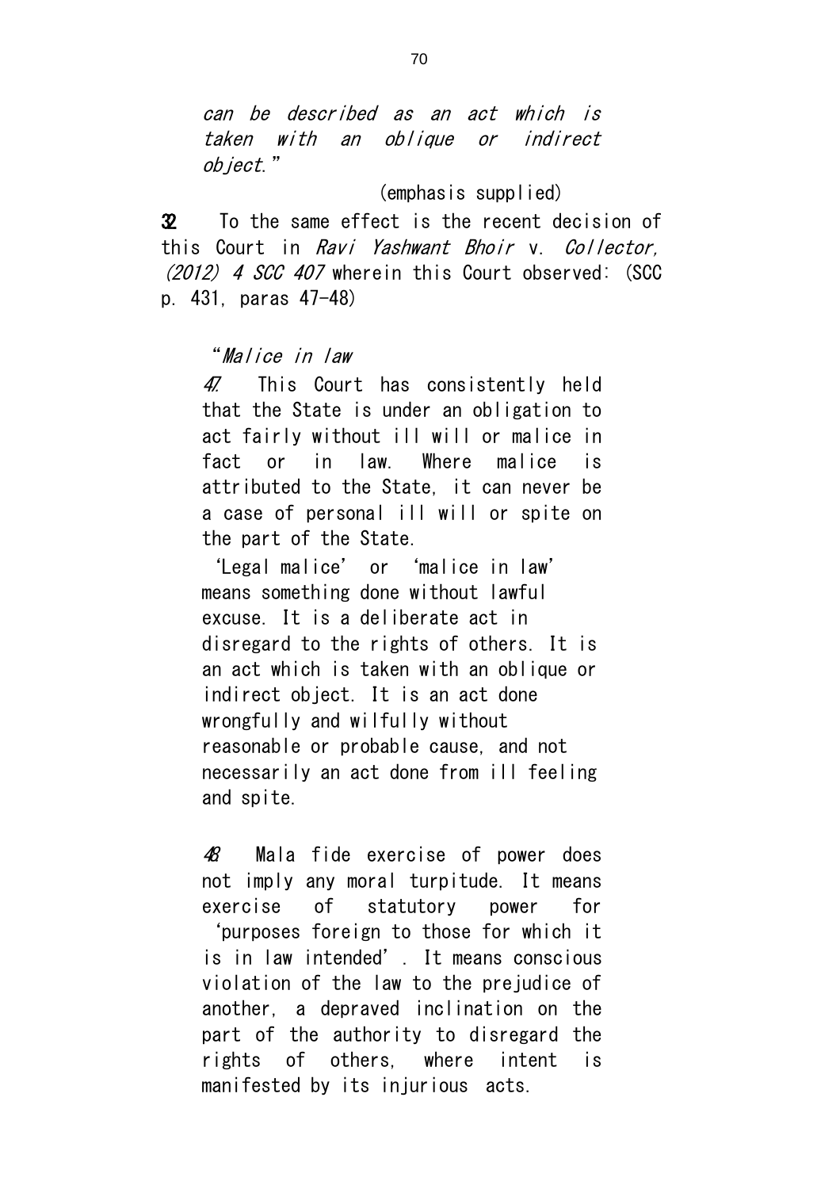> *can be described as an act which is taken with an oblique or indirect object.*"

(emphasis supplied)

**32** To the same effect is the recent decision of this Court in *Ravi Yashwant Bhoir* v. *Collector, (2012) 4 SCC 407* wherein this Court observed: (SCC p. 431, paras 47-48)

> "*Malice in law*
>
> *47.* This Court has consistently held that the State is under an obligation to act fairly without ill will or malice in fact or in law. Where malice is attributed to the State, it can never be a case of personal ill will or spite on the part of the State.
>
> 'Legal malice' or 'malice in law' means something done without lawful excuse. It is a deliberate act in disregard to the rights of others. It is an act which is taken with an oblique or indirect object. It is an act done wrongfully and wilfully without reasonable or probable cause, and not necessarily an act done from ill feeling and spite.
>
> *48.* Mala fide exercise of power does not imply any moral turpitude. It means exercise of statutory power for 'purposes foreign to those for which it is in law intended'. It means conscious violation of the law to the prejudice of another, a depraved inclination on the part of the authority to disregard the rights of others, where intent is manifested by its injurious acts.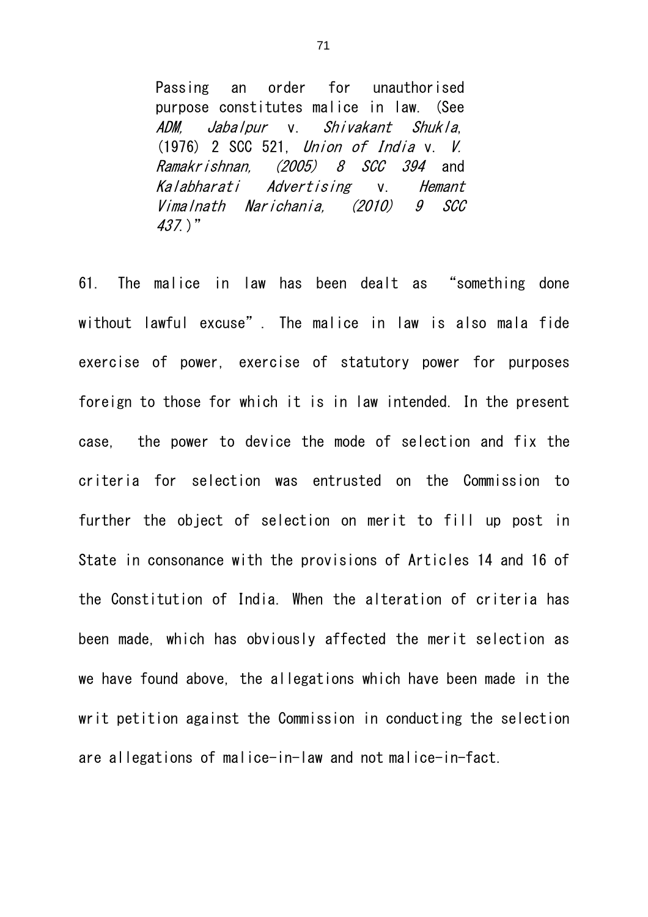> Passing an order for unauthorised purpose constitutes malice in law. (See *ADM, Jabalpur* v. *Shivakant Shukla*, (1976) 2 SCC 521, *Union of India* v. *V. Ramakrishnan, (2005) 8 SCC 394* and *Kalabharati Advertising* v. *Hemant Vimalnath Narichania, (2010) 9 SCC 437*.)"

61. The malice in law has been dealt as "something done without lawful excuse". The malice in law is also mala fide exercise of power, exercise of statutory power for purposes foreign to those for which it is in law intended. In the present case, the power to device the mode of selection and fix the criteria for selection was entrusted on the Commission to further the object of selection on merit to fill up post in State in consonance with the provisions of Articles 14 and 16 of the Constitution of India. When the alteration of criteria has been made, which has obviously affected the merit selection as we have found above, the allegations which have been made in the writ petition against the Commission in conducting the selection are allegations of malice-in-law and not malice-in-fact.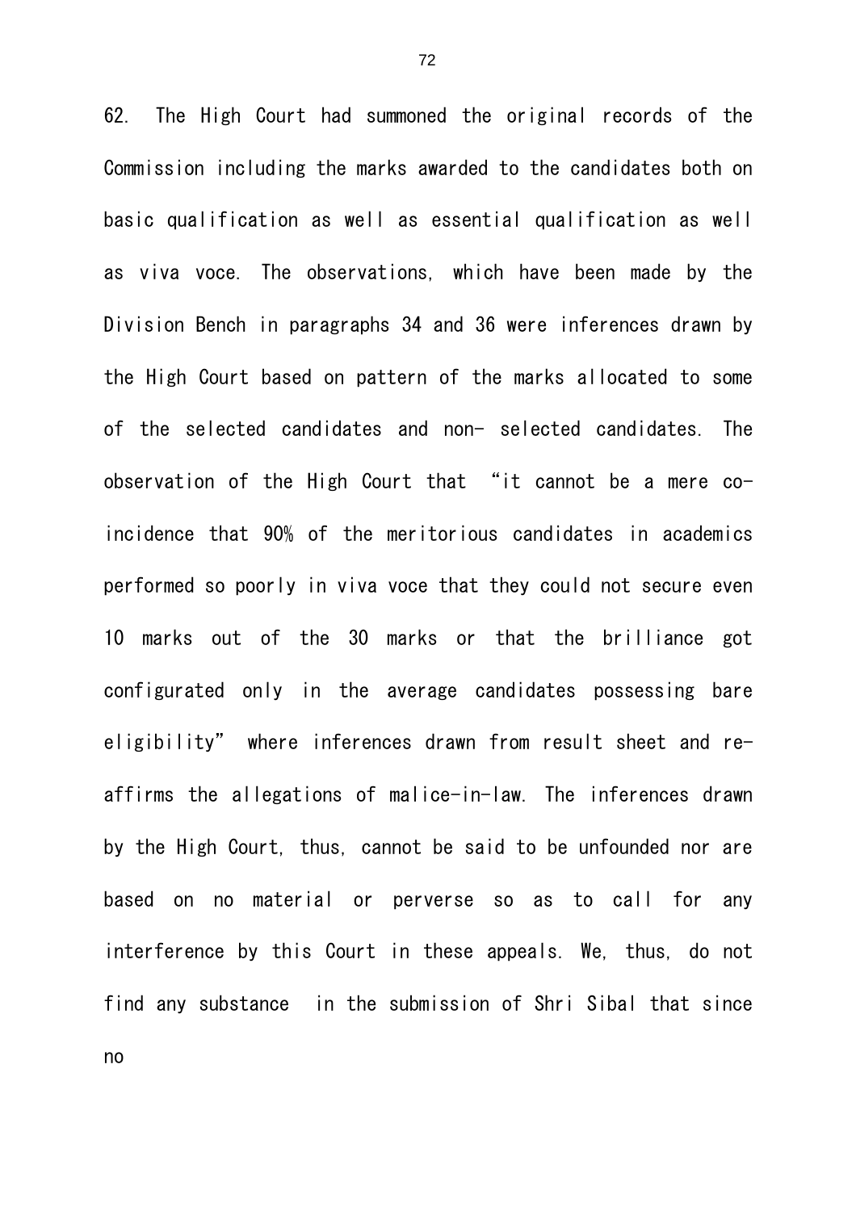62. The High Court had summoned the original records of the Commission including the marks awarded to the candidates both on basic qualification as well as essential qualification as well as viva voce. The observations, which have been made by the Division Bench in paragraphs 34 and 36 were inferences drawn by the High Court based on pattern of the marks allocated to some of the selected candidates and non- selected candidates. The observation of the High Court that "it cannot be a mere co-incidence that 90% of the meritorious candidates in academics performed so poorly in viva voce that they could not secure even 10 marks out of the 30 marks or that the brilliance got configurated only in the average candidates possessing bare eligibility" where inferences drawn from result sheet and re-affirms the allegations of malice-in-law. The inferences drawn by the High Court, thus, cannot be said to be unfounded nor are based on no material or perverse so as to call for any interference by this Court in these appeals. We, thus, do not find any substance in the submission of Shri Sibal that since no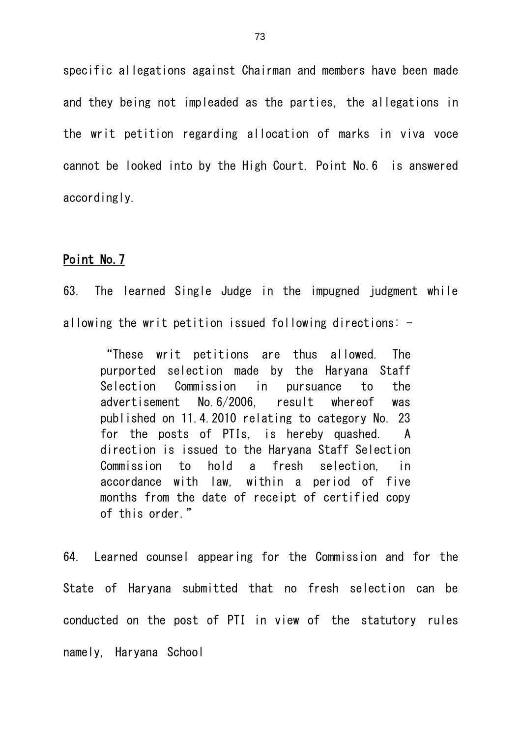specific allegations against Chairman and members have been made and they being not impleaded as the parties, the allegations in the writ petition regarding allocation of marks in viva voce cannot be looked into by the High Court. Point No.6 is answered accordingly.

**Point No.7**

63. The learned Single Judge in the impugned judgment while allowing the writ petition issued following directions: -

> "These writ petitions are thus allowed. The purported selection made by the Haryana Staff Selection Commission in pursuance to the advertisement No.6/2006, result whereof was published on 11.4.2010 relating to category No. 23 for the posts of PTIs, is hereby quashed. A direction is issued to the Haryana Staff Selection Commission to hold a fresh selection, in accordance with law, within a period of five months from the date of receipt of certified copy of this order."

64. Learned counsel appearing for the Commission and for the State of Haryana submitted that no fresh selection can be conducted on the post of PTI in view of the statutory rules namely, Haryana School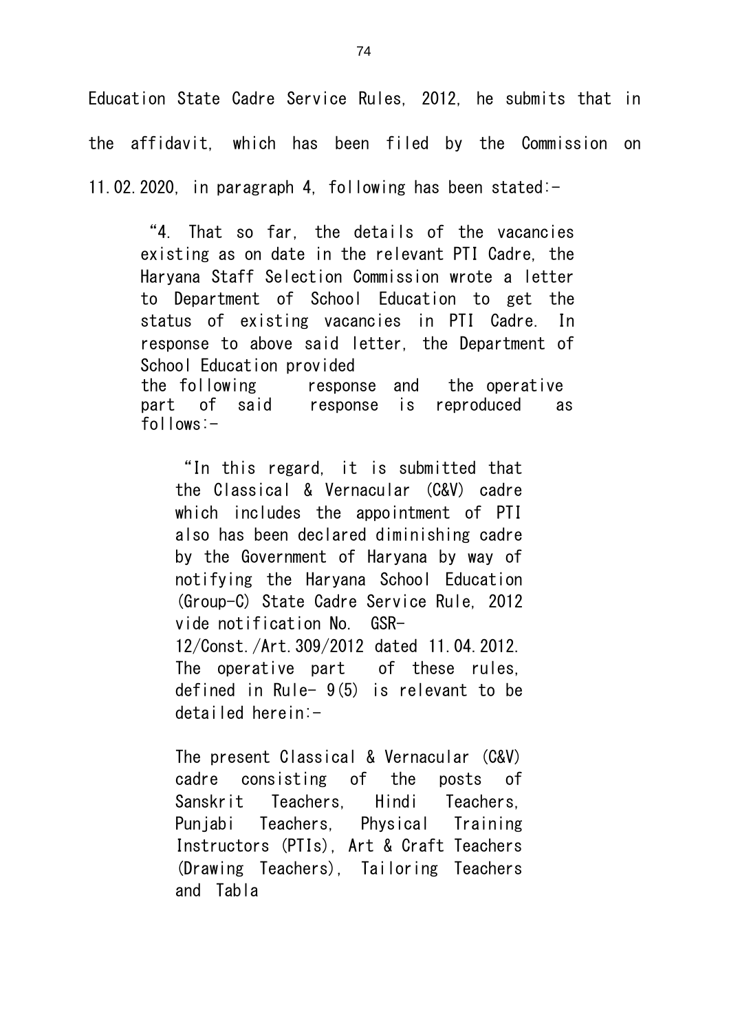Education State Cadre Service Rules, 2012, he submits that in the affidavit, which has been filed by the Commission on 11.02.2020, in paragraph 4, following has been stated:-

> "4. That so far, the details of the vacancies existing as on date in the relevant PTI Cadre, the Haryana Staff Selection Commission wrote a letter to Department of School Education to get the status of existing vacancies in PTI Cadre. In response to above said letter, the Department of School Education provided the following response and the operative part of said response is reproduced as follows:-
>
> > "In this regard, it is submitted that the Classical & Vernacular (C&V) cadre which includes the appointment of PTI also has been declared diminishing cadre by the Government of Haryana by way of notifying the Haryana School Education (Group-C) State Cadre Service Rule, 2012 vide notification No. GSR-12/Const./Art.309/2012 dated 11.04.2012. The operative part of these rules, defined in Rule- 9(5) is relevant to be detailed herein:-
> >
> > The present Classical & Vernacular (C&V) cadre consisting of the posts of Sanskrit Teachers, Hindi Teachers, Punjabi Teachers, Physical Training Instructors (PTIs), Art & Craft Teachers (Drawing Teachers), Tailoring Teachers and Tabla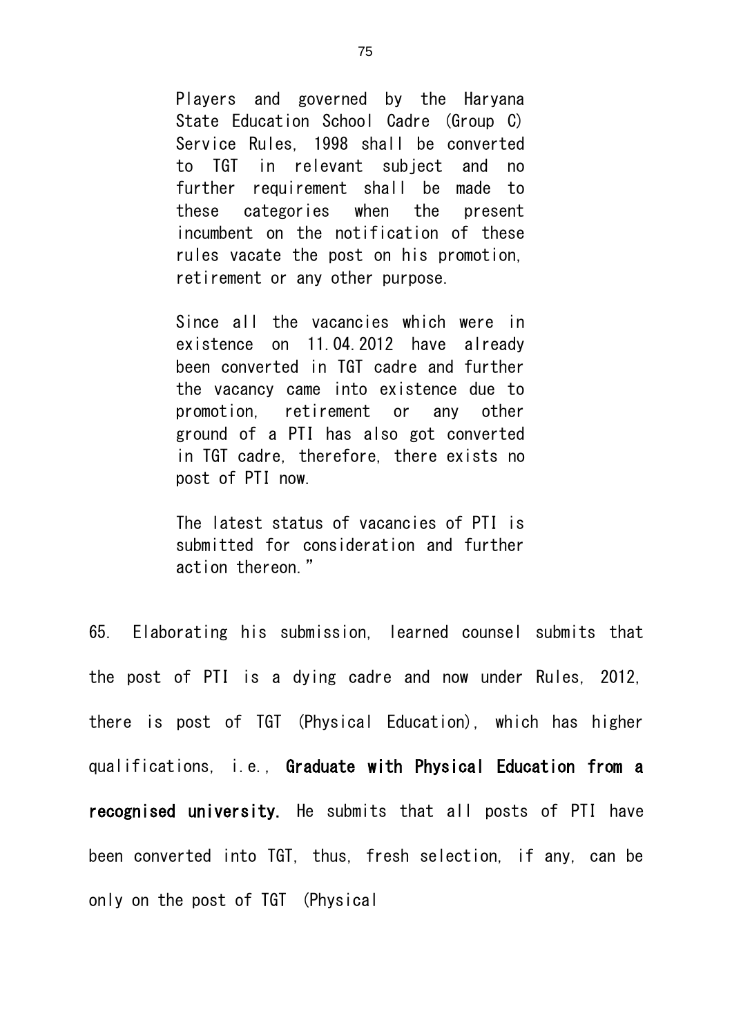> Players and governed by the Haryana State Education School Cadre (Group C) Service Rules, 1998 shall be converted to TGT in relevant subject and no further requirement shall be made to these categories when the present incumbent on the notification of these rules vacate the post on his promotion, retirement or any other purpose.
>
> Since all the vacancies which were in existence on 11.04.2012 have already been converted in TGT cadre and further the vacancy came into existence due to promotion, retirement or any other ground of a PTI has also got converted in TGT cadre, therefore, there exists no post of PTI now.
>
> The latest status of vacancies of PTI is submitted for consideration and further action thereon."

65. Elaborating his submission, learned counsel submits that the post of PTI is a dying cadre and now under Rules, 2012, there is post of TGT (Physical Education), which has higher qualifications, i.e., **Graduate with Physical Education from a recognised university.** He submits that all posts of PTI have been converted into TGT, thus, fresh selection, if any, can be only on the post of TGT (Physical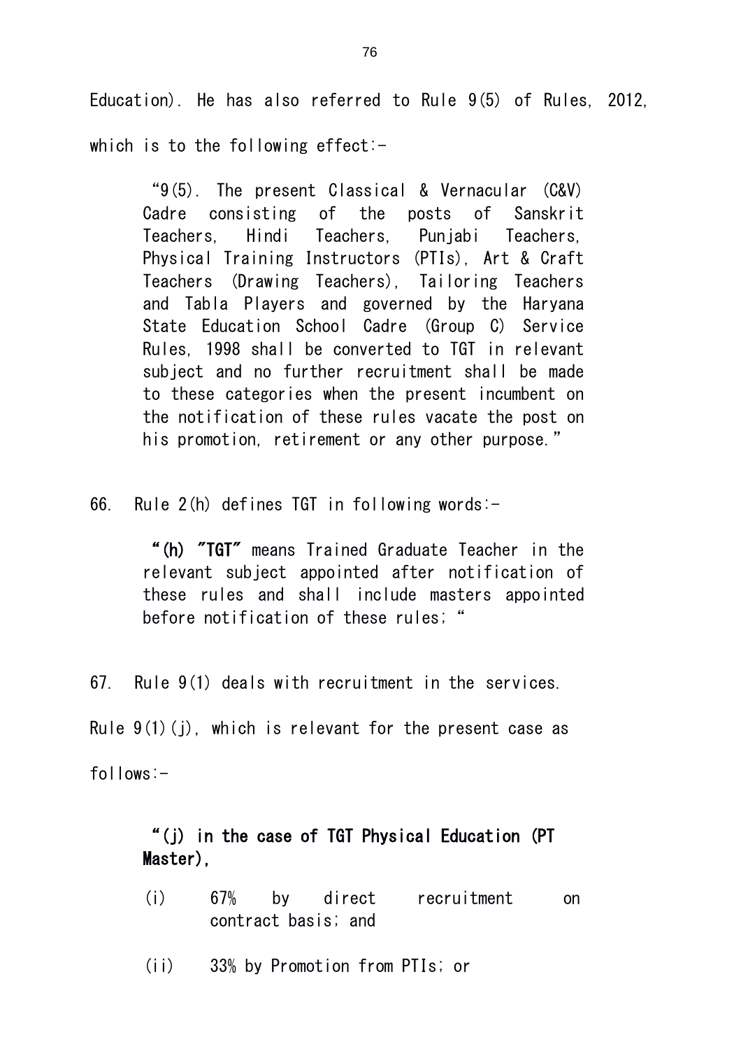Education). He has also referred to Rule 9(5) of Rules, 2012, which is to the following effect:-

> "9(5). The present Classical & Vernacular (C&V) Cadre consisting of the posts of Sanskrit Teachers, Hindi Teachers, Punjabi Teachers, Physical Training Instructors (PTIs), Art & Craft Teachers (Drawing Teachers), Tailoring Teachers and Tabla Players and governed by the Haryana State Education School Cadre (Group C) Service Rules, 1998 shall be converted to TGT in relevant subject and no further recruitment shall be made to these categories when the present incumbent on the notification of these rules vacate the post on his promotion, retirement or any other purpose."

66. Rule 2(h) defines TGT in following words:-

> "**(h) "TGT"** means Trained Graduate Teacher in the relevant subject appointed after notification of these rules and shall include masters appointed before notification of these rules; "

67. Rule 9(1) deals with recruitment in the services. Rule 9(1)(j), which is relevant for the present case as follows:-

> **"(j) in the case of TGT Physical Education (PT Master),**
>
> (i) 67% by direct recruitment on contract basis; and
>
> (ii) 33% by Promotion from PTIs; or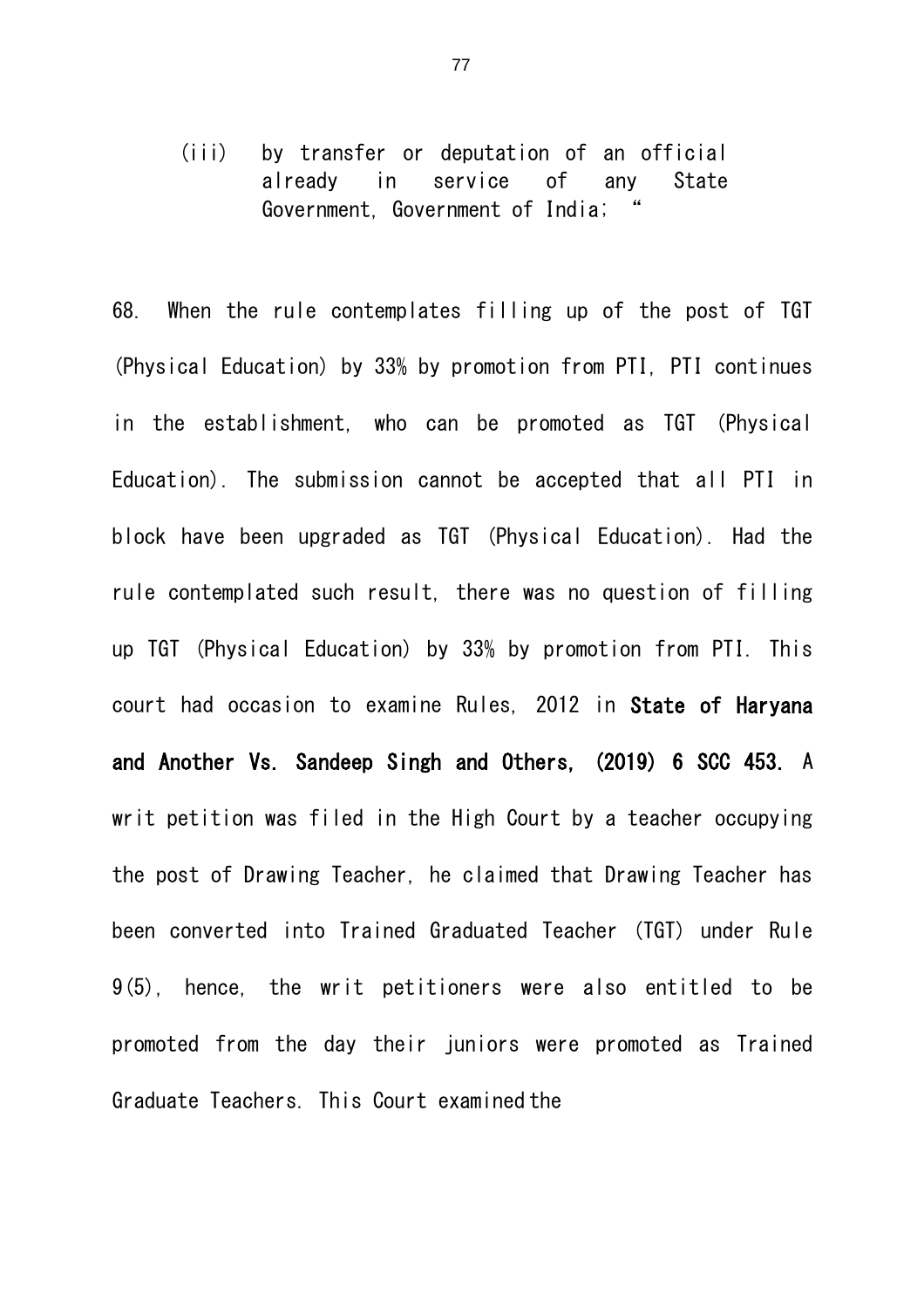(iii) by transfer or deputation of an official already in service of any State Government, Government of India; "

68. When the rule contemplates filling up of the post of TGT (Physical Education) by 33% by promotion from PTI, PTI continues in the establishment, who can be promoted as TGT (Physical Education). The submission cannot be accepted that all PTI in block have been upgraded as TGT (Physical Education). Had the rule contemplated such result, there was no question of filling up TGT (Physical Education) by 33% by promotion from PTI. This court had occasion to examine Rules, 2012 in **State of Haryana and Another Vs. Sandeep Singh and Others, (2019) 6 SCC 453.** A writ petition was filed in the High Court by a teacher occupying the post of Drawing Teacher, he claimed that Drawing Teacher has been converted into Trained Graduated Teacher (TGT) under Rule 9(5), hence, the writ petitioners were also entitled to be promoted from the day their juniors were promoted as Trained Graduate Teachers. This Court examined the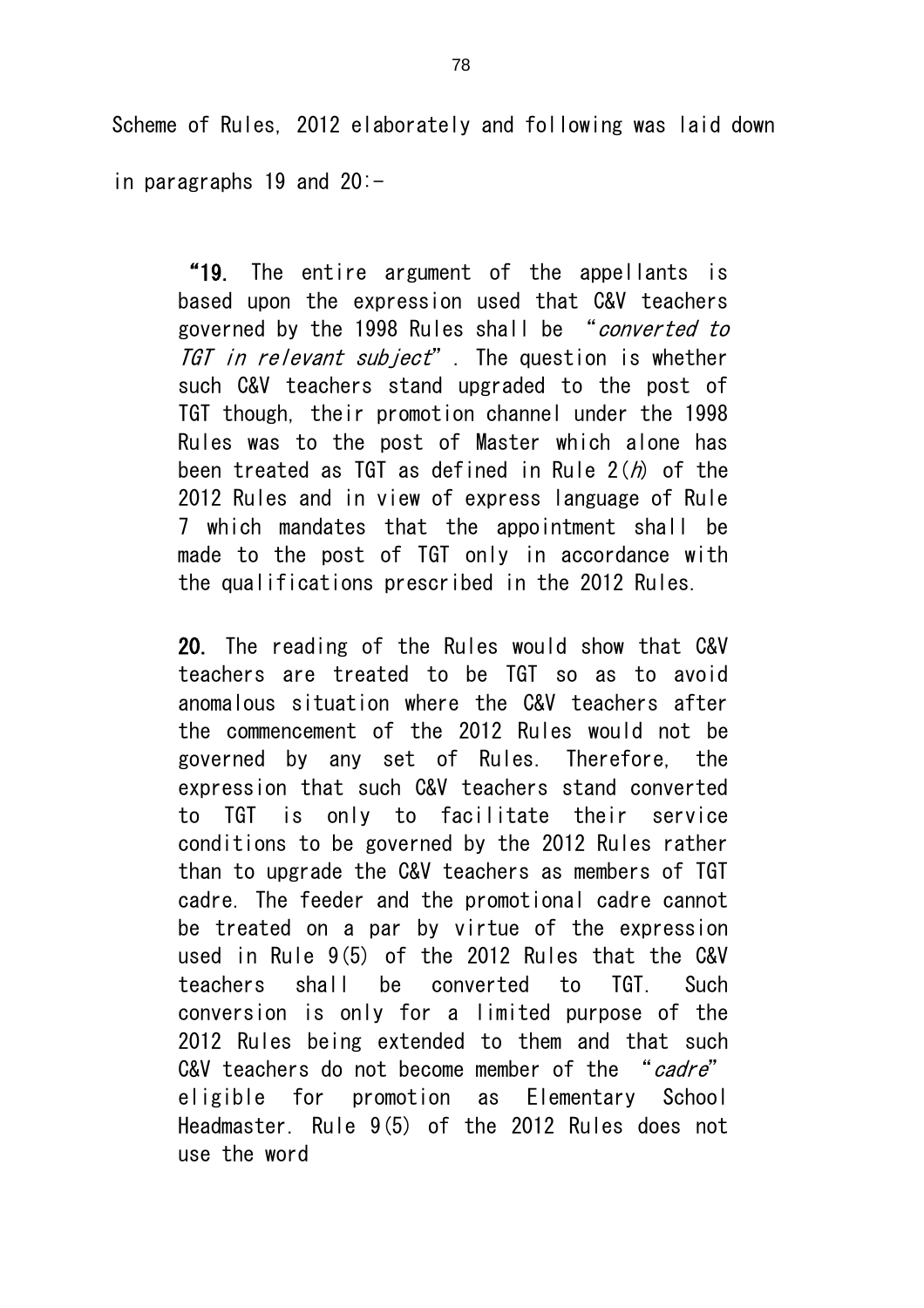Scheme of Rules, 2012 elaborately and following was laid down in paragraphs 19 and 20:-

> "**19.** The entire argument of the appellants is based upon the expression used that C&V teachers governed by the 1998 Rules shall be "*converted to TGT in relevant subject*". The question is whether such C&V teachers stand upgraded to the post of TGT though, their promotion channel under the 1998 Rules was to the post of Master which alone has been treated as TGT as defined in Rule 2(*h*) of the 2012 Rules and in view of express language of Rule 7 which mandates that the appointment shall be made to the post of TGT only in accordance with the qualifications prescribed in the 2012 Rules.
>
> **20.** The reading of the Rules would show that C&V teachers are treated to be TGT so as to avoid anomalous situation where the C&V teachers after the commencement of the 2012 Rules would not be governed by any set of Rules. Therefore, the expression that such C&V teachers stand converted to TGT is only to facilitate their service conditions to be governed by the 2012 Rules rather than to upgrade the C&V teachers as members of TGT cadre. The feeder and the promotional cadre cannot be treated on a par by virtue of the expression used in Rule 9(5) of the 2012 Rules that the C&V teachers shall be converted to TGT. Such conversion is only for a limited purpose of the 2012 Rules being extended to them and that such C&V teachers do not become member of the "*cadre*" eligible for promotion as Elementary School Headmaster. Rule 9(5) of the 2012 Rules does not use the word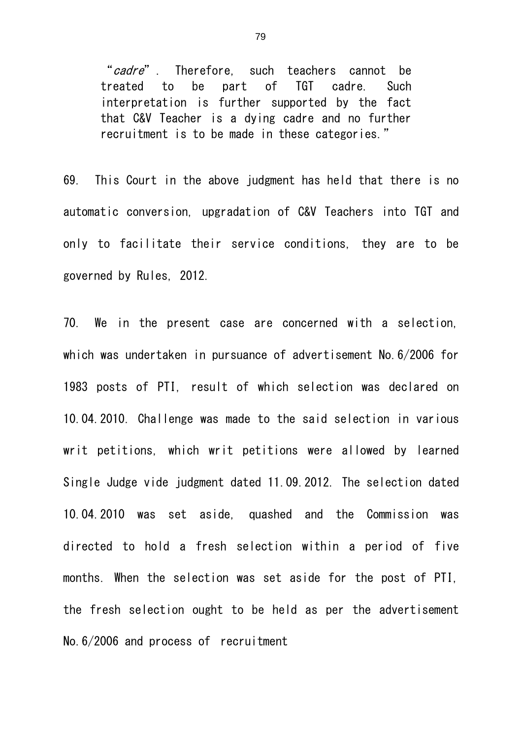> "*cadre*". Therefore, such teachers cannot be treated to be part of TGT cadre. Such interpretation is further supported by the fact that C&V Teacher is a dying cadre and no further recruitment is to be made in these categories."

69. This Court in the above judgment has held that there is no automatic conversion, upgradation of C&V Teachers into TGT and only to facilitate their service conditions, they are to be governed by Rules, 2012.

70. We in the present case are concerned with a selection, which was undertaken in pursuance of advertisement No.6/2006 for 1983 posts of PTI, result of which selection was declared on 10.04.2010. Challenge was made to the said selection in various writ petitions, which writ petitions were allowed by learned Single Judge vide judgment dated 11.09.2012. The selection dated 10.04.2010 was set aside, quashed and the Commission was directed to hold a fresh selection within a period of five months. When the selection was set aside for the post of PTI, the fresh selection ought to be held as per the advertisement No.6/2006 and process of recruitment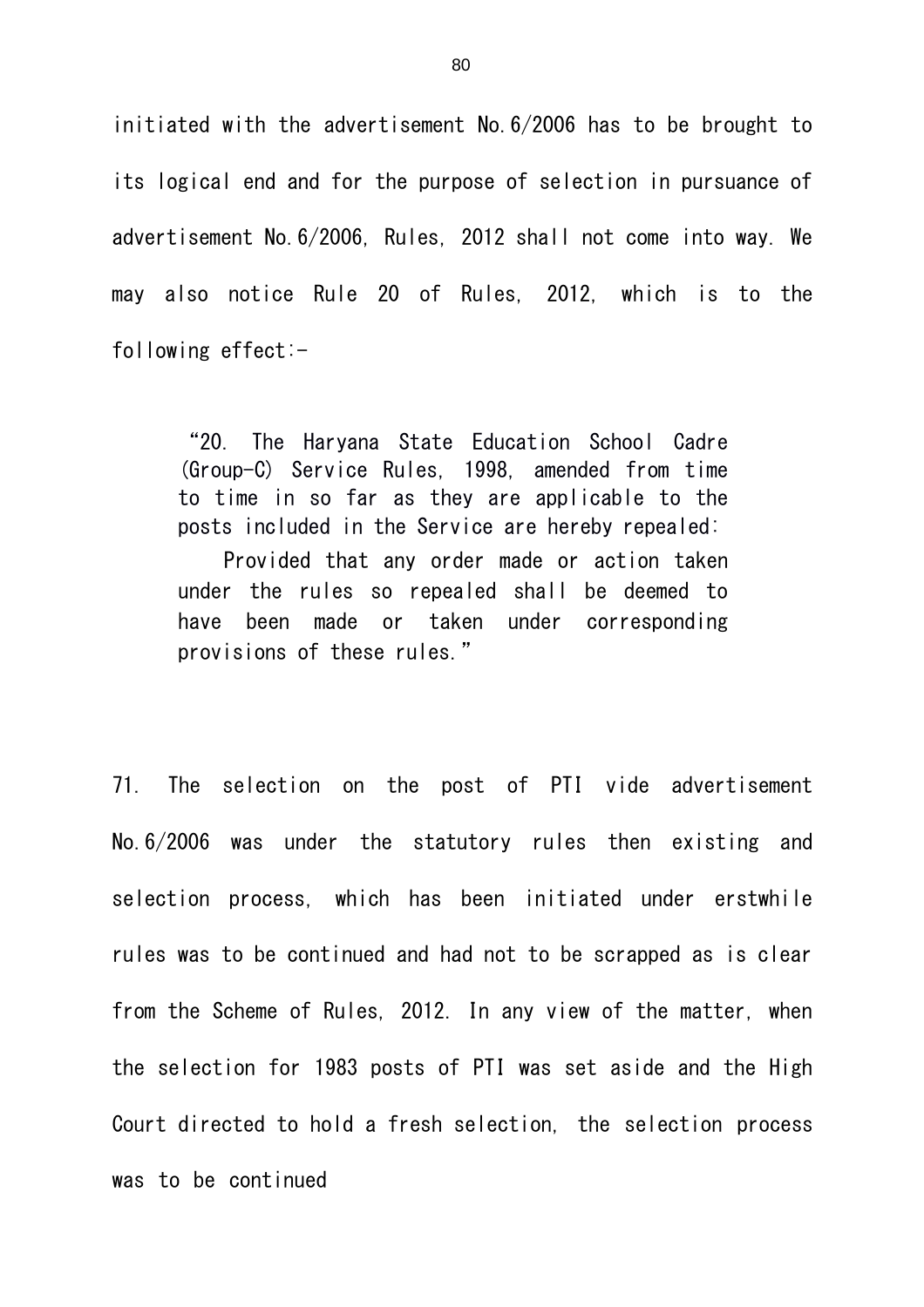initiated with the advertisement No.6/2006 has to be brought to its logical end and for the purpose of selection in pursuance of advertisement No.6/2006, Rules, 2012 shall not come into way. We may also notice Rule 20 of Rules, 2012, which is to the following effect:-

> "20. The Haryana State Education School Cadre (Group-C) Service Rules, 1998, amended from time to time in so far as they are applicable to the posts included in the Service are hereby repealed:
>
> Provided that any order made or action taken under the rules so repealed shall be deemed to have been made or taken under corresponding provisions of these rules."

71. The selection on the post of PTI vide advertisement No.6/2006 was under the statutory rules then existing and selection process, which has been initiated under erstwhile rules was to be continued and had not to be scrapped as is clear from the Scheme of Rules, 2012. In any view of the matter, when the selection for 1983 posts of PTI was set aside and the High Court directed to hold a fresh selection, the selection process was to be continued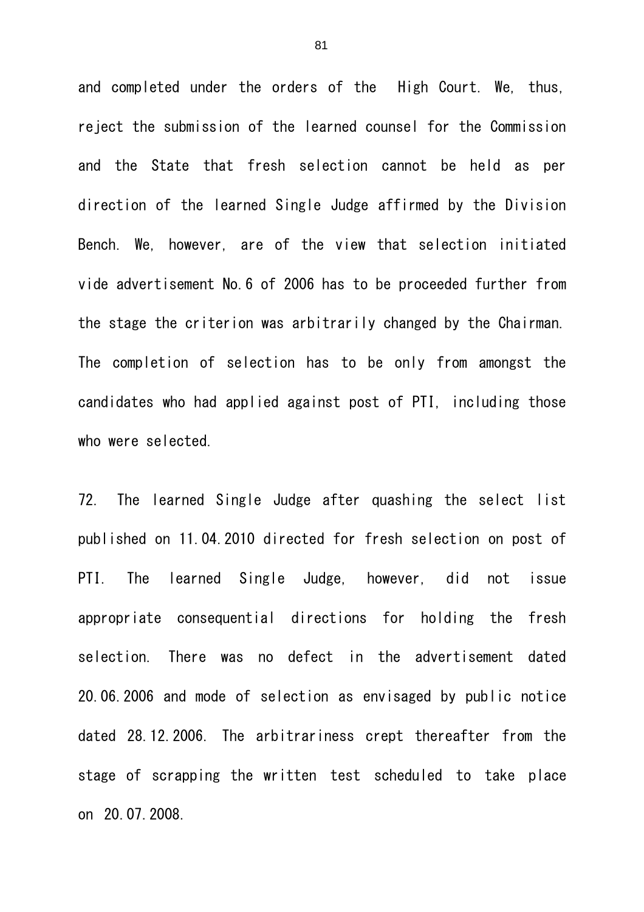and completed under the orders of the High Court. We, thus, reject the submission of the learned counsel for the Commission and the State that fresh selection cannot be held as per direction of the learned Single Judge affirmed by the Division Bench. We, however, are of the view that selection initiated vide advertisement No.6 of 2006 has to be proceeded further from the stage the criterion was arbitrarily changed by the Chairman. The completion of selection has to be only from amongst the candidates who had applied against post of PTI, including those who were selected.

72. The learned Single Judge after quashing the select list published on 11.04.2010 directed for fresh selection on post of PTI. The learned Single Judge, however, did not issue appropriate consequential directions for holding the fresh selection. There was no defect in the advertisement dated 20.06.2006 and mode of selection as envisaged by public notice dated 28.12.2006. The arbitrariness crept thereafter from the stage of scrapping the written test scheduled to take place on 20.07.2008.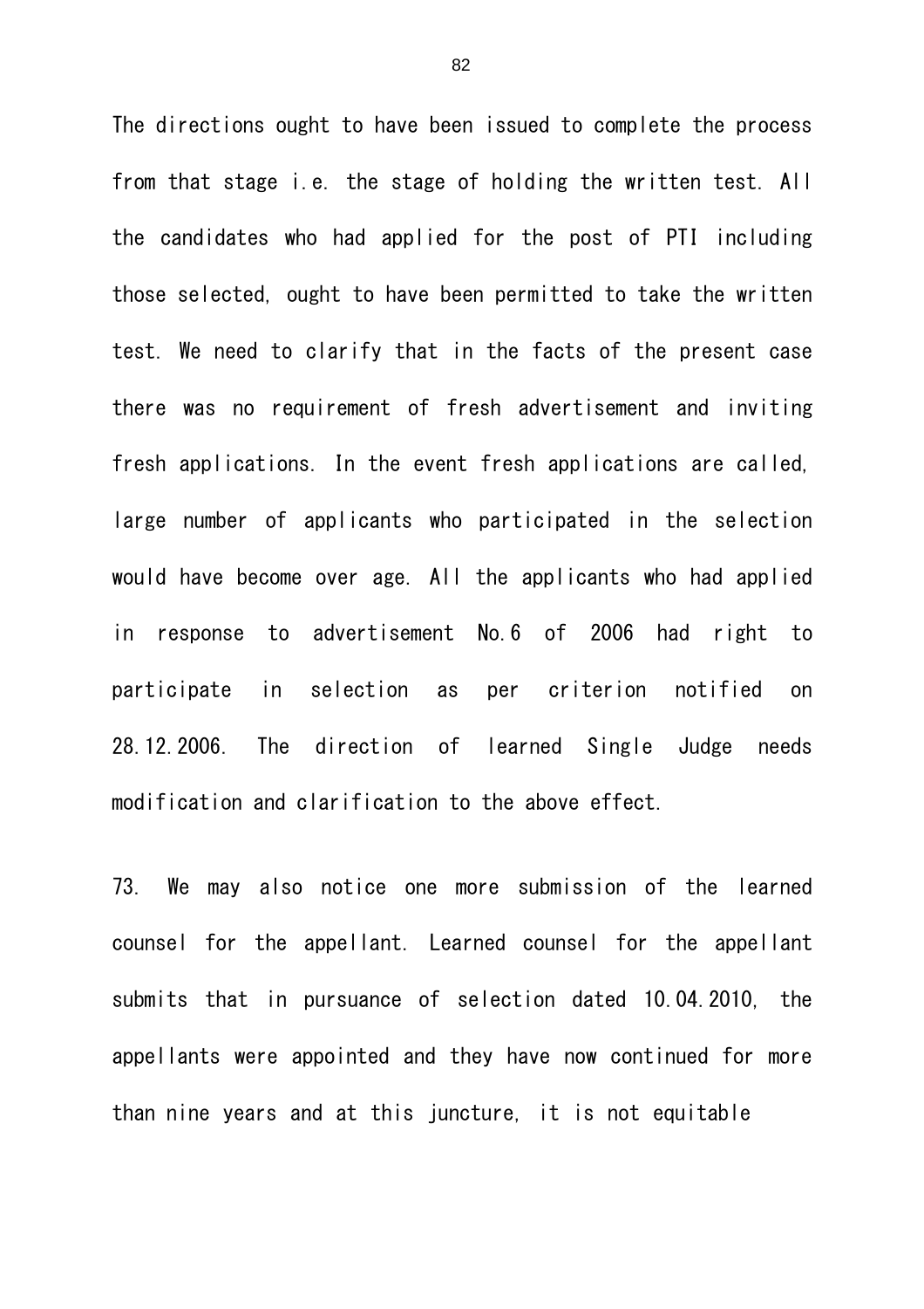The directions ought to have been issued to complete the process from that stage i.e. the stage of holding the written test. All the candidates who had applied for the post of PTI including those selected, ought to have been permitted to take the written test. We need to clarify that in the facts of the present case there was no requirement of fresh advertisement and inviting fresh applications. In the event fresh applications are called, large number of applicants who participated in the selection would have become over age. All the applicants who had applied in response to advertisement No.6 of 2006 had right to participate in selection as per criterion notified on 28.12.2006. The direction of learned Single Judge needs modification and clarification to the above effect.

73. We may also notice one more submission of the learned counsel for the appellant. Learned counsel for the appellant submits that in pursuance of selection dated 10.04.2010, the appellants were appointed and they have now continued for more than nine years and at this juncture, it is not equitable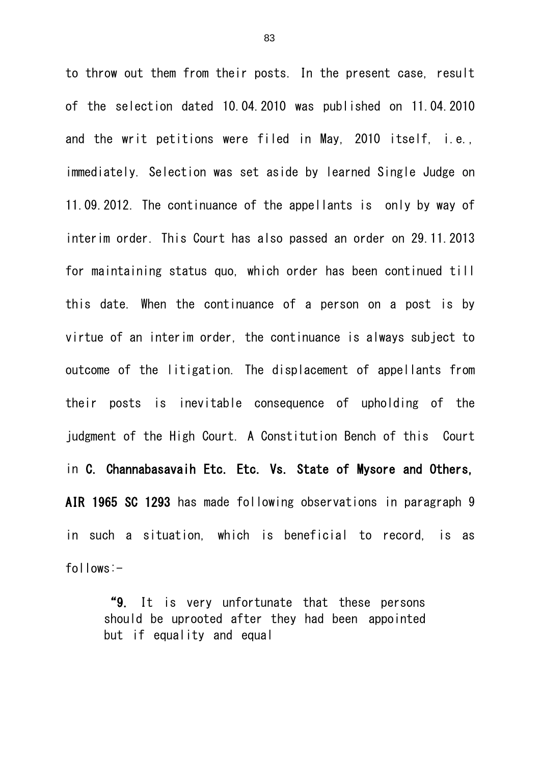to throw out them from their posts. In the present case, result of the selection dated 10.04.2010 was published on 11.04.2010 and the writ petitions were filed in May, 2010 itself, i.e., immediately. Selection was set aside by learned Single Judge on 11.09.2012. The continuance of the appellants is only by way of interim order. This Court has also passed an order on 29.11.2013 for maintaining status quo, which order has been continued till this date. When the continuance of a person on a post is by virtue of an interim order, the continuance is always subject to outcome of the litigation. The displacement of appellants from their posts is inevitable consequence of upholding of the judgment of the High Court. A Constitution Bench of this Court in **C. Channabasavaih Etc. Etc. Vs. State of Mysore and Others, AIR 1965 SC 1293** has made following observations in paragraph 9 in such a situation, which is beneficial to record, is as follows:-

> "**9.** It is very unfortunate that these persons should be uprooted after they had been appointed but if equality and equal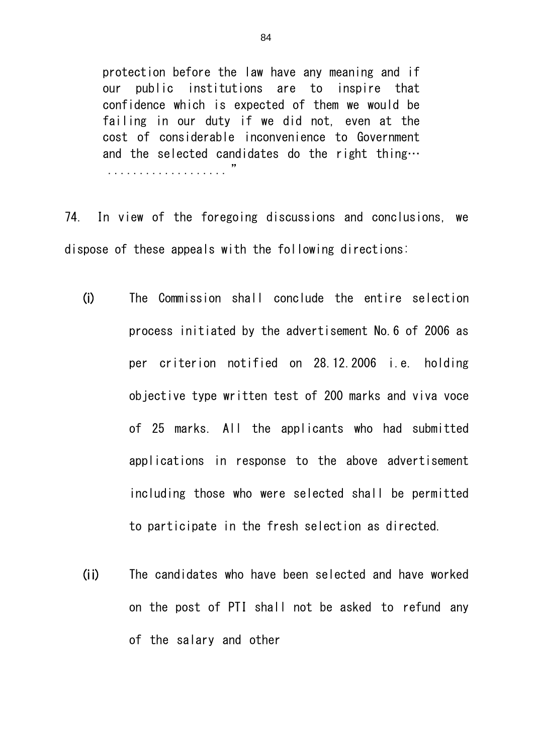> protection before the law have any meaning and if our public institutions are to inspire that confidence which is expected of them we would be failing in our duty if we did not, even at the cost of considerable inconvenience to Government and the selected candidates do the right thing… ...................”

74. In view of the foregoing discussions and conclusions, we dispose of these appeals with the following directions:

(i) The Commission shall conclude the entire selection process initiated by the advertisement No.6 of 2006 as per criterion notified on 28.12.2006 i.e. holding objective type written test of 200 marks and viva voce of 25 marks. All the applicants who had submitted applications in response to the above advertisement including those who were selected shall be permitted to participate in the fresh selection as directed.

(ii) The candidates who have been selected and have worked on the post of PTI shall not be asked to refund any of the salary and other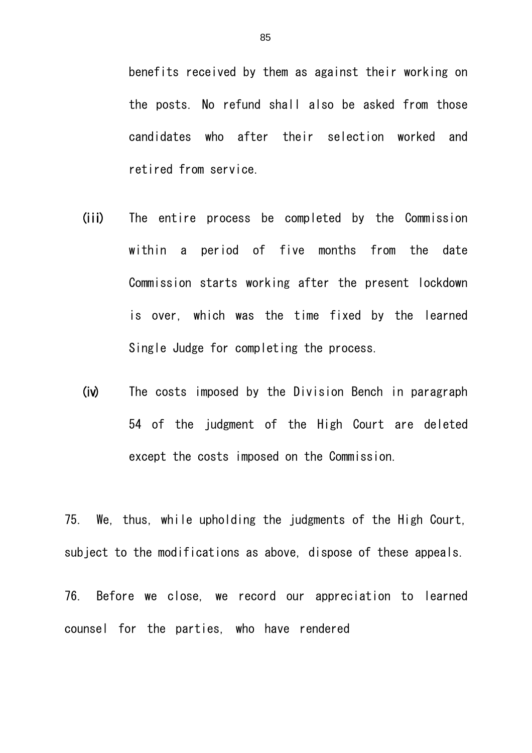benefits received by them as against their working on the posts. No refund shall also be asked from those candidates who after their selection worked and retired from service.

(iii) The entire process be completed by the Commission within a period of five months from the date Commission starts working after the present lockdown is over, which was the time fixed by the learned Single Judge for completing the process.

(iv) The costs imposed by the Division Bench in paragraph 54 of the judgment of the High Court are deleted except the costs imposed on the Commission.

75. We, thus, while upholding the judgments of the High Court, subject to the modifications as above, dispose of these appeals.

76. Before we close, we record our appreciation to learned counsel for the parties, who have rendered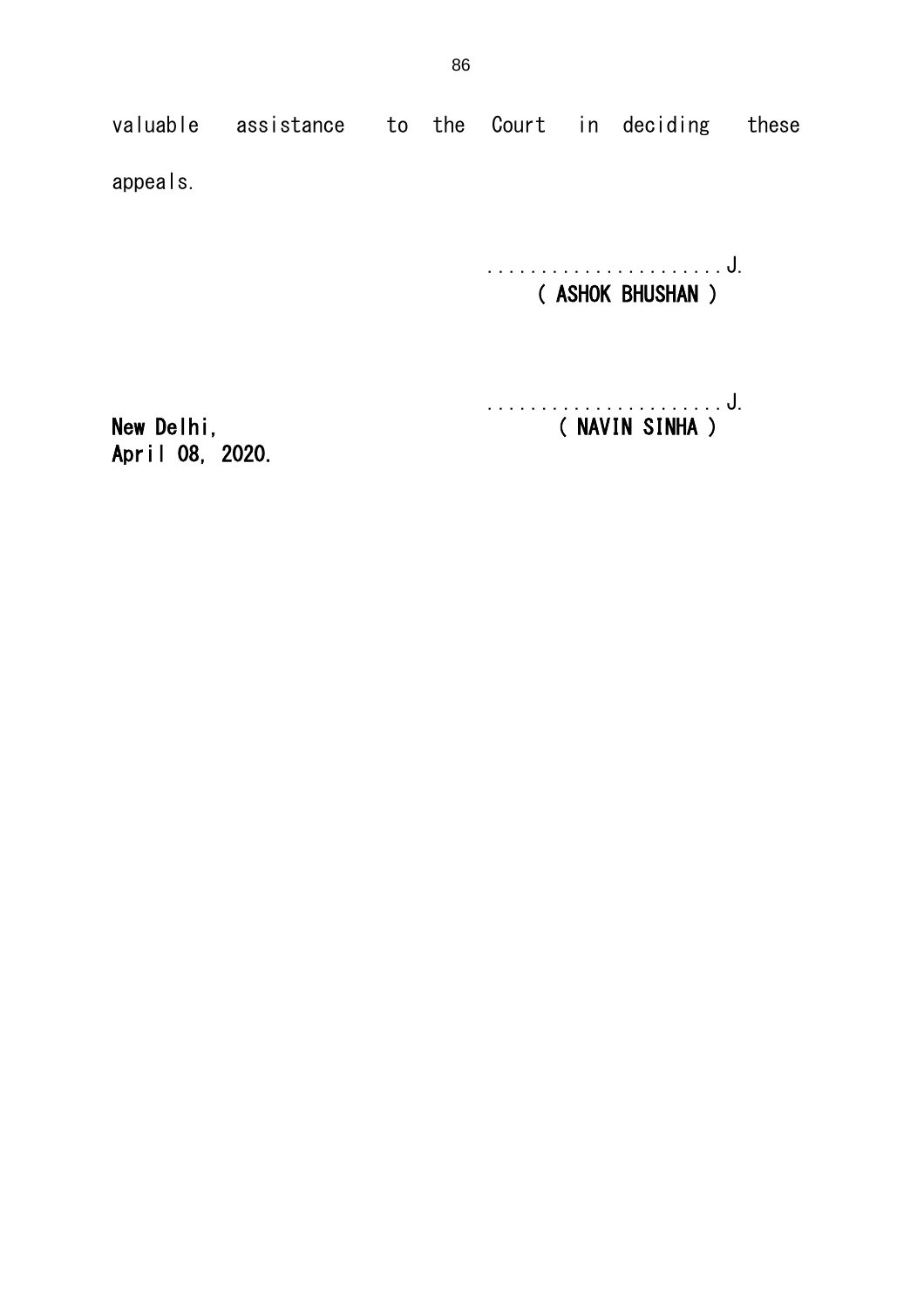valuable assistance to the Court in deciding these appeals.

.......................J.
**( ASHOK BHUSHAN )**

.......................J.
**( NAVIN SINHA )**

**New Delhi,**
**April 08, 2020.**